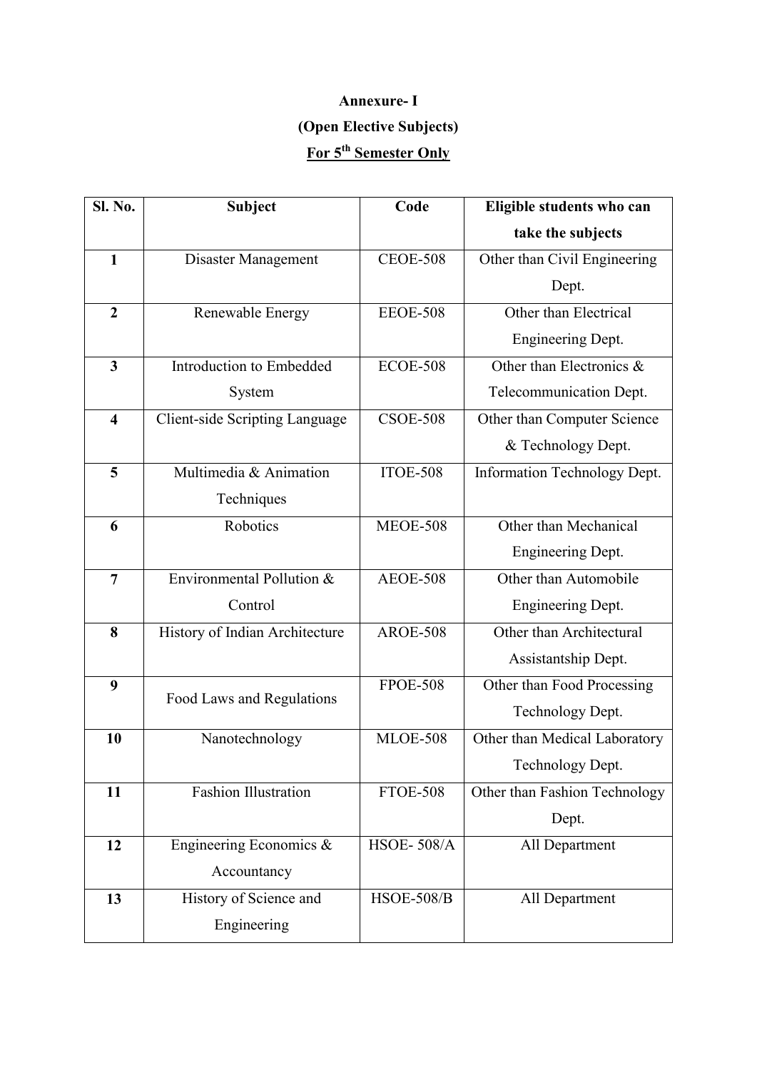**Annexure- I**

**(Open Elective Subjects)**

**For 5th Semester Only**

| Sl. No. | Subject | Code | Eligible students who can take the subjects |
|---|---|---|---|
| **1** | Disaster Management | CEOE-508 | Other than Civil Engineering Dept. |
| **2** | Renewable Energy | EEOE-508 | Other than Electrical Engineering Dept. |
| **3** | Introduction to Embedded System | ECOE-508 | Other than Electronics & Telecommunication Dept. |
| **4** | Client-side Scripting Language | CSOE-508 | Other than Computer Science & Technology Dept. |
| **5** | Multimedia & Animation Techniques | ITOE-508 | Information Technology Dept. |
| **6** | Robotics | MEOE-508 | Other than Mechanical Engineering Dept. |
| **7** | Environmental Pollution & Control | AEOE-508 | Other than Automobile Engineering Dept. |
| **8** | History of Indian Architecture | AROE-508 | Other than Architectural Assistantship Dept. |
| **9** | Food Laws and Regulations | FPOE-508 | Other than Food Processing Technology Dept. |
| **10** | Nanotechnology | MLOE-508 | Other than Medical Laboratory Technology Dept. |
| **11** | Fashion Illustration | FTOE-508 | Other than Fashion Technology Dept. |
| **12** | Engineering Economics & Accountancy | HSOE- 508/A | All Department |
| **13** | History of Science and Engineering | HSOE-508/B | All Department |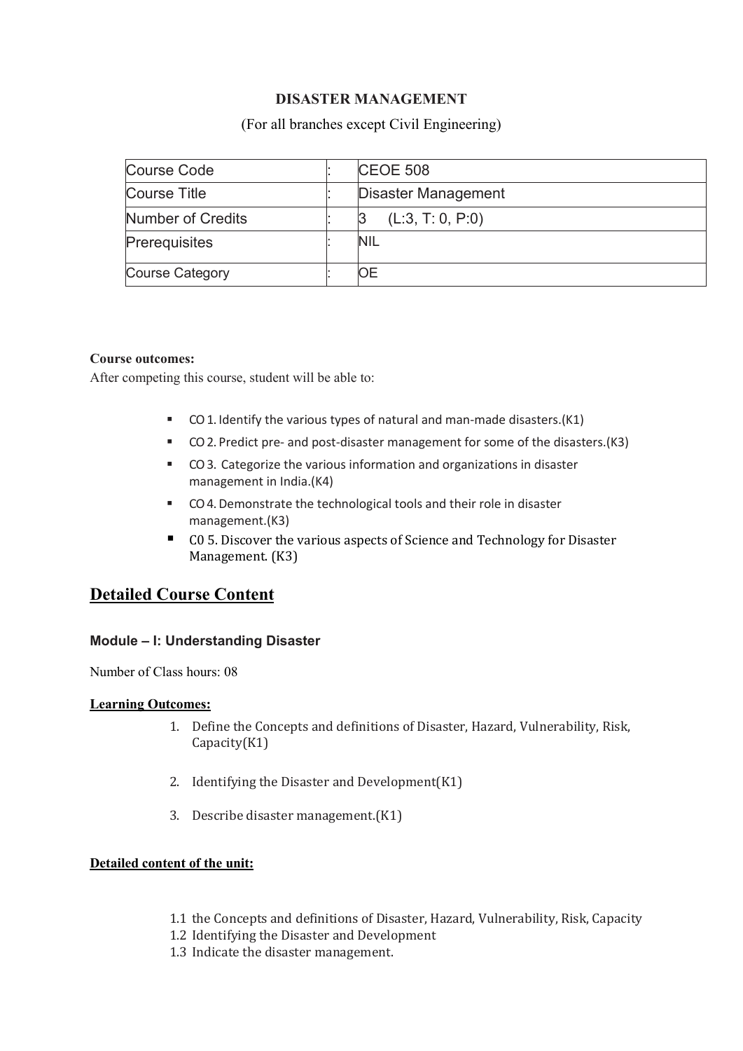**DISASTER MANAGEMENT**

(For all branches except Civil Engineering)

| | | |
|---|---|---|
| Course Code | : | CEOE 508 |
| Course Title | : | Disaster Management |
| Number of Credits | : | 3 (L:3, T: 0, P:0) |
| Prerequisites | : | NIL |
| Course Category | : | OE |

**Course outcomes:**

After competing this course, student will be able to:

- CO 1. Identify the various types of natural and man-made disasters.(K1)
- CO 2. Predict pre- and post-disaster management for some of the disasters.(K3)
- CO 3. Categorize the various information and organizations in disaster management in India.(K4)
- CO 4. Demonstrate the technological tools and their role in disaster management.(K3)
- C0 5. Discover the various aspects of Science and Technology for Disaster Management. (K3)

## Detailed Course Content

### Module – I: Understanding Disaster

Number of Class hours: 08

**Learning Outcomes:**

1. Define the Concepts and definitions of Disaster, Hazard, Vulnerability, Risk, Capacity(K1)
2. Identifying the Disaster and Development(K1)
3. Describe disaster management.(K1)

**Detailed content of the unit:**

1.1 the Concepts and definitions of Disaster, Hazard, Vulnerability, Risk, Capacity
1.2 Identifying the Disaster and Development
1.3 Indicate the disaster management.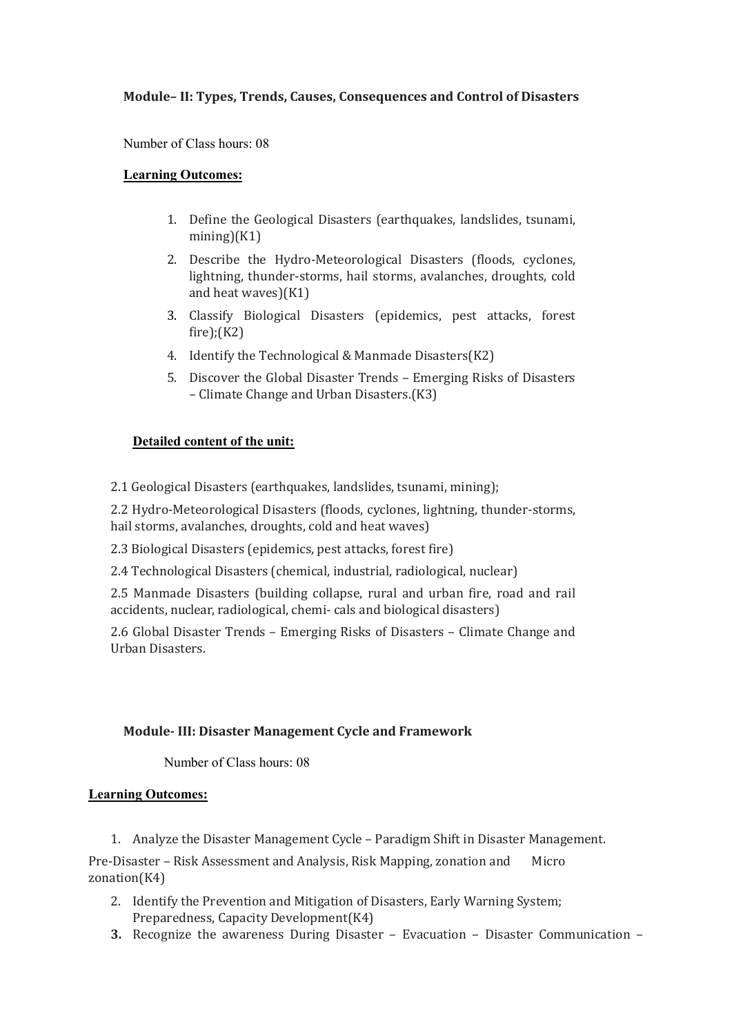**Module– II: Types, Trends, Causes, Consequences and Control of Disasters**

Number of Class hours: 08

**Learning Outcomes:**

1. Define the Geological Disasters (earthquakes, landslides, tsunami, mining)(K1)
2. Describe the Hydro-Meteorological Disasters (floods, cyclones, lightning, thunder-storms, hail storms, avalanches, droughts, cold and heat waves)(K1)
3. Classify Biological Disasters (epidemics, pest attacks, forest fire);(K2)
4. Identify the Technological & Manmade Disasters(K2)
5. Discover the Global Disaster Trends – Emerging Risks of Disasters – Climate Change and Urban Disasters.(K3)

**Detailed content of the unit:**

2.1 Geological Disasters (earthquakes, landslides, tsunami, mining);

2.2 Hydro-Meteorological Disasters (floods, cyclones, lightning, thunder-storms, hail storms, avalanches, droughts, cold and heat waves)

2.3 Biological Disasters (epidemics, pest attacks, forest fire)

2.4 Technological Disasters (chemical, industrial, radiological, nuclear)

2.5 Manmade Disasters (building collapse, rural and urban fire, road and rail accidents, nuclear, radiological, chemi- cals and biological disasters)

2.6 Global Disaster Trends – Emerging Risks of Disasters – Climate Change and Urban Disasters.

**Module- III: Disaster Management Cycle and Framework**

Number of Class hours: 08

**Learning Outcomes:**

1. Analyze the Disaster Management Cycle – Paradigm Shift in Disaster Management.

Pre-Disaster – Risk Assessment and Analysis, Risk Mapping, zonation and Micro zonation(K4)

2. Identify the Prevention and Mitigation of Disasters, Early Warning System; Preparedness, Capacity Development(K4)
3. Recognize the awareness During Disaster – Evacuation – Disaster Communication –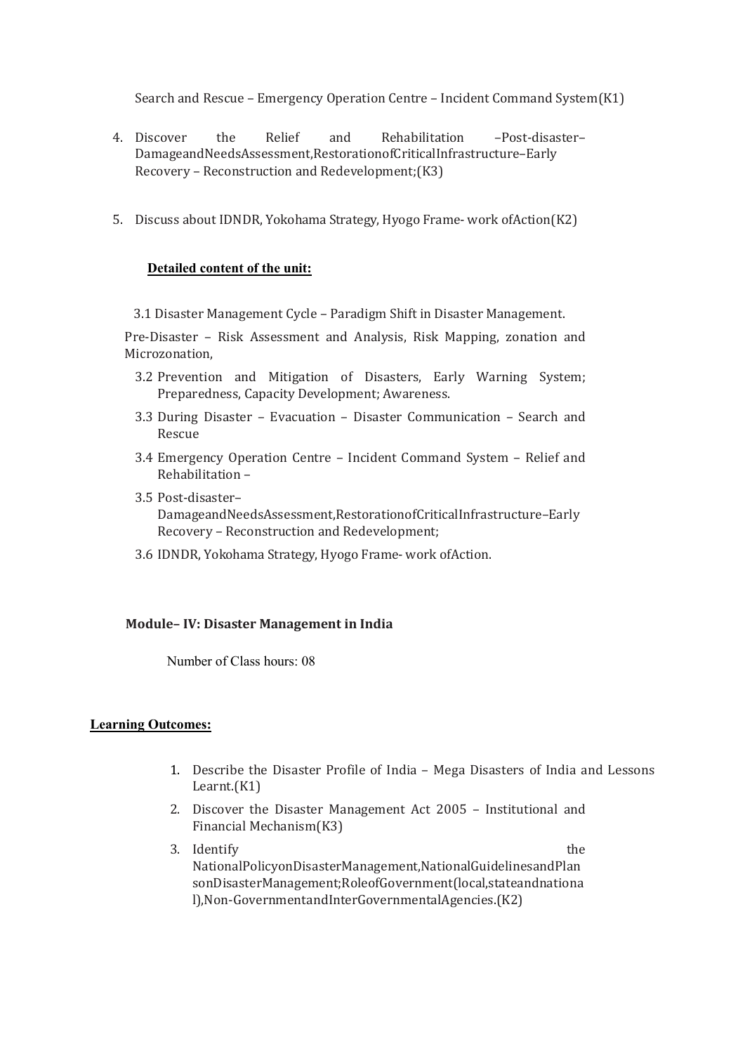Search and Rescue – Emergency Operation Centre – Incident Command System(K1)

4. Discover the Relief and Rehabilitation –Post-disaster– DamageandNeedsAssessment,RestorationofCriticalInfrastructure–Early Recovery – Reconstruction and Redevelopment;(K3)

5. Discuss about IDNDR, Yokohama Strategy, Hyogo Frame- work ofAction(K2)

**Detailed content of the unit:**

3.1 Disaster Management Cycle – Paradigm Shift in Disaster Management.

Pre-Disaster – Risk Assessment and Analysis, Risk Mapping, zonation and Microzonation,

3.2 Prevention and Mitigation of Disasters, Early Warning System; Preparedness, Capacity Development; Awareness.

3.3 During Disaster – Evacuation – Disaster Communication – Search and Rescue

3.4 Emergency Operation Centre – Incident Command System – Relief and Rehabilitation –

3.5 Post-disaster– DamageandNeedsAssessment,RestorationofCriticalInfrastructure–Early Recovery – Reconstruction and Redevelopment;

3.6 IDNDR, Yokohama Strategy, Hyogo Frame- work ofAction.

**Module– IV: Disaster Management in India**

Number of Class hours: 08

**Learning Outcomes:**

1. Describe the Disaster Profile of India – Mega Disasters of India and Lessons Learnt.(K1)
2. Discover the Disaster Management Act 2005 – Institutional and Financial Mechanism(K3)
3. Identify the NationalPolicyonDisasterManagement,NationalGuidelinesandPlansonDisasterManagement;RoleofGovernment(local,stateandnational),Non-GovernmentandInterGovernmentalAgencies.(K2)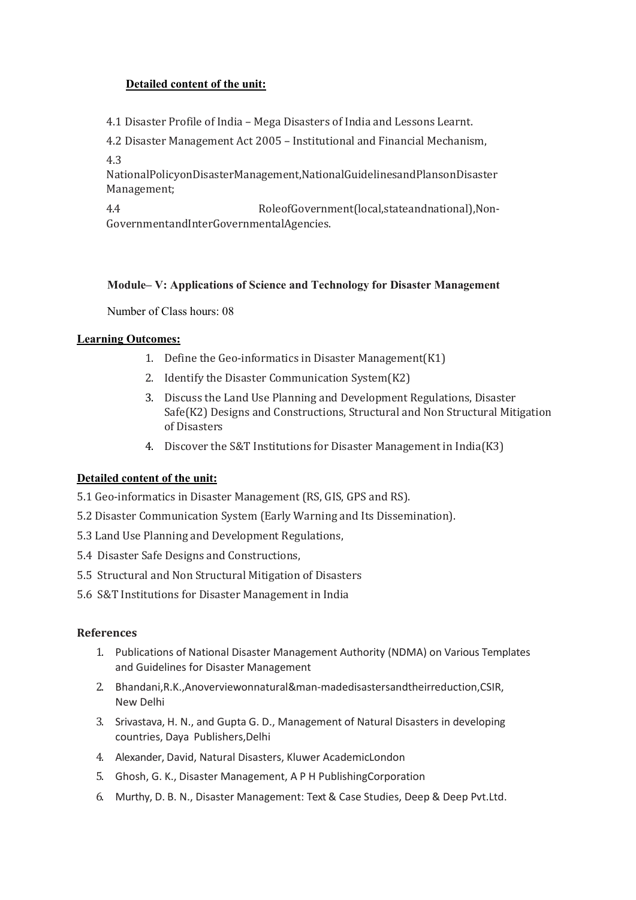**Detailed content of the unit:**

4.1 Disaster Profile of India – Mega Disasters of India and Lessons Learnt.

4.2 Disaster Management Act 2005 – Institutional and Financial Mechanism,

4.3 NationalPolicyonDisasterManagement,NationalGuidelinesandPlansonDisaster Management;

4.4 RoleofGovernment(local,stateandnational),Non-GovernmentandInterGovernmentalAgencies.

### Module– V: Applications of Science and Technology for Disaster Management

Number of Class hours: 08

**Learning Outcomes:**

1. Define the Geo-informatics in Disaster Management(K1)
2. Identify the Disaster Communication System(K2)
3. Discuss the Land Use Planning and Development Regulations, Disaster Safe(K2) Designs and Constructions, Structural and Non Structural Mitigation of Disasters
4. Discover the S&T Institutions for Disaster Management in India(K3)

**Detailed content of the unit:**

5.1 Geo-informatics in Disaster Management (RS, GIS, GPS and RS).

5.2 Disaster Communication System (Early Warning and Its Dissemination).

5.3 Land Use Planning and Development Regulations,

5.4 Disaster Safe Designs and Constructions,

5.5 Structural and Non Structural Mitigation of Disasters

5.6 S&T Institutions for Disaster Management in India

**References**

1. Publications of National Disaster Management Authority (NDMA) on Various Templates and Guidelines for Disaster Management
2. Bhandani,R.K.,Anoverviewonnatural&man-madedisastersandtheirreduction,CSIR, New Delhi
3. Srivastava, H. N., and Gupta G. D., Management of Natural Disasters in developing countries, Daya Publishers,Delhi
4. Alexander, David, Natural Disasters, Kluwer AcademicLondon
5. Ghosh, G. K., Disaster Management, A P H PublishingCorporation
6. Murthy, D. B. N., Disaster Management: Text & Case Studies, Deep & Deep Pvt.Ltd.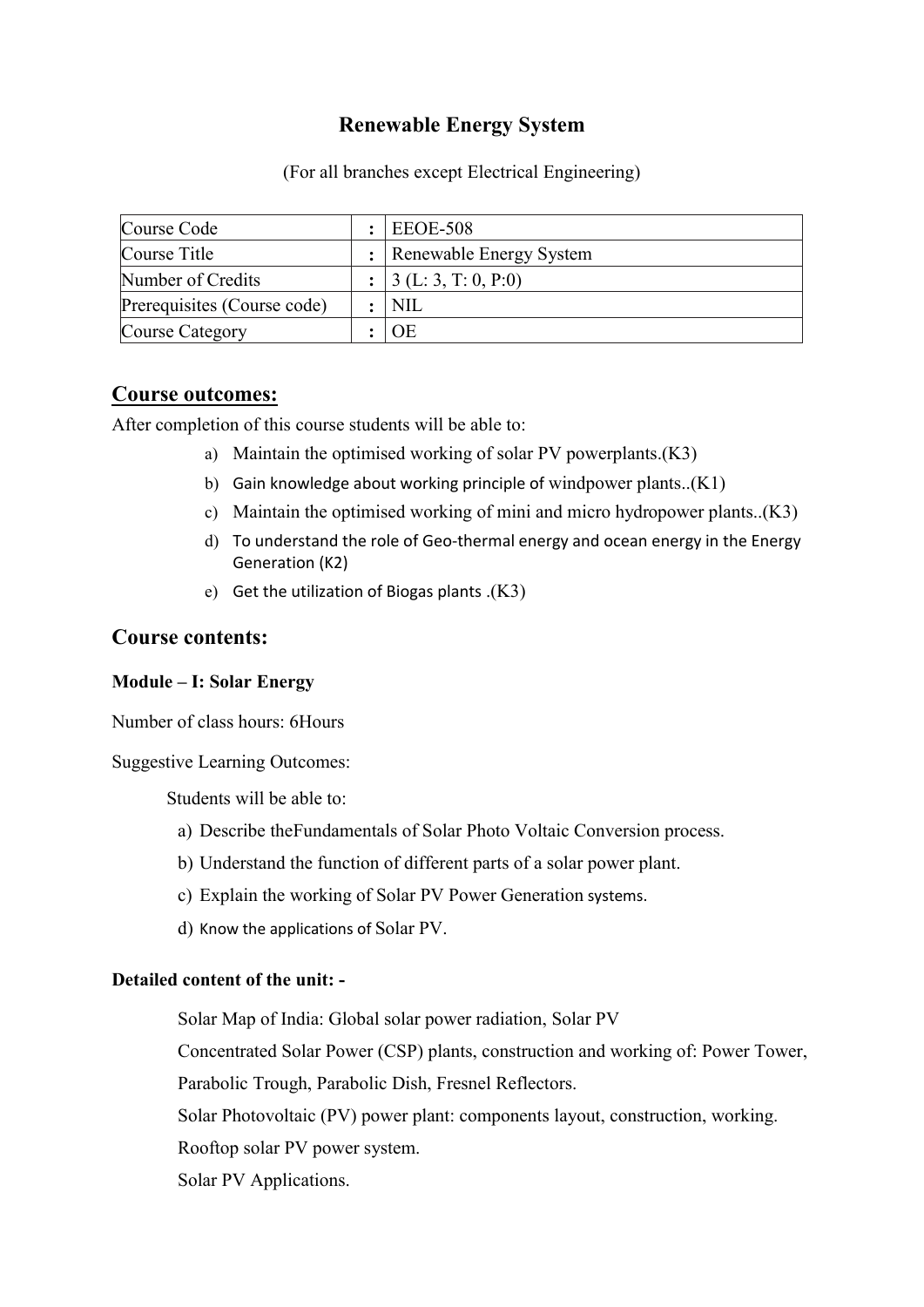## Renewable Energy System

(For all branches except Electrical Engineering)

| Course Code | : | EEOE-508 |
|---|---|---|
| Course Title | : | Renewable Energy System |
| Number of Credits | : | 3 (L: 3, T: 0, P:0) |
| Prerequisites (Course code) | : | NIL |
| Course Category | : | OE |

## Course outcomes:

After completion of this course students will be able to:

a) Maintain the optimised working of solar PV powerplants.(K3)
b) Gain knowledge about working principle of windpower plants..(K1)
c) Maintain the optimised working of mini and micro hydropower plants..(K3)
d) To understand the role of Geo-thermal energy and ocean energy in the Energy Generation (K2)
e) Get the utilization of Biogas plants .(K3)

## Course contents:

### Module – I: Solar Energy

Number of class hours: 6Hours

Suggestive Learning Outcomes:

Students will be able to:

a) Describe theFundamentals of Solar Photo Voltaic Conversion process.
b) Understand the function of different parts of a solar power plant.
c) Explain the working of Solar PV Power Generation systems.
d) Know the applications of Solar PV.

**Detailed content of the unit: -**

Solar Map of India: Global solar power radiation, Solar PV

Concentrated Solar Power (CSP) plants, construction and working of: Power Tower, Parabolic Trough, Parabolic Dish, Fresnel Reflectors.

Solar Photovoltaic (PV) power plant: components layout, construction, working.

Rooftop solar PV power system.

Solar PV Applications.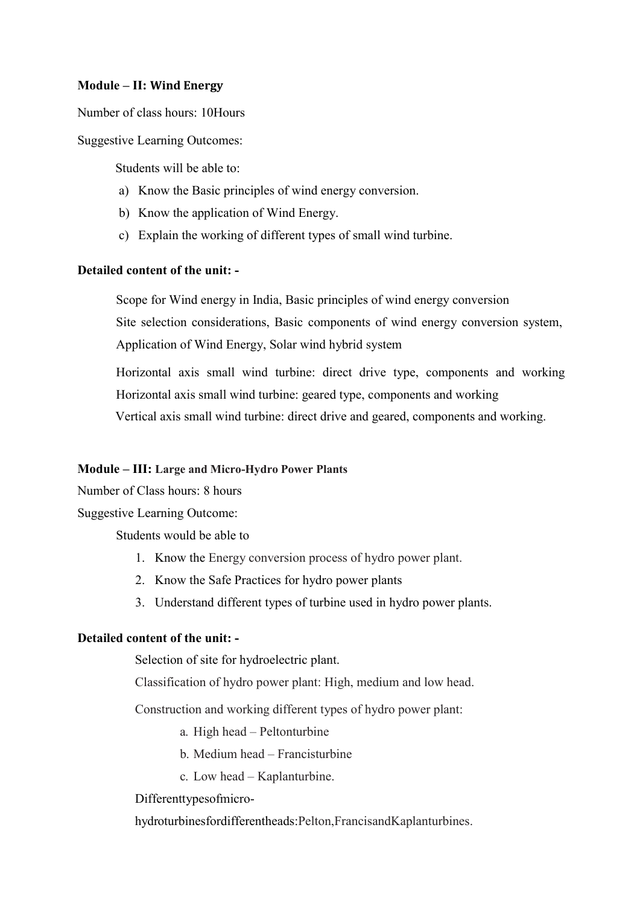**Module – II: Wind Energy**

Number of class hours: 10Hours

Suggestive Learning Outcomes:

Students will be able to:

a) Know the Basic principles of wind energy conversion.
b) Know the application of Wind Energy.
c) Explain the working of different types of small wind turbine.

**Detailed content of the unit: -**

Scope for Wind energy in India, Basic principles of wind energy conversion

Site selection considerations, Basic components of wind energy conversion system, Application of Wind Energy, Solar wind hybrid system

Horizontal axis small wind turbine: direct drive type, components and working

Horizontal axis small wind turbine: geared type, components and working

Vertical axis small wind turbine: direct drive and geared, components and working.

**Module – III: Large and Micro-Hydro Power Plants**

Number of Class hours: 8 hours

Suggestive Learning Outcome:

Students would be able to

1. Know the Energy conversion process of hydro power plant.
2. Know the Safe Practices for hydro power plants
3. Understand different types of turbine used in hydro power plants.

**Detailed content of the unit: -**

Selection of site for hydroelectric plant.

Classification of hydro power plant: High, medium and low head.

Construction and working different types of hydro power plant:

a. High head – Peltonturbine
b. Medium head – Francisturbine
c. Low head – Kaplanturbine.

Differenttypesofmicro-hydroturbinesfordifferentheads:Pelton,FrancisandKaplanturbines.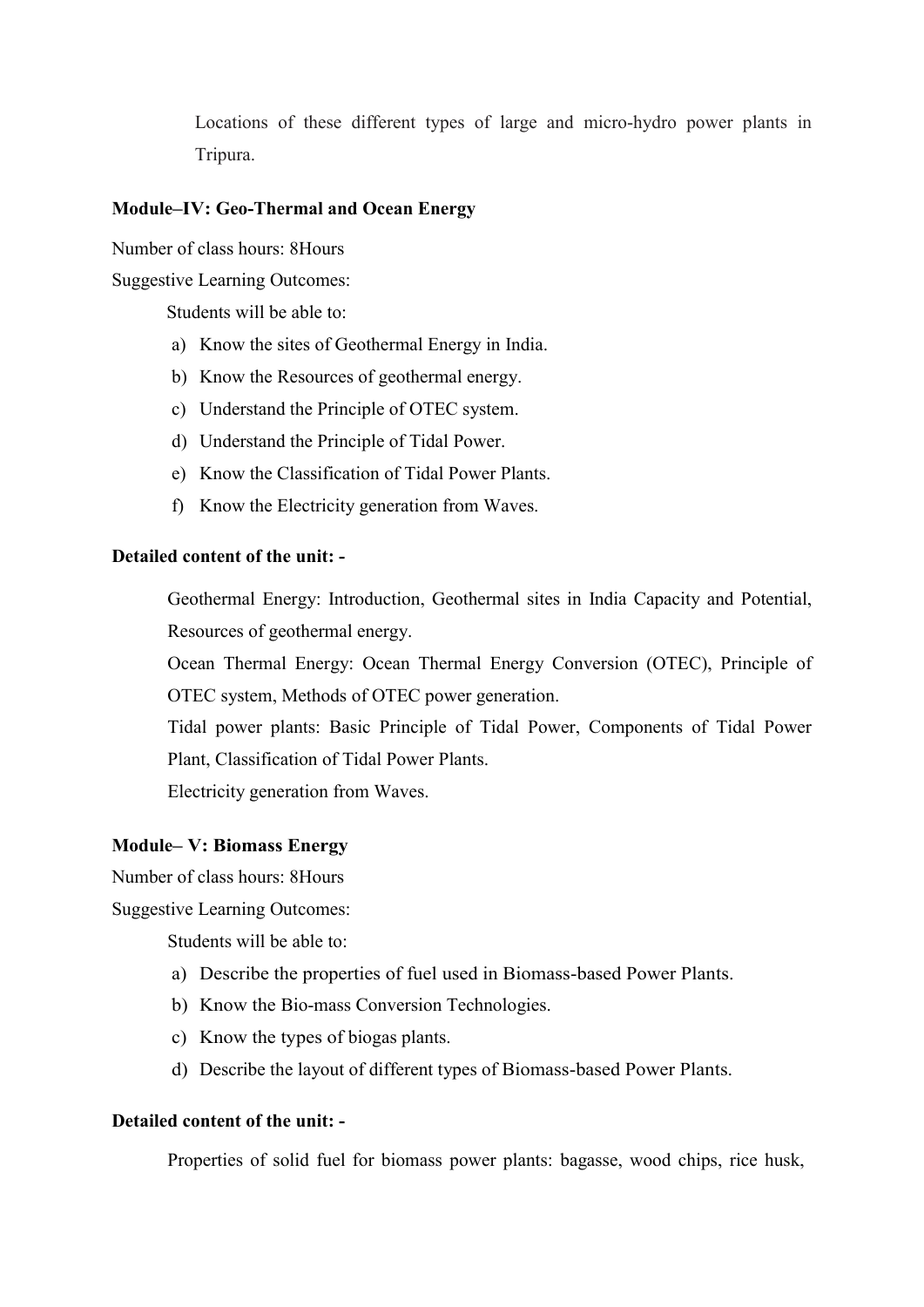Locations of these different types of large and micro-hydro power plants in Tripura.

**Module–IV: Geo-Thermal and Ocean Energy**

Number of class hours: 8Hours

Suggestive Learning Outcomes:

Students will be able to:

a) Know the sites of Geothermal Energy in India.
b) Know the Resources of geothermal energy.
c) Understand the Principle of OTEC system.
d) Understand the Principle of Tidal Power.
e) Know the Classification of Tidal Power Plants.
f) Know the Electricity generation from Waves.

**Detailed content of the unit: -**

Geothermal Energy: Introduction, Geothermal sites in India Capacity and Potential, Resources of geothermal energy.

Ocean Thermal Energy: Ocean Thermal Energy Conversion (OTEC), Principle of OTEC system, Methods of OTEC power generation.

Tidal power plants: Basic Principle of Tidal Power, Components of Tidal Power Plant, Classification of Tidal Power Plants.

Electricity generation from Waves.

**Module– V: Biomass Energy**

Number of class hours: 8Hours

Suggestive Learning Outcomes:

Students will be able to:

a) Describe the properties of fuel used in Biomass-based Power Plants.
b) Know the Bio-mass Conversion Technologies.
c) Know the types of biogas plants.
d) Describe the layout of different types of Biomass-based Power Plants.

**Detailed content of the unit: -**

Properties of solid fuel for biomass power plants: bagasse, wood chips, rice husk,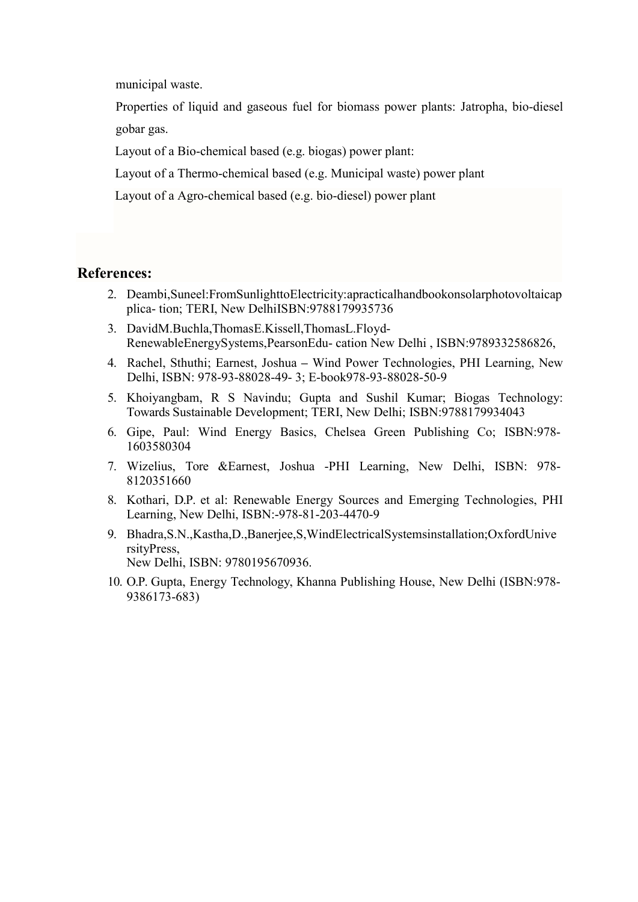municipal waste.

Properties of liquid and gaseous fuel for biomass power plants: Jatropha, bio-diesel gobar gas.

Layout of a Bio-chemical based (e.g. biogas) power plant:

Layout of a Thermo-chemical based (e.g. Municipal waste) power plant

Layout of a Agro-chemical based (e.g. bio-diesel) power plant

## References:

2. Deambi,Suneel:FromSunlighttoElectricity:apracticalhandbookonsolarphotovoltaicapplica- tion; TERI, New DelhiISBN:9788179935736
3. DavidM.Buchla,ThomasE.Kissell,ThomasL.Floyd-RenewableEnergySystems,PearsonEdu- cation New Delhi , ISBN:9789332586826,
4. Rachel, Sthuthi; Earnest, Joshua – Wind Power Technologies, PHI Learning, New Delhi, ISBN: 978-93-88028-49- 3; E-book978-93-88028-50-9
5. Khoiyangbam, R S Navindu; Gupta and Sushil Kumar; Biogas Technology: Towards Sustainable Development; TERI, New Delhi; ISBN:9788179934043
6. Gipe, Paul: Wind Energy Basics, Chelsea Green Publishing Co; ISBN:978-1603580304
7. Wizelius, Tore &Earnest, Joshua -PHI Learning, New Delhi, ISBN: 978-8120351660
8. Kothari, D.P. et al: Renewable Energy Sources and Emerging Technologies, PHI Learning, New Delhi, ISBN:-978-81-203-4470-9
9. Bhadra,S.N.,Kastha,D.,Banerjee,S,WindElectricalSystemsinstallation;OxfordUniversityPress,
   New Delhi, ISBN: 9780195670936.
10. O.P. Gupta, Energy Technology, Khanna Publishing House, New Delhi (ISBN:978-9386173-683)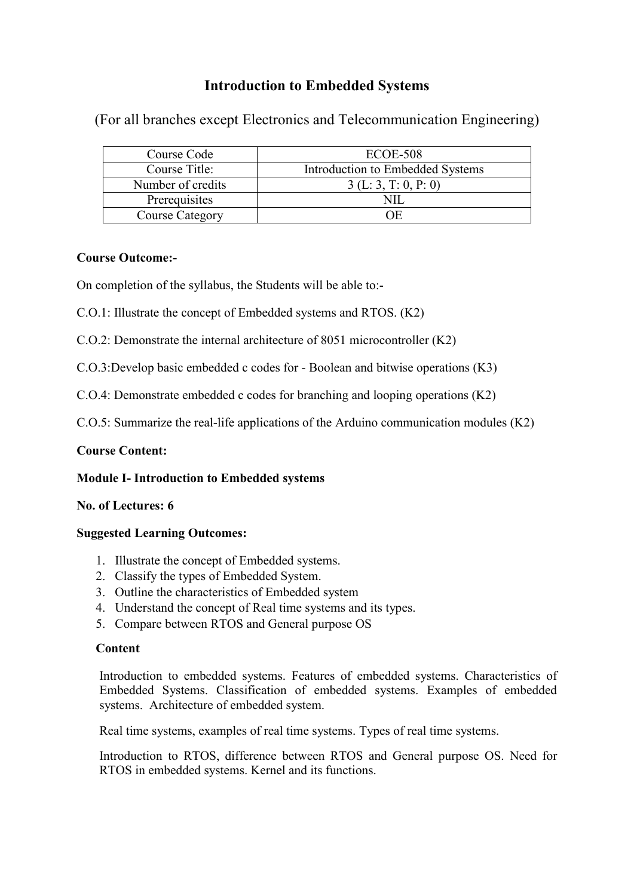# Introduction to Embedded Systems

(For all branches except Electronics and Telecommunication Engineering)

| Course Code | ECOE-508 |
|---|---|
| Course Title: | Introduction to Embedded Systems |
| Number of credits | 3 (L: 3, T: 0, P: 0) |
| Prerequisites | NIL |
| Course Category | OE |

**Course Outcome:-**

On completion of the syllabus, the Students will be able to:-

C.O.1: Illustrate the concept of Embedded systems and RTOS. (K2)

C.O.2: Demonstrate the internal architecture of 8051 microcontroller (K2)

C.O.3:Develop basic embedded c codes for - Boolean and bitwise operations (K3)

C.O.4: Demonstrate embedded c codes for branching and looping operations (K2)

C.O.5: Summarize the real-life applications of the Arduino communication modules (K2)

**Course Content:**

**Module I- Introduction to Embedded systems**

**No. of Lectures: 6**

**Suggested Learning Outcomes:**

1. Illustrate the concept of Embedded systems.
2. Classify the types of Embedded System.
3. Outline the characteristics of Embedded system
4. Understand the concept of Real time systems and its types.
5. Compare between RTOS and General purpose OS

**Content**

Introduction to embedded systems. Features of embedded systems. Characteristics of Embedded Systems. Classification of embedded systems. Examples of embedded systems. Architecture of embedded system.

Real time systems, examples of real time systems. Types of real time systems.

Introduction to RTOS, difference between RTOS and General purpose OS. Need for RTOS in embedded systems. Kernel and its functions.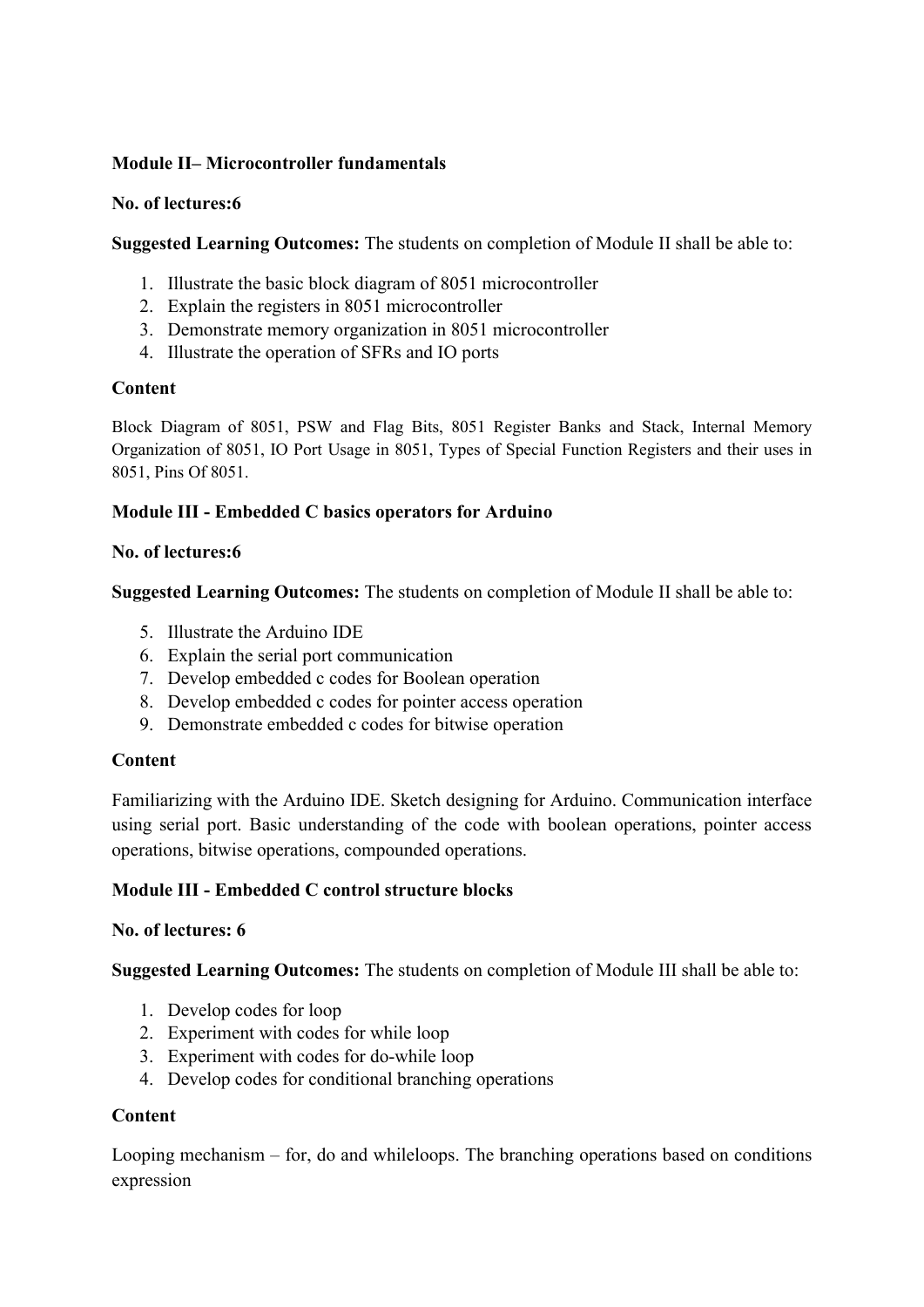**Module II– Microcontroller fundamentals**

**No. of lectures:6**

**Suggested Learning Outcomes:** The students on completion of Module II shall be able to:

1. Illustrate the basic block diagram of 8051 microcontroller
2. Explain the registers in 8051 microcontroller
3. Demonstrate memory organization in 8051 microcontroller
4. Illustrate the operation of SFRs and IO ports

**Content**

Block Diagram of 8051, PSW and Flag Bits, 8051 Register Banks and Stack, Internal Memory Organization of 8051, IO Port Usage in 8051, Types of Special Function Registers and their uses in 8051, Pins Of 8051.

**Module III - Embedded C basics operators for Arduino**

**No. of lectures:6**

**Suggested Learning Outcomes:** The students on completion of Module II shall be able to:

5. Illustrate the Arduino IDE
6. Explain the serial port communication
7. Develop embedded c codes for Boolean operation
8. Develop embedded c codes for pointer access operation
9. Demonstrate embedded c codes for bitwise operation

**Content**

Familiarizing with the Arduino IDE. Sketch designing for Arduino. Communication interface using serial port. Basic understanding of the code with boolean operations, pointer access operations, bitwise operations, compounded operations.

**Module III - Embedded C control structure blocks**

**No. of lectures: 6**

**Suggested Learning Outcomes:** The students on completion of Module III shall be able to:

1. Develop codes for loop
2. Experiment with codes for while loop
3. Experiment with codes for do-while loop
4. Develop codes for conditional branching operations

**Content**

Looping mechanism – for, do and whileloops. The branching operations based on conditions expression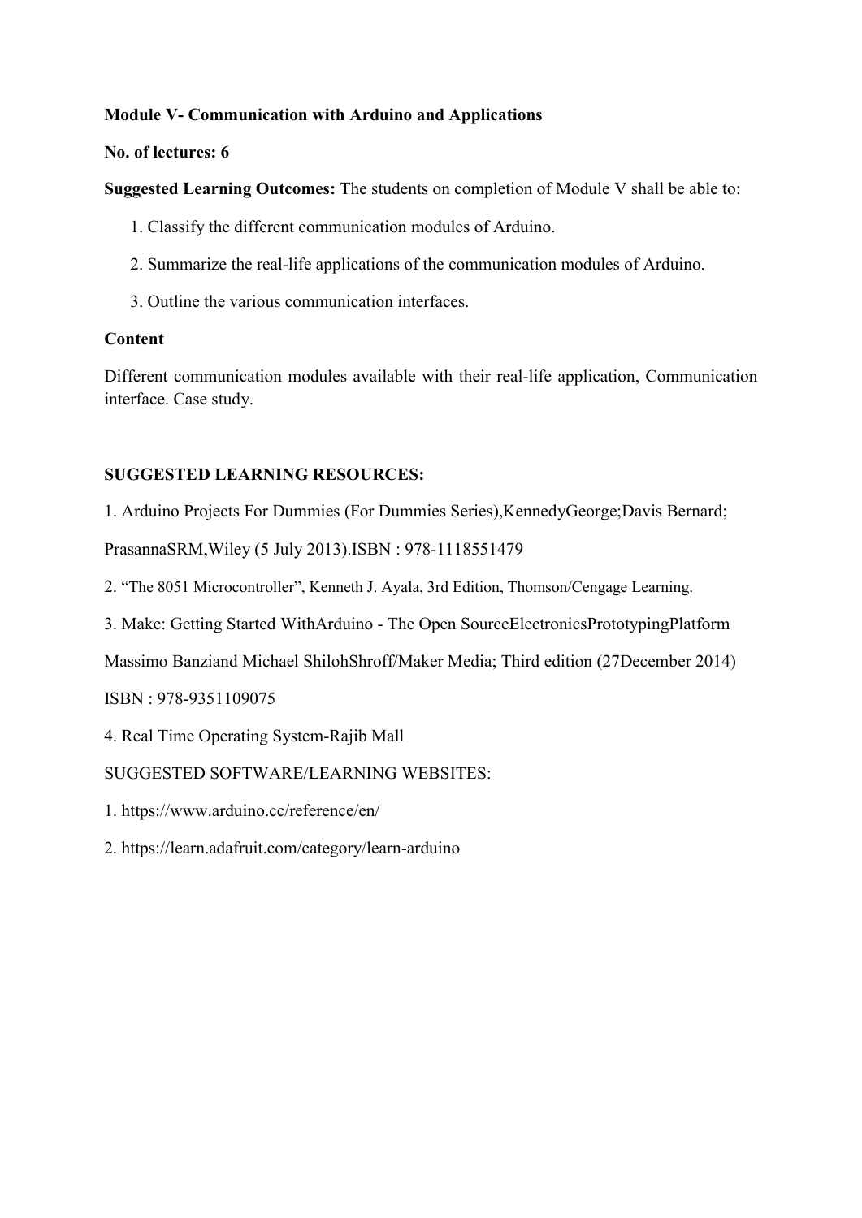**Module V- Communication with Arduino and Applications**

**No. of lectures: 6**

**Suggested Learning Outcomes:** The students on completion of Module V shall be able to:

1. Classify the different communication modules of Arduino.
2. Summarize the real-life applications of the communication modules of Arduino.
3. Outline the various communication interfaces.

**Content**

Different communication modules available with their real-life application, Communication interface. Case study.

**SUGGESTED LEARNING RESOURCES:**

1. Arduino Projects For Dummies (For Dummies Series),KennedyGeorge;Davis Bernard; PrasannaSRM,Wiley (5 July 2013).ISBN : 978-1118551479
2. "The 8051 Microcontroller", Kenneth J. Ayala, 3rd Edition, Thomson/Cengage Learning.
3. Make: Getting Started WithArduino - The Open SourceElectronicsPrototypingPlatform Massimo Banziand Michael ShilohShroff/Maker Media; Third edition (27December 2014) ISBN : 978-9351109075
4. Real Time Operating System-Rajib Mall

SUGGESTED SOFTWARE/LEARNING WEBSITES:

1. https://www.arduino.cc/reference/en/
2. https://learn.adafruit.com/category/learn-arduino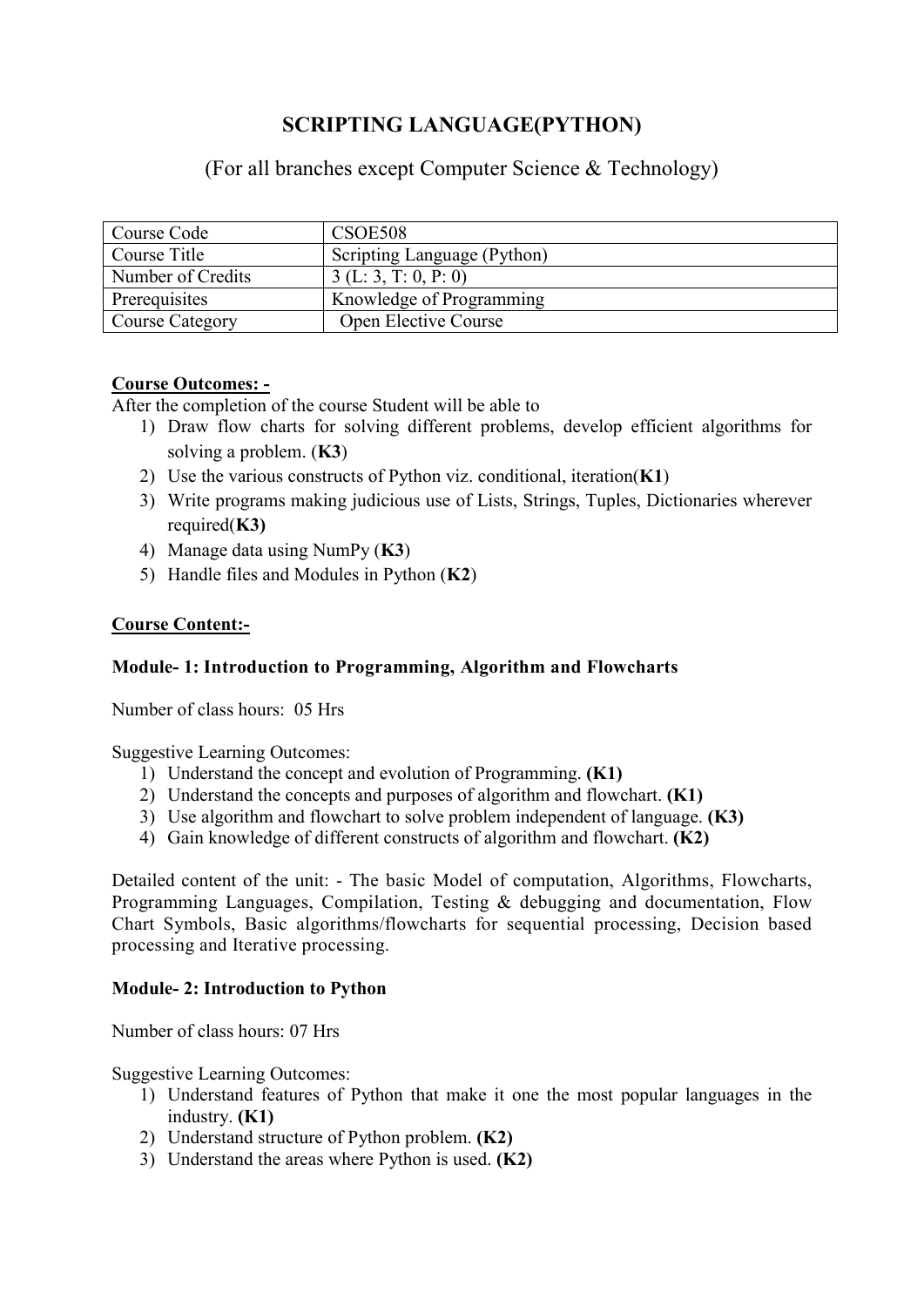# SCRIPTING LANGUAGE(PYTHON)

(For all branches except Computer Science & Technology)

| Course Code | CSOE508 |
|---|---|
| Course Title | Scripting Language (Python) |
| Number of Credits | 3 (L: 3, T: 0, P: 0) |
| Prerequisites | Knowledge of Programming |
| Course Category | Open Elective Course |

**Course Outcomes: -**

After the completion of the course Student will be able to

1) Draw flow charts for solving different problems, develop efficient algorithms for solving a problem. (**K3**)
2) Use the various constructs of Python viz. conditional, iteration(**K1**)
3) Write programs making judicious use of Lists, Strings, Tuples, Dictionaries wherever required(**K3)**
4) Manage data using NumPy (**K3**)
5) Handle files and Modules in Python (**K2**)

**Course Content:-**

**Module- 1: Introduction to Programming, Algorithm and Flowcharts**

Number of class hours: 05 Hrs

Suggestive Learning Outcomes:

1) Understand the concept and evolution of Programming. **(K1)**
2) Understand the concepts and purposes of algorithm and flowchart. **(K1)**
3) Use algorithm and flowchart to solve problem independent of language. **(K3)**
4) Gain knowledge of different constructs of algorithm and flowchart. **(K2)**

Detailed content of the unit: - The basic Model of computation, Algorithms, Flowcharts, Programming Languages, Compilation, Testing & debugging and documentation, Flow Chart Symbols, Basic algorithms/flowcharts for sequential processing, Decision based processing and Iterative processing.

**Module- 2: Introduction to Python**

Number of class hours: 07 Hrs

Suggestive Learning Outcomes:

1) Understand features of Python that make it one the most popular languages in the industry. **(K1)**
2) Understand structure of Python problem. **(K2)**
3) Understand the areas where Python is used. **(K2)**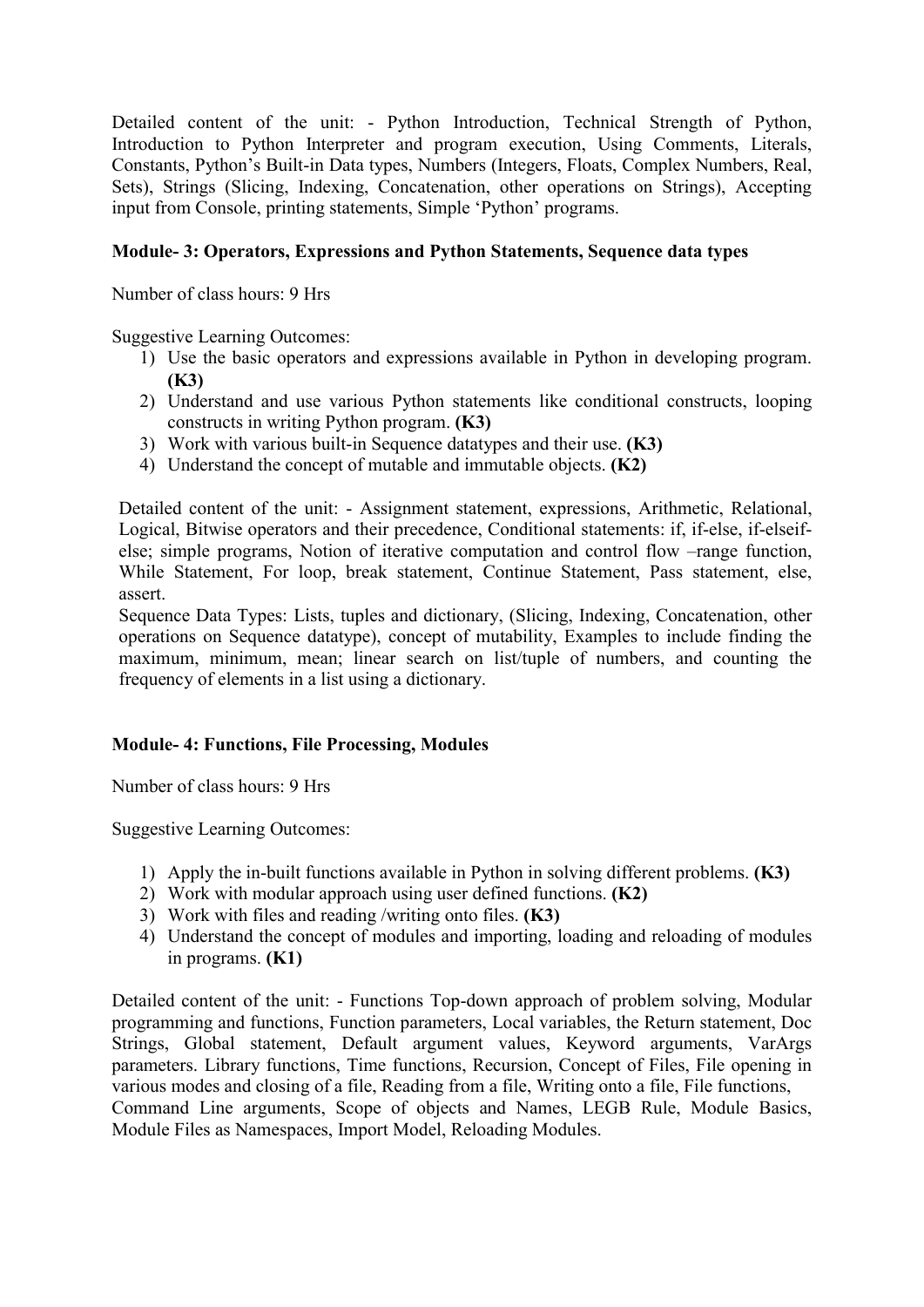Detailed content of the unit: - Python Introduction, Technical Strength of Python, Introduction to Python Interpreter and program execution, Using Comments, Literals, Constants, Python's Built-in Data types, Numbers (Integers, Floats, Complex Numbers, Real, Sets), Strings (Slicing, Indexing, Concatenation, other operations on Strings), Accepting input from Console, printing statements, Simple 'Python' programs.

**Module- 3: Operators, Expressions and Python Statements, Sequence data types**

Number of class hours: 9 Hrs

Suggestive Learning Outcomes:

1) Use the basic operators and expressions available in Python in developing program. **(K3)**
2) Understand and use various Python statements like conditional constructs, looping constructs in writing Python program. **(K3)**
3) Work with various built-in Sequence datatypes and their use. **(K3)**
4) Understand the concept of mutable and immutable objects. **(K2)**

Detailed content of the unit: - Assignment statement, expressions, Arithmetic, Relational, Logical, Bitwise operators and their precedence, Conditional statements: if, if-else, if-elseif-else; simple programs, Notion of iterative computation and control flow –range function, While Statement, For loop, break statement, Continue Statement, Pass statement, else, assert.

Sequence Data Types: Lists, tuples and dictionary, (Slicing, Indexing, Concatenation, other operations on Sequence datatype), concept of mutability, Examples to include finding the maximum, minimum, mean; linear search on list/tuple of numbers, and counting the frequency of elements in a list using a dictionary.

**Module- 4: Functions, File Processing, Modules**

Number of class hours: 9 Hrs

Suggestive Learning Outcomes:

1) Apply the in-built functions available in Python in solving different problems. **(K3)**
2) Work with modular approach using user defined functions. **(K2)**
3) Work with files and reading /writing onto files. **(K3)**
4) Understand the concept of modules and importing, loading and reloading of modules in programs. **(K1)**

Detailed content of the unit: - Functions Top-down approach of problem solving, Modular programming and functions, Function parameters, Local variables, the Return statement, Doc Strings, Global statement, Default argument values, Keyword arguments, VarArgs parameters. Library functions, Time functions, Recursion, Concept of Files, File opening in various modes and closing of a file, Reading from a file, Writing onto a file, File functions, Command Line arguments, Scope of objects and Names, LEGB Rule, Module Basics, Module Files as Namespaces, Import Model, Reloading Modules.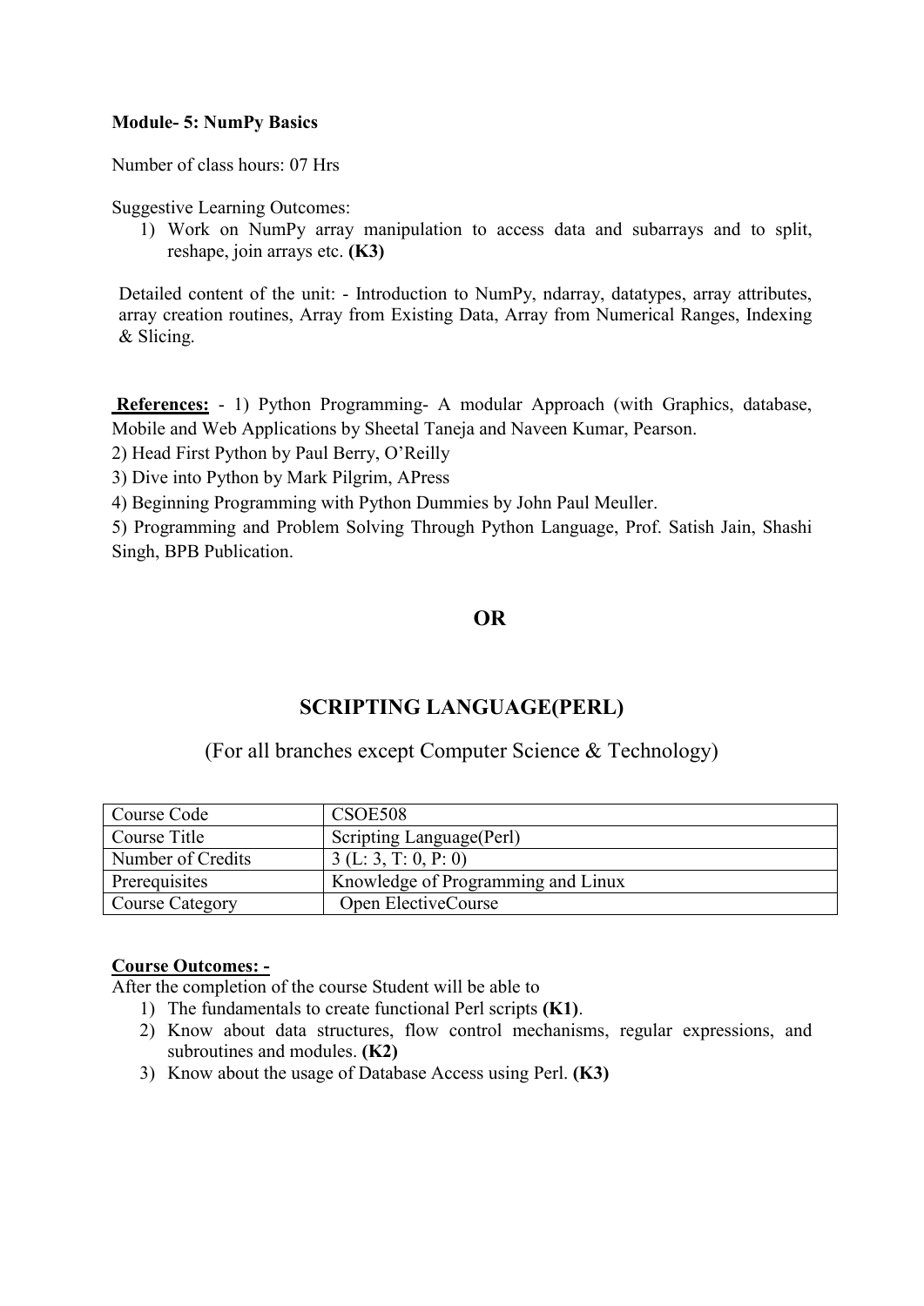**Module- 5: NumPy Basics**

Number of class hours: 07 Hrs

Suggestive Learning Outcomes:

1) Work on NumPy array manipulation to access data and subarrays and to split, reshape, join arrays etc. **(K3)**

Detailed content of the unit: - Introduction to NumPy, ndarray, datatypes, array attributes, array creation routines, Array from Existing Data, Array from Numerical Ranges, Indexing & Slicing.

**References:** - 1) Python Programming- A modular Approach (with Graphics, database, Mobile and Web Applications by Sheetal Taneja and Naveen Kumar, Pearson.

2) Head First Python by Paul Berry, O'Reilly

3) Dive into Python by Mark Pilgrim, APress

4) Beginning Programming with Python Dummies by John Paul Meuller.

5) Programming and Problem Solving Through Python Language, Prof. Satish Jain, Shashi Singh, BPB Publication.

**OR**

## SCRIPTING LANGUAGE(PERL)

(For all branches except Computer Science & Technology)

| Course Code | CSOE508 |
|---|---|
| Course Title | Scripting Language(Perl) |
| Number of Credits | 3 (L: 3, T: 0, P: 0) |
| Prerequisites | Knowledge of Programming and Linux |
| Course Category | Open ElectiveCourse |

**Course Outcomes: -**

After the completion of the course Student will be able to

1) The fundamentals to create functional Perl scripts **(K1)**.
2) Know about data structures, flow control mechanisms, regular expressions, and subroutines and modules. **(K2)**
3) Know about the usage of Database Access using Perl. **(K3)**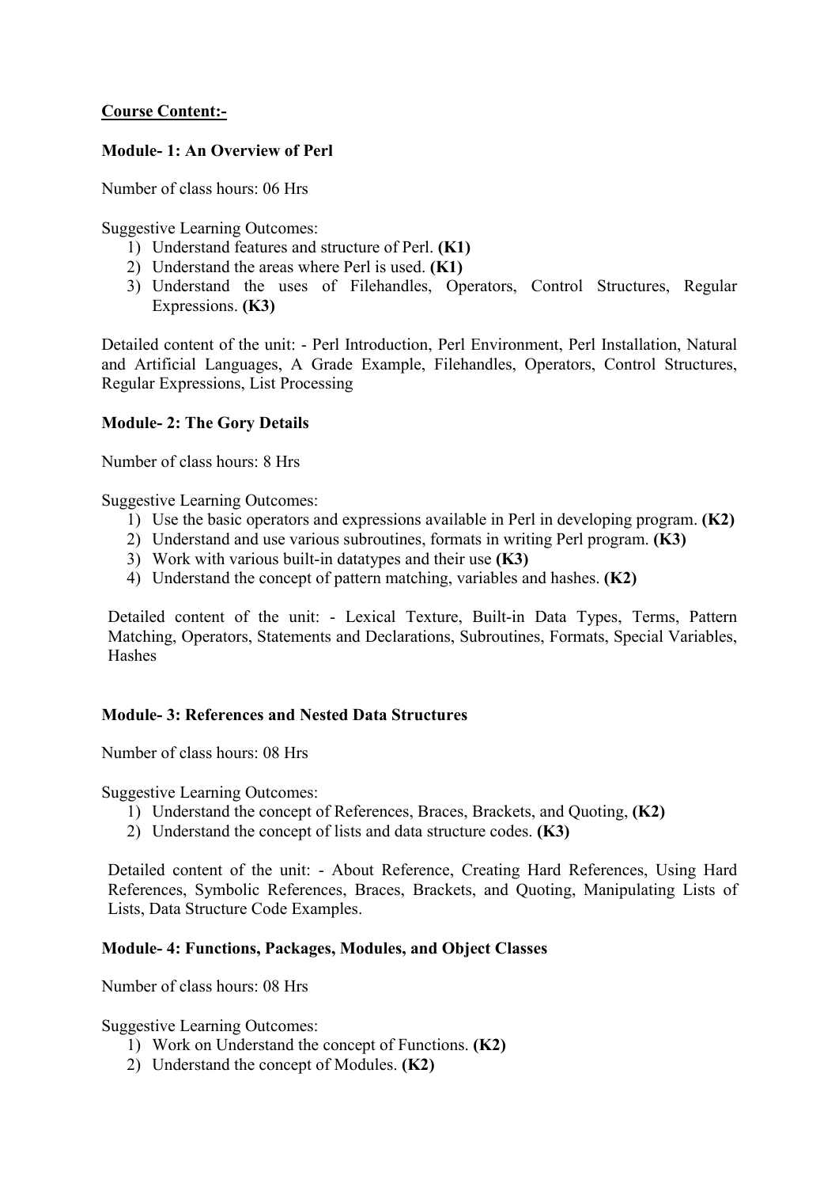**Course Content:-**

**Module- 1: An Overview of Perl**

Number of class hours: 06 Hrs

Suggestive Learning Outcomes:

1) Understand features and structure of Perl. **(K1)**
2) Understand the areas where Perl is used. **(K1)**
3) Understand the uses of Filehandles, Operators, Control Structures, Regular Expressions. **(K3)**

Detailed content of the unit: - Perl Introduction, Perl Environment, Perl Installation, Natural and Artificial Languages, A Grade Example, Filehandles, Operators, Control Structures, Regular Expressions, List Processing

**Module- 2: The Gory Details**

Number of class hours: 8 Hrs

Suggestive Learning Outcomes:

1) Use the basic operators and expressions available in Perl in developing program. **(K2)**
2) Understand and use various subroutines, formats in writing Perl program. **(K3)**
3) Work with various built-in datatypes and their use **(K3)**
4) Understand the concept of pattern matching, variables and hashes. **(K2)**

Detailed content of the unit: - Lexical Texture, Built-in Data Types, Terms, Pattern Matching, Operators, Statements and Declarations, Subroutines, Formats, Special Variables, Hashes

**Module- 3: References and Nested Data Structures**

Number of class hours: 08 Hrs

Suggestive Learning Outcomes:

1) Understand the concept of References, Braces, Brackets, and Quoting, **(K2)**
2) Understand the concept of lists and data structure codes. **(K3)**

Detailed content of the unit: - About Reference, Creating Hard References, Using Hard References, Symbolic References, Braces, Brackets, and Quoting, Manipulating Lists of Lists, Data Structure Code Examples.

**Module- 4: Functions, Packages, Modules, and Object Classes**

Number of class hours: 08 Hrs

Suggestive Learning Outcomes:

1) Work on Understand the concept of Functions. **(K2)**
2) Understand the concept of Modules. **(K2)**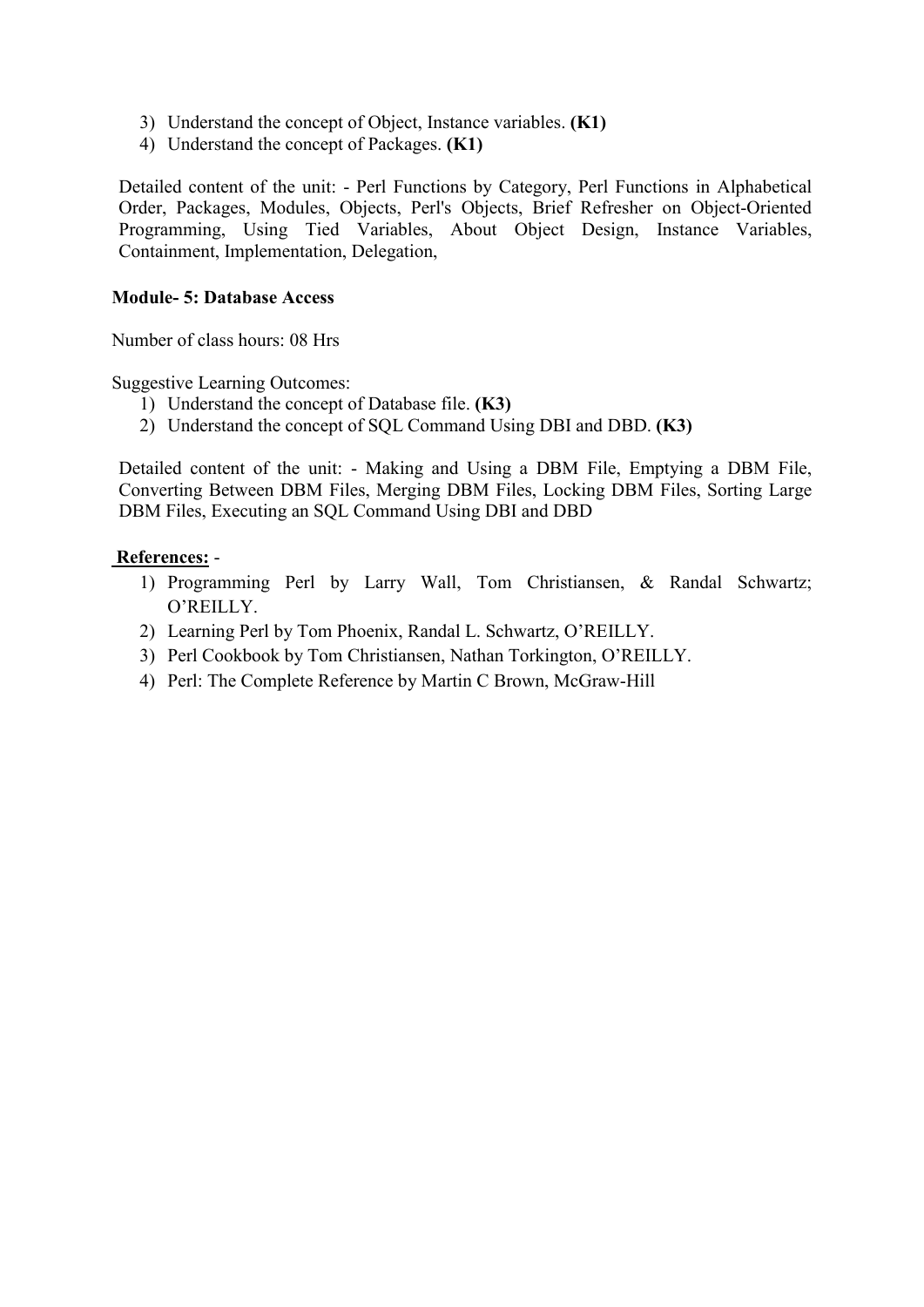3) Understand the concept of Object, Instance variables. **(K1)**
4) Understand the concept of Packages. **(K1)**

Detailed content of the unit: - Perl Functions by Category, Perl Functions in Alphabetical Order, Packages, Modules, Objects, Perl's Objects, Brief Refresher on Object-Oriented Programming, Using Tied Variables, About Object Design, Instance Variables, Containment, Implementation, Delegation,

**Module- 5: Database Access**

Number of class hours: 08 Hrs

Suggestive Learning Outcomes:

1) Understand the concept of Database file. **(K3)**
2) Understand the concept of SQL Command Using DBI and DBD. **(K3)**

Detailed content of the unit: - Making and Using a DBM File, Emptying a DBM File, Converting Between DBM Files, Merging DBM Files, Locking DBM Files, Sorting Large DBM Files, Executing an SQL Command Using DBI and DBD

**References:** -

1) Programming Perl by Larry Wall, Tom Christiansen, & Randal Schwartz; O'REILLY.
2) Learning Perl by Tom Phoenix, Randal L. Schwartz, O'REILLY.
3) Perl Cookbook by Tom Christiansen, Nathan Torkington, O'REILLY.
4) Perl: The Complete Reference by Martin C Brown, McGraw-Hill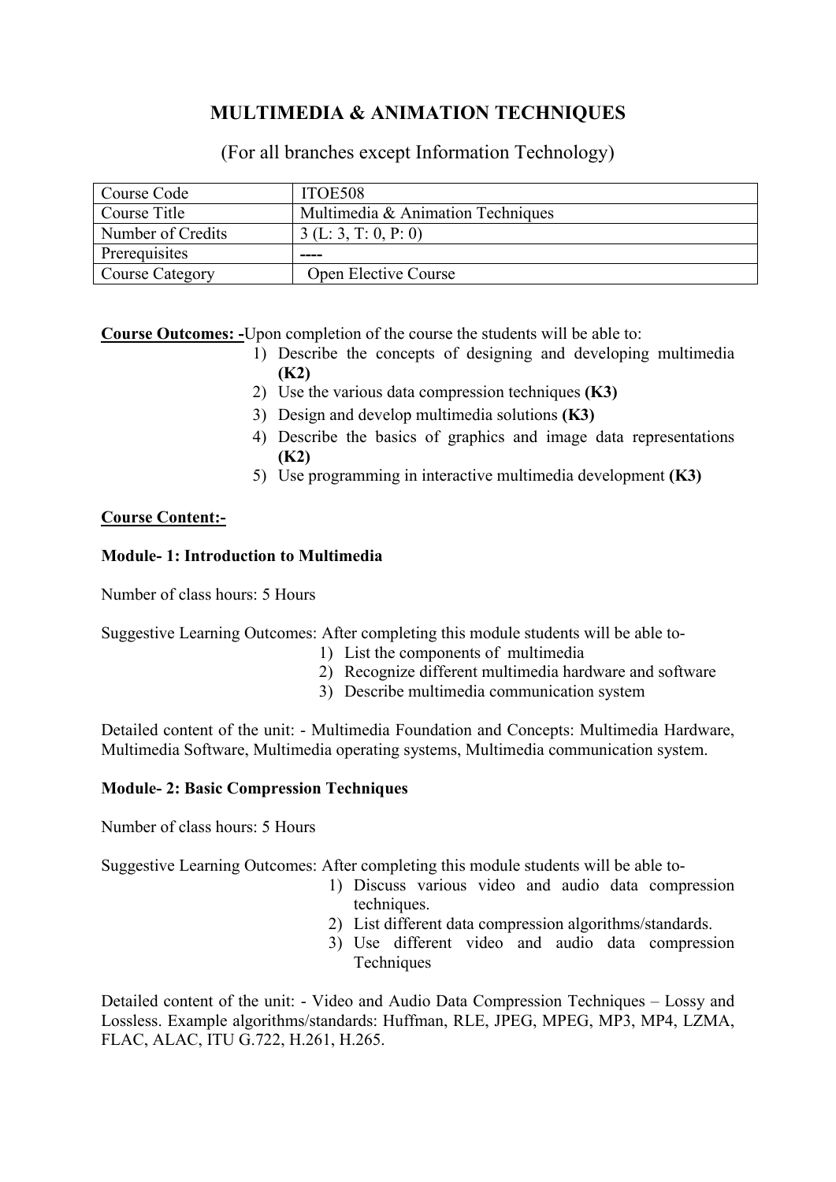# MULTIMEDIA & ANIMATION TECHNIQUES

(For all branches except Information Technology)

| Course Code | ITOE508 |
|---|---|
| Course Title | Multimedia & Animation Techniques |
| Number of Credits | 3 (L: 3, T: 0, P: 0) |
| Prerequisites | ---- |
| Course Category | Open Elective Course |

**Course Outcomes: -**Upon completion of the course the students will be able to:

1) Describe the concepts of designing and developing multimedia **(K2)**
2) Use the various data compression techniques **(K3)**
3) Design and develop multimedia solutions **(K3)**
4) Describe the basics of graphics and image data representations **(K2)**
5) Use programming in interactive multimedia development **(K3)**

**Course Content:-**

**Module- 1: Introduction to Multimedia**

Number of class hours: 5 Hours

Suggestive Learning Outcomes: After completing this module students will be able to-

1) List the components of multimedia
2) Recognize different multimedia hardware and software
3) Describe multimedia communication system

Detailed content of the unit: - Multimedia Foundation and Concepts: Multimedia Hardware, Multimedia Software, Multimedia operating systems, Multimedia communication system.

**Module- 2: Basic Compression Techniques**

Number of class hours: 5 Hours

Suggestive Learning Outcomes: After completing this module students will be able to-

1) Discuss various video and audio data compression techniques.
2) List different data compression algorithms/standards.
3) Use different video and audio data compression Techniques

Detailed content of the unit: - Video and Audio Data Compression Techniques – Lossy and Lossless. Example algorithms/standards: Huffman, RLE, JPEG, MPEG, MP3, MP4, LZMA, FLAC, ALAC, ITU G.722, H.261, H.265.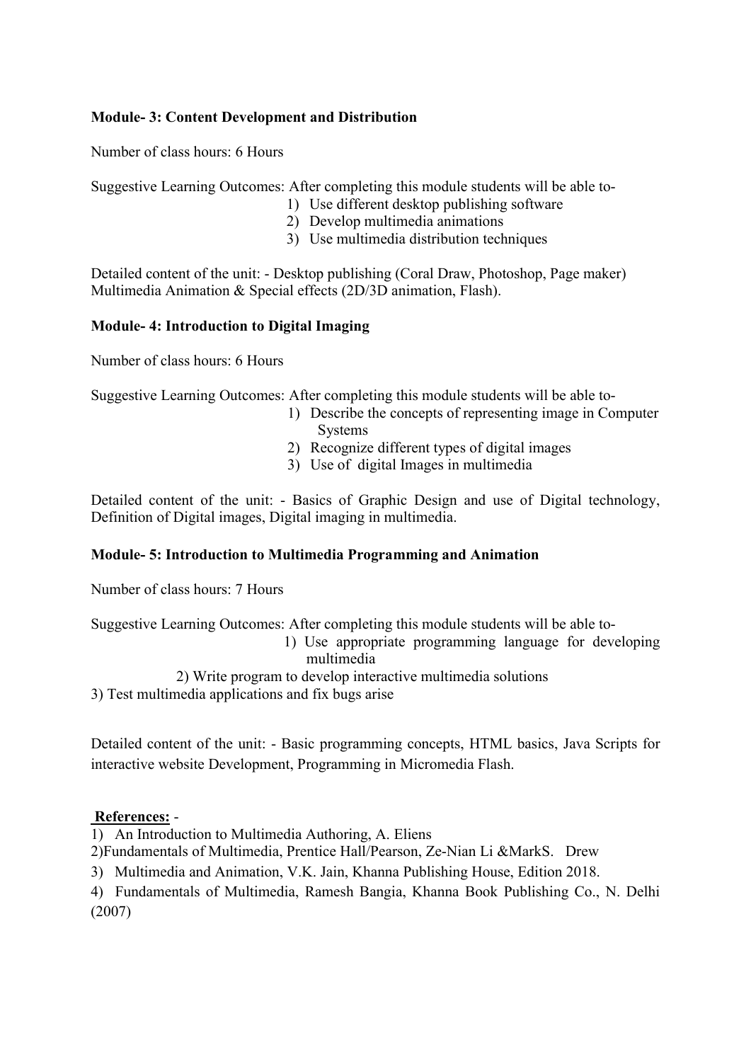**Module- 3: Content Development and Distribution**

Number of class hours: 6 Hours

Suggestive Learning Outcomes: After completing this module students will be able to-

1) Use different desktop publishing software
2) Develop multimedia animations
3) Use multimedia distribution techniques

Detailed content of the unit: - Desktop publishing (Coral Draw, Photoshop, Page maker) Multimedia Animation & Special effects (2D/3D animation, Flash).

**Module- 4: Introduction to Digital Imaging**

Number of class hours: 6 Hours

Suggestive Learning Outcomes: After completing this module students will be able to-

1) Describe the concepts of representing image in Computer Systems
2) Recognize different types of digital images
3) Use of digital Images in multimedia

Detailed content of the unit: - Basics of Graphic Design and use of Digital technology, Definition of Digital images, Digital imaging in multimedia.

**Module- 5: Introduction to Multimedia Programming and Animation**

Number of class hours: 7 Hours

Suggestive Learning Outcomes: After completing this module students will be able to-

1) Use appropriate programming language for developing multimedia
2) Write program to develop interactive multimedia solutions
3) Test multimedia applications and fix bugs arise

Detailed content of the unit: - Basic programming concepts, HTML basics, Java Scripts for interactive website Development, Programming in Micromedia Flash.

**References:** -

1) An Introduction to Multimedia Authoring, A. Eliens
2) Fundamentals of Multimedia, Prentice Hall/Pearson, Ze-Nian Li &MarkS. Drew
3) Multimedia and Animation, V.K. Jain, Khanna Publishing House, Edition 2018.
4) Fundamentals of Multimedia, Ramesh Bangia, Khanna Book Publishing Co., N. Delhi (2007)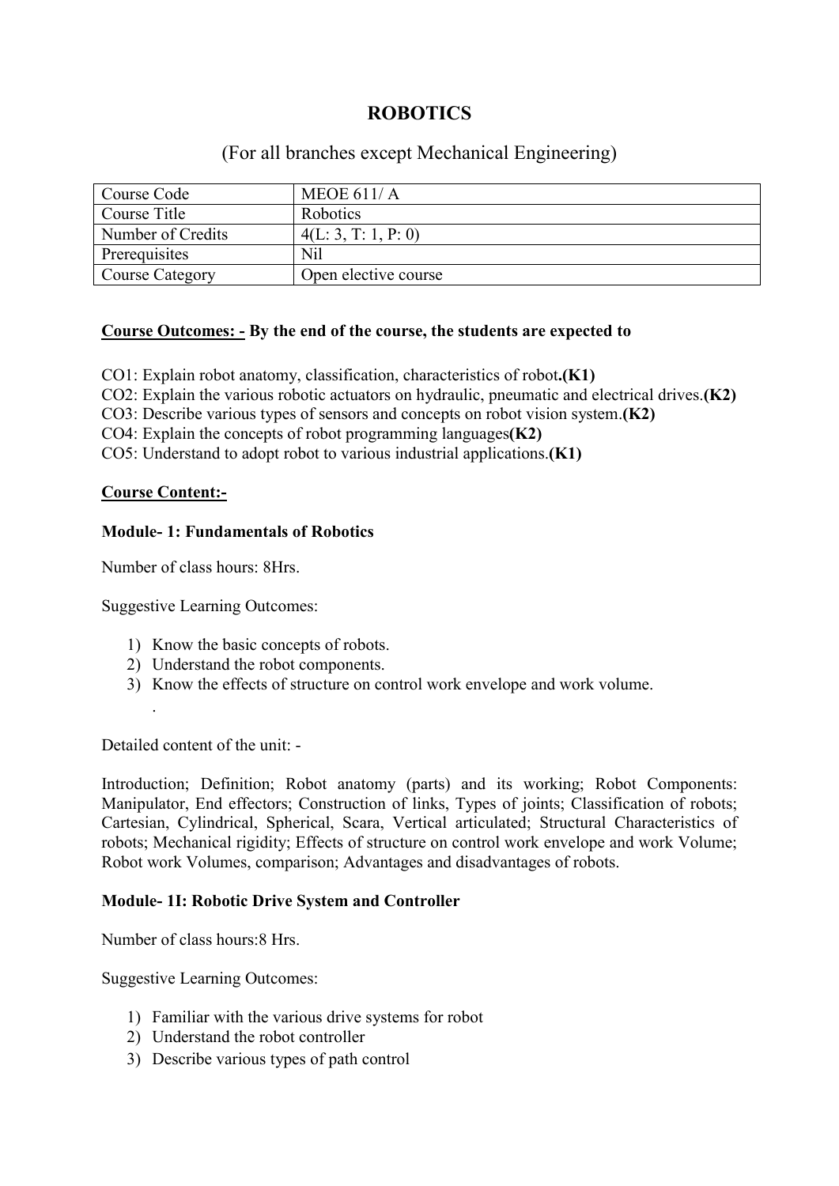# ROBOTICS

## (For all branches except Mechanical Engineering)

| Course Code | MEOE 611/ A |
|---|---|
| Course Title | Robotics |
| Number of Credits | 4(L: 3, T: 1, P: 0) |
| Prerequisites | Nil |
| Course Category | Open elective course |

**Course Outcomes: - By the end of the course, the students are expected to**

CO1: Explain robot anatomy, classification, characteristics of robot**.(K1)**

CO2: Explain the various robotic actuators on hydraulic, pneumatic and electrical drives.**(K2)**

CO3: Describe various types of sensors and concepts on robot vision system.**(K2)**

CO4: Explain the concepts of robot programming languages**(K2)**

CO5: Understand to adopt robot to various industrial applications.**(K1)**

**Course Content:-**

**Module- 1: Fundamentals of Robotics**

Number of class hours: 8Hrs.

Suggestive Learning Outcomes:

1) Know the basic concepts of robots.
2) Understand the robot components.
3) Know the effects of structure on control work envelope and work volume.

.

Detailed content of the unit: -

Introduction; Definition; Robot anatomy (parts) and its working; Robot Components: Manipulator, End effectors; Construction of links, Types of joints; Classification of robots; Cartesian, Cylindrical, Spherical, Scara, Vertical articulated; Structural Characteristics of robots; Mechanical rigidity; Effects of structure on control work envelope and work Volume; Robot work Volumes, comparison; Advantages and disadvantages of robots.

**Module- 1I: Robotic Drive System and Controller**

Number of class hours:8 Hrs.

Suggestive Learning Outcomes:

1) Familiar with the various drive systems for robot
2) Understand the robot controller
3) Describe various types of path control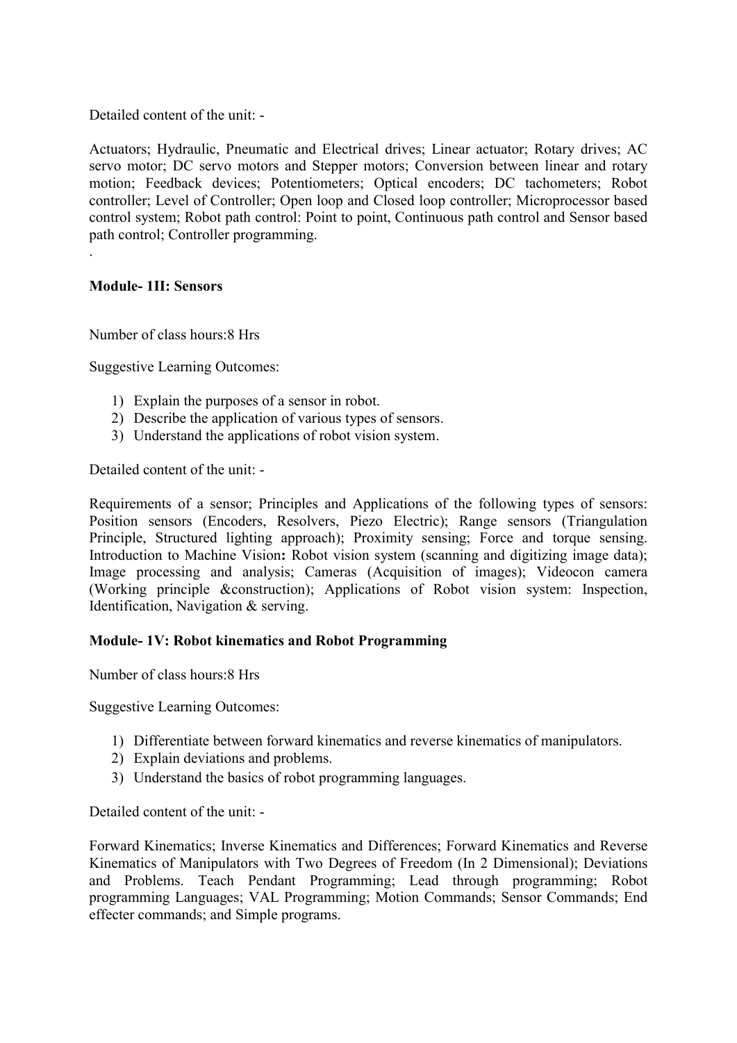Detailed content of the unit: -

Actuators; Hydraulic, Pneumatic and Electrical drives; Linear actuator; Rotary drives; AC servo motor; DC servo motors and Stepper motors; Conversion between linear and rotary motion; Feedback devices; Potentiometers; Optical encoders; DC tachometers; Robot controller; Level of Controller; Open loop and Closed loop controller; Microprocessor based control system; Robot path control: Point to point, Continuous path control and Sensor based path control; Controller programming.

.

**Module- 1II: Sensors**

Number of class hours:8 Hrs

Suggestive Learning Outcomes:

1) Explain the purposes of a sensor in robot.
2) Describe the application of various types of sensors.
3) Understand the applications of robot vision system.

Detailed content of the unit: -

Requirements of a sensor; Principles and Applications of the following types of sensors: Position sensors (Encoders, Resolvers, Piezo Electric); Range sensors (Triangulation Principle, Structured lighting approach); Proximity sensing; Force and torque sensing. Introduction to Machine Vision**:** Robot vision system (scanning and digitizing image data); Image processing and analysis; Cameras (Acquisition of images); Videocon camera (Working principle &construction); Applications of Robot vision system: Inspection, Identification, Navigation & serving.

**Module- 1V: Robot kinematics and Robot Programming**

Number of class hours:8 Hrs

Suggestive Learning Outcomes:

1) Differentiate between forward kinematics and reverse kinematics of manipulators.
2) Explain deviations and problems.
3) Understand the basics of robot programming languages.

Detailed content of the unit: -

Forward Kinematics; Inverse Kinematics and Differences; Forward Kinematics and Reverse Kinematics of Manipulators with Two Degrees of Freedom (In 2 Dimensional); Deviations and Problems. Teach Pendant Programming; Lead through programming; Robot programming Languages; VAL Programming; Motion Commands; Sensor Commands; End effecter commands; and Simple programs.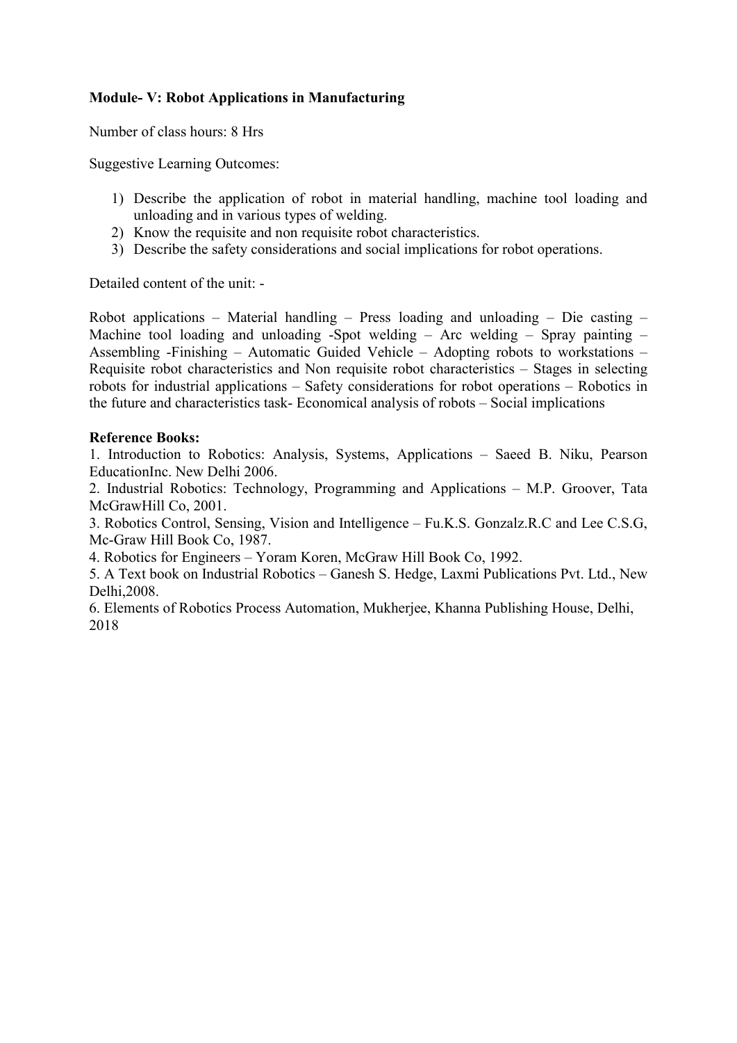**Module- V: Robot Applications in Manufacturing**

Number of class hours: 8 Hrs

Suggestive Learning Outcomes:

1) Describe the application of robot in material handling, machine tool loading and unloading and in various types of welding.
2) Know the requisite and non requisite robot characteristics.
3) Describe the safety considerations and social implications for robot operations.

Detailed content of the unit: -

Robot applications – Material handling – Press loading and unloading – Die casting – Machine tool loading and unloading -Spot welding – Arc welding – Spray painting – Assembling -Finishing – Automatic Guided Vehicle – Adopting robots to workstations – Requisite robot characteristics and Non requisite robot characteristics – Stages in selecting robots for industrial applications – Safety considerations for robot operations – Robotics in the future and characteristics task- Economical analysis of robots – Social implications

**Reference Books:**

1. Introduction to Robotics: Analysis, Systems, Applications – Saeed B. Niku, Pearson EducationInc. New Delhi 2006.
2. Industrial Robotics: Technology, Programming and Applications – M.P. Groover, Tata McGrawHill Co, 2001.
3. Robotics Control, Sensing, Vision and Intelligence – Fu.K.S. Gonzalz.R.C and Lee C.S.G, Mc-Graw Hill Book Co, 1987.
4. Robotics for Engineers – Yoram Koren, McGraw Hill Book Co, 1992.
5. A Text book on Industrial Robotics – Ganesh S. Hedge, Laxmi Publications Pvt. Ltd., New Delhi,2008.
6. Elements of Robotics Process Automation, Mukherjee, Khanna Publishing House, Delhi, 2018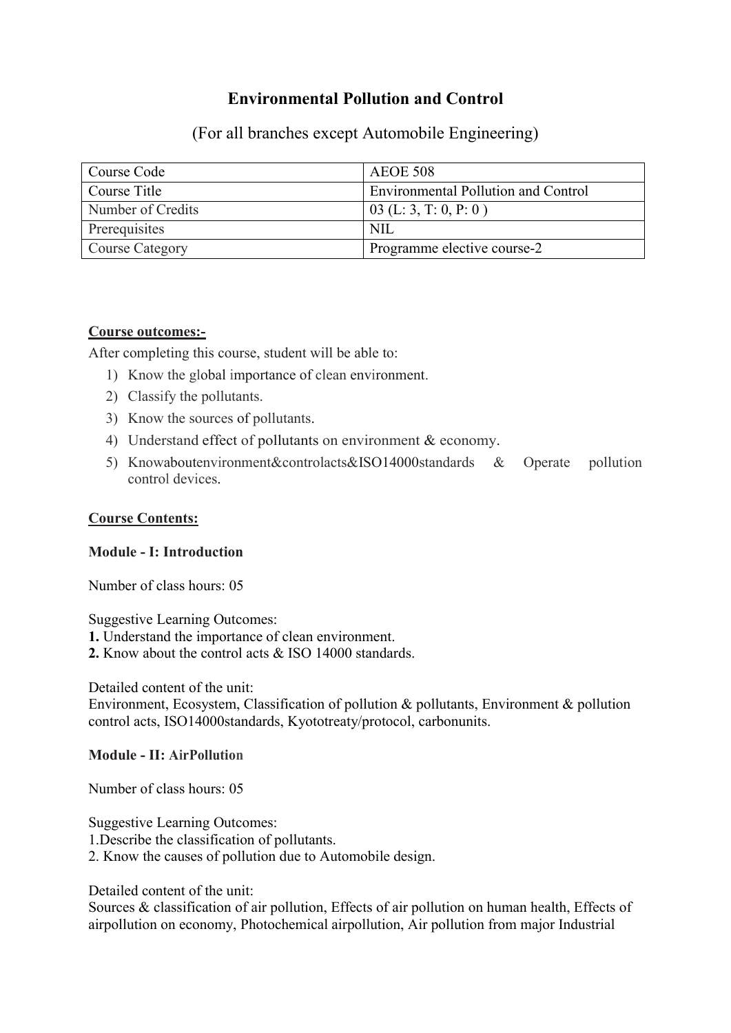# Environmental Pollution and Control

## (For all branches except Automobile Engineering)

| Course Code | AEOE 508 |
|---|---|
| Course Title | Environmental Pollution and Control |
| Number of Credits | 03 (L: 3, T: 0, P: 0 ) |
| Prerequisites | NIL |
| Course Category | Programme elective course-2 |

**Course outcomes:-**

After completing this course, student will be able to:

1) Know the global importance of clean environment.
2) Classify the pollutants.
3) Know the sources of pollutants.
4) Understand effect of pollutants on environment & economy.
5) Knowaboutenvironment&controlacts&ISO14000standards & Operate pollution control devices.

**Course Contents:**

**Module - I: Introduction**

Number of class hours: 05

Suggestive Learning Outcomes:
**1.** Understand the importance of clean environment.
**2.** Know about the control acts & ISO 14000 standards.

Detailed content of the unit:
Environment, Ecosystem, Classification of pollution & pollutants, Environment & pollution control acts, ISO14000standards, Kyototreaty/protocol, carbonunits.

**Module - II: AirPollution**

Number of class hours: 05

Suggestive Learning Outcomes:
1.Describe the classification of pollutants.
2. Know the causes of pollution due to Automobile design.

Detailed content of the unit:
Sources & classification of air pollution, Effects of air pollution on human health, Effects of airpollution on economy, Photochemical airpollution, Air pollution from major Industrial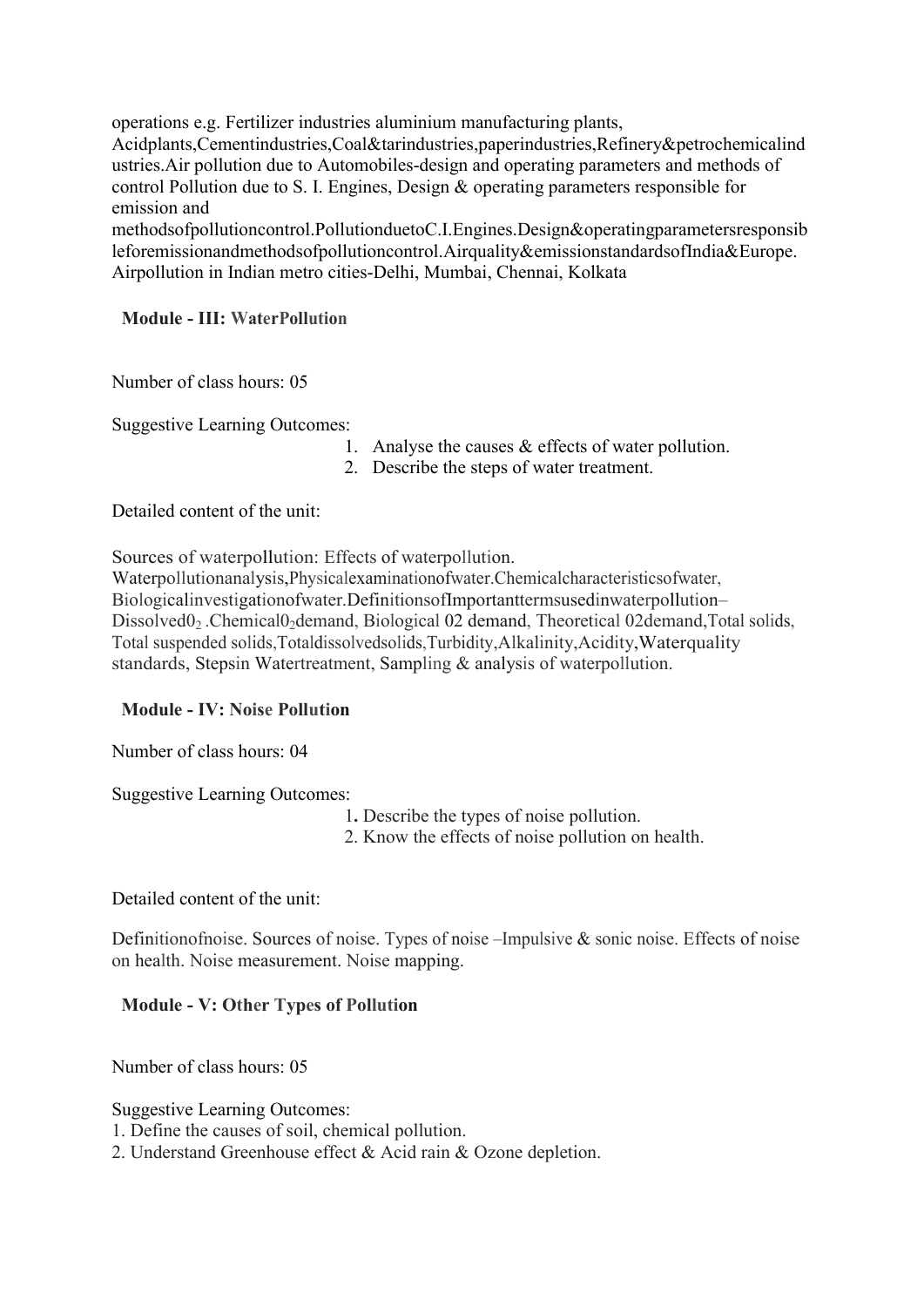operations e.g. Fertilizer industries aluminium manufacturing plants, Acidplants,Cementindustries,Coal&tarindustries,paperindustries,Refinery&petrochemicalindustries.Air pollution due to Automobiles-design and operating parameters and methods of control Pollution due to S. I. Engines, Design & operating parameters responsible for emission and methodsofpollutioncontrol.PollutionduetoC.I.Engines.Design&operatingparametersresponsibleforemissionandmethodsofpollutioncontrol.Airquality&emissionstandardsofIndia&Europe. Airpollution in Indian metro cities-Delhi, Mumbai, Chennai, Kolkata

**Module - III: WaterPollution**

Number of class hours: 05

Suggestive Learning Outcomes:

1. Analyse the causes & effects of water pollution.
2. Describe the steps of water treatment.

Detailed content of the unit:

Sources of waterpollution: Effects of waterpollution. Waterpollutionanalysis,Physicalexaminationofwater.Chemicalcharacteristicsofwater, Biologicalinvestigationofwater.DefinitionsofImportanttermsusedinwaterpollution– Dissolved$0_2$ .Chemical$0_2$demand, Biological 02 demand, Theoretical 02demand,Total solids, Total suspended solids,Totaldissolvedsolids,Turbidity,Alkalinity,Acidity,Waterquality standards, Stepsin Watertreatment, Sampling & analysis of waterpollution.

**Module - IV: Noise Pollution**

Number of class hours: 04

Suggestive Learning Outcomes:

1. Describe the types of noise pollution.
2. Know the effects of noise pollution on health.

Detailed content of the unit:

Definitionofnoise. Sources of noise. Types of noise –Impulsive & sonic noise. Effects of noise on health. Noise measurement. Noise mapping.

**Module - V: Other Types of Pollution**

Number of class hours: 05

Suggestive Learning Outcomes:

1. Define the causes of soil, chemical pollution.
2. Understand Greenhouse effect & Acid rain & Ozone depletion.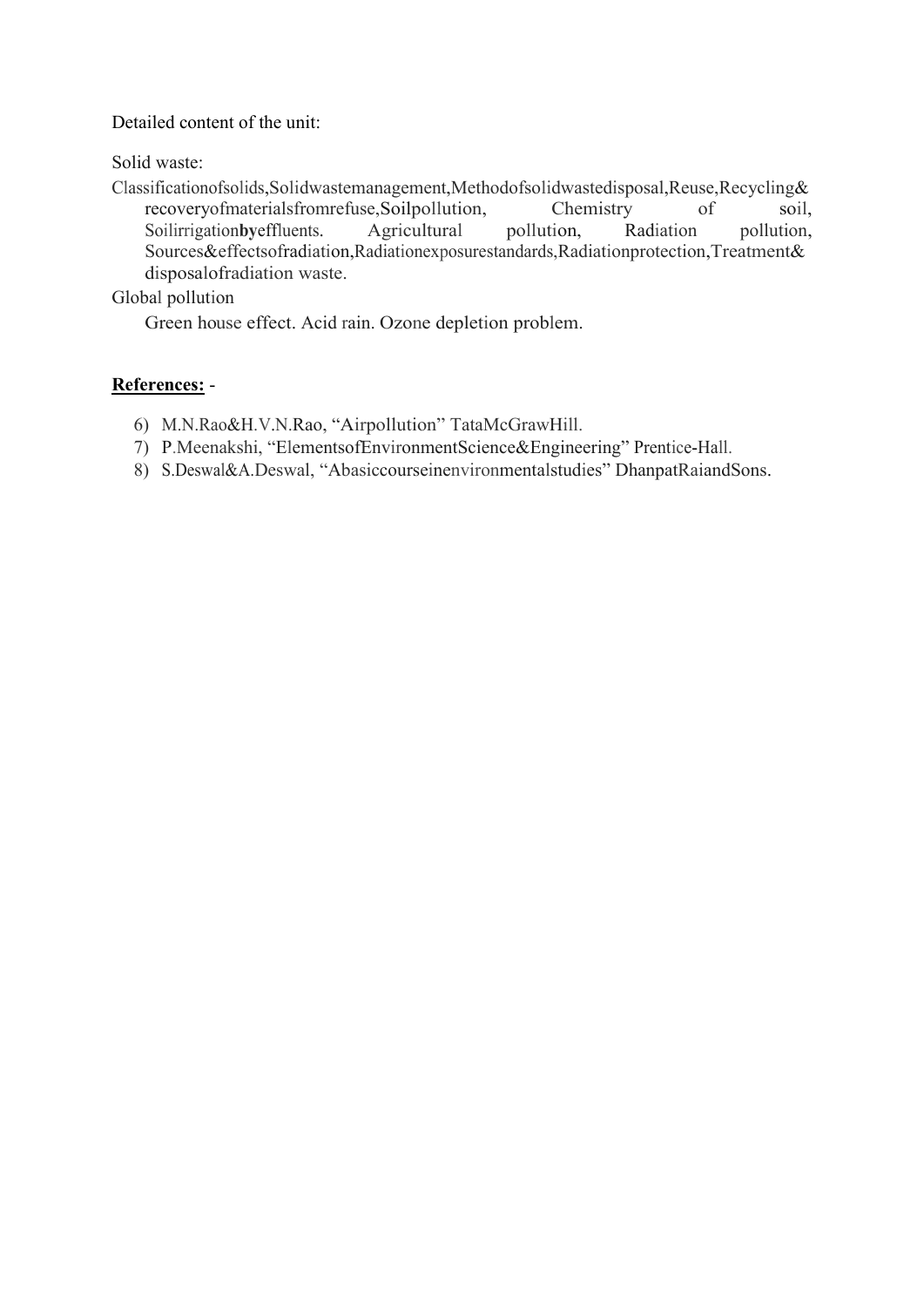Detailed content of the unit:

Solid waste:

Classificationofsolids,Solidwastemanagement,Methodofsolidwastedisposal,Reuse,Recycling& recoveryofmaterialsfromrefuse,Soilpollution, Chemistry of soil, Soilirrigation**by**effluents. Agricultural pollution, Radiation pollution, Sources&effectsofradiation,Radiationexposurestandards,Radiationprotection,Treatment& disposalofradiation waste.

Global pollution

Green house effect. Acid rain. Ozone depletion problem.

**References:** -

6) M.N.Rao&H.V.N.Rao, "Airpollution" TataMcGrawHill.
7) P.Meenakshi, "ElementsofEnvironmentScience&Engineering" Prentice-Hall.
8) S.Deswal&A.Deswal, "Abasiccourseinenvironmentalstudies" DhanpatRaiandSons.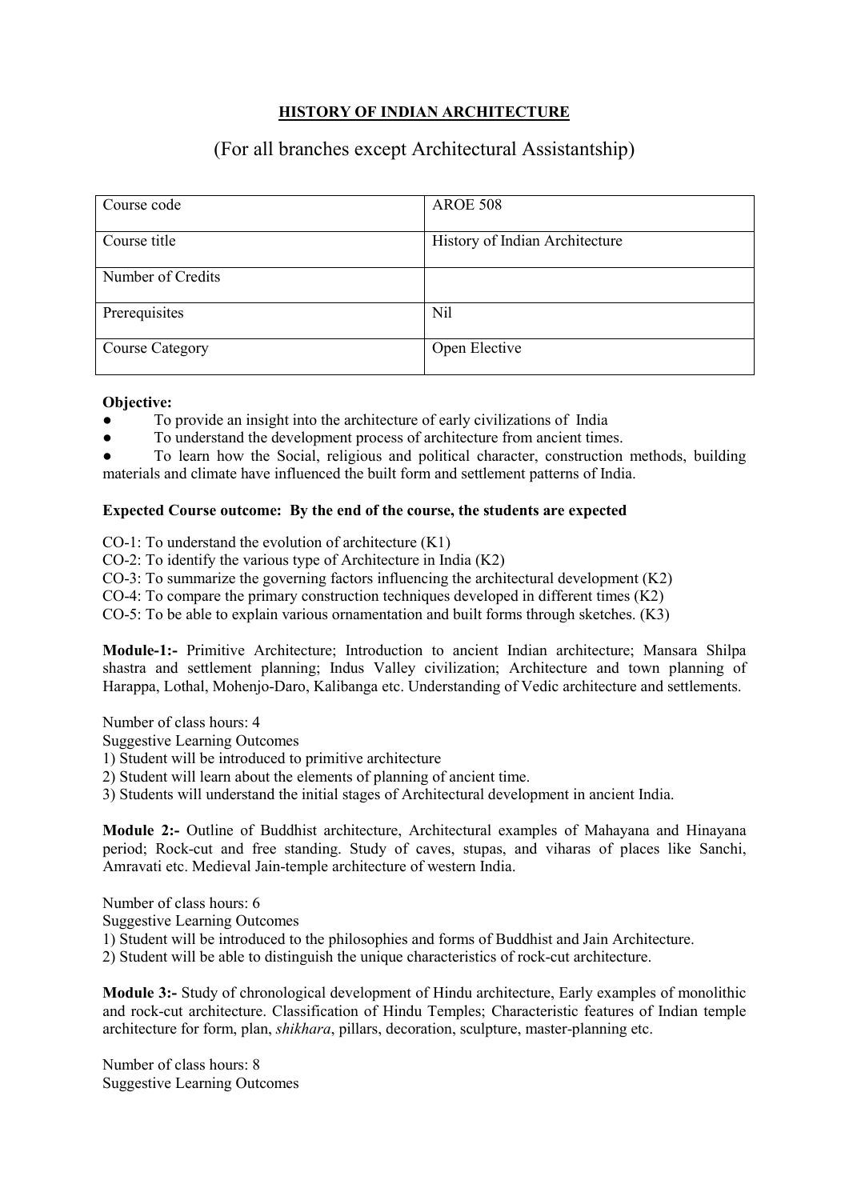# HISTORY OF INDIAN ARCHITECTURE

(For all branches except Architectural Assistantship)

| Course code | AROE 508 |
|---|---|
| Course title | History of Indian Architecture |
| Number of Credits | |
| Prerequisites | Nil |
| Course Category | Open Elective |

**Objective:**

- To provide an insight into the architecture of early civilizations of India
- To understand the development process of architecture from ancient times.
- To learn how the Social, religious and political character, construction methods, building materials and climate have influenced the built form and settlement patterns of India.

**Expected Course outcome: By the end of the course, the students are expected**

CO-1: To understand the evolution of architecture (K1)

CO-2: To identify the various type of Architecture in India (K2)

CO-3: To summarize the governing factors influencing the architectural development (K2)

CO-4: To compare the primary construction techniques developed in different times (K2)

CO-5: To be able to explain various ornamentation and built forms through sketches. (K3)

**Module-1:-** Primitive Architecture; Introduction to ancient Indian architecture; Mansara Shilpa shastra and settlement planning; Indus Valley civilization; Architecture and town planning of Harappa, Lothal, Mohenjo-Daro, Kalibanga etc. Understanding of Vedic architecture and settlements.

Number of class hours: 4

Suggestive Learning Outcomes

1) Student will be introduced to primitive architecture
2) Student will learn about the elements of planning of ancient time.
3) Students will understand the initial stages of Architectural development in ancient India.

**Module 2:-** Outline of Buddhist architecture, Architectural examples of Mahayana and Hinayana period; Rock-cut and free standing. Study of caves, stupas, and viharas of places like Sanchi, Amravati etc. Medieval Jain-temple architecture of western India.

Number of class hours: 6

Suggestive Learning Outcomes

1) Student will be introduced to the philosophies and forms of Buddhist and Jain Architecture.
2) Student will be able to distinguish the unique characteristics of rock-cut architecture.

**Module 3:-** Study of chronological development of Hindu architecture, Early examples of monolithic and rock-cut architecture. Classification of Hindu Temples; Characteristic features of Indian temple architecture for form, plan, *shikhara*, pillars, decoration, sculpture, master-planning etc.

Number of class hours: 8

Suggestive Learning Outcomes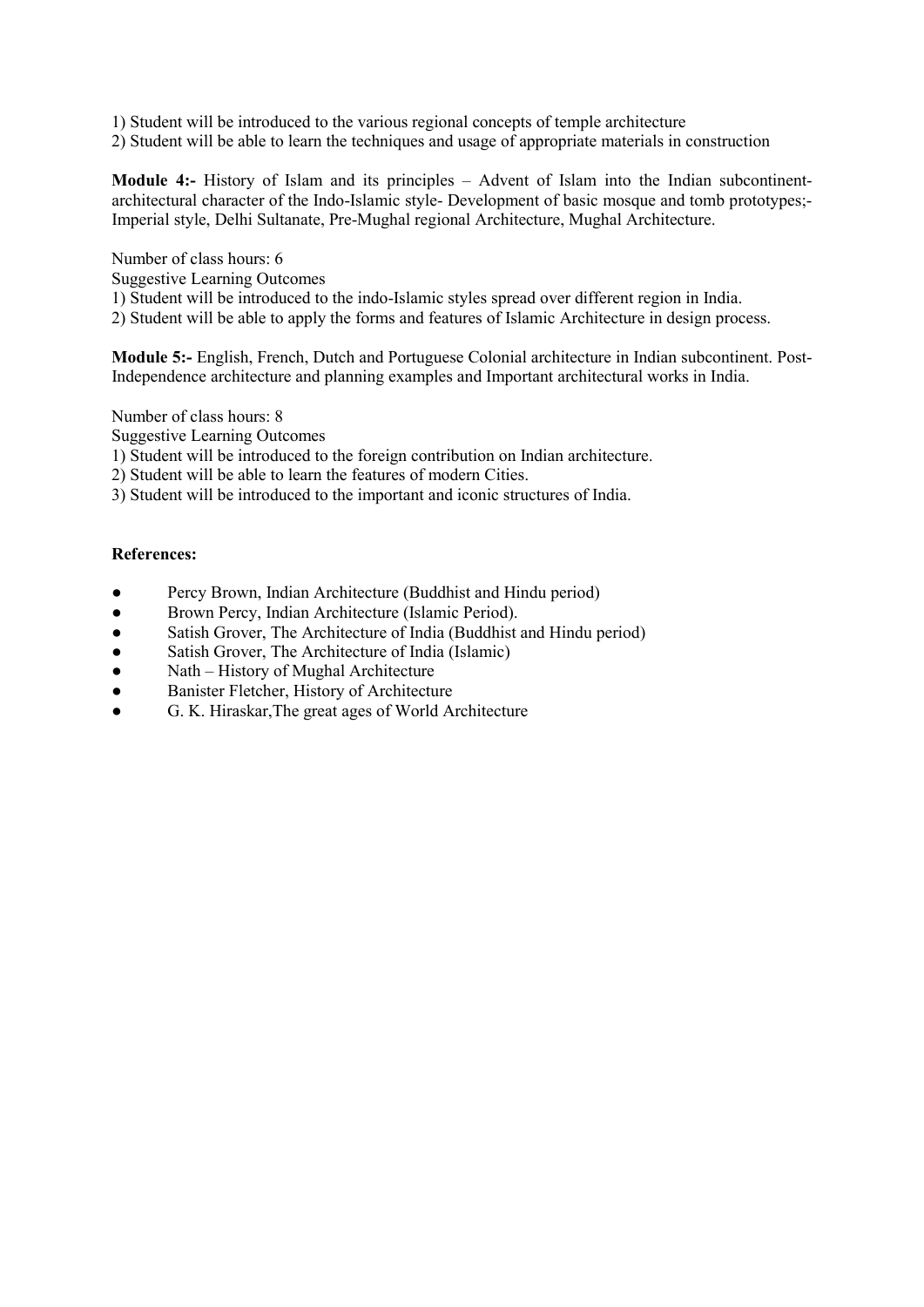1) Student will be introduced to the various regional concepts of temple architecture
2) Student will be able to learn the techniques and usage of appropriate materials in construction

**Module 4:-** History of Islam and its principles – Advent of Islam into the Indian subcontinent-architectural character of the Indo-Islamic style- Development of basic mosque and tomb prototypes;-Imperial style, Delhi Sultanate, Pre-Mughal regional Architecture, Mughal Architecture.

Number of class hours: 6
Suggestive Learning Outcomes
1) Student will be introduced to the indo-Islamic styles spread over different region in India.
2) Student will be able to apply the forms and features of Islamic Architecture in design process.

**Module 5:-** English, French, Dutch and Portuguese Colonial architecture in Indian subcontinent. Post-Independence architecture and planning examples and Important architectural works in India.

Number of class hours: 8
Suggestive Learning Outcomes
1) Student will be introduced to the foreign contribution on Indian architecture.
2) Student will be able to learn the features of modern Cities.
3) Student will be introduced to the important and iconic structures of India.

**References:**

- Percy Brown, Indian Architecture (Buddhist and Hindu period)
- Brown Percy, Indian Architecture (Islamic Period).
- Satish Grover, The Architecture of India (Buddhist and Hindu period)
- Satish Grover, The Architecture of India (Islamic)
- Nath – History of Mughal Architecture
- Banister Fletcher, History of Architecture
- G. K. Hiraskar,The great ages of World Architecture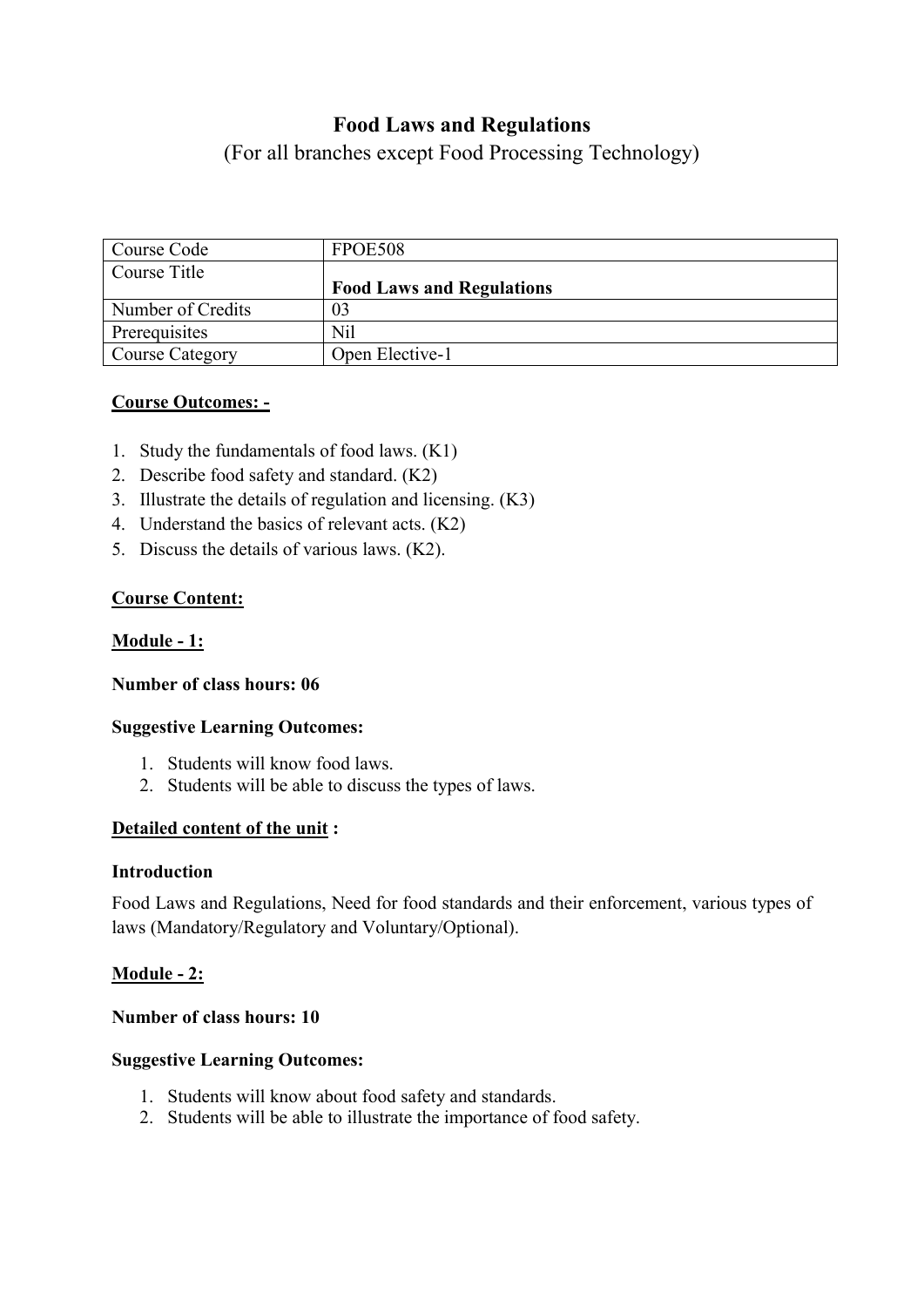# Food Laws and Regulations

(For all branches except Food Processing Technology)

| Course Code | FPOE508 |
|---|---|
| Course Title | **Food Laws and Regulations** |
| Number of Credits | 03 |
| Prerequisites | Nil |
| Course Category | Open Elective-1 |

**Course Outcomes: -**

1. Study the fundamentals of food laws. (K1)
2. Describe food safety and standard. (K2)
3. Illustrate the details of regulation and licensing. (K3)
4. Understand the basics of relevant acts. (K2)
5. Discuss the details of various laws. (K2).

**Course Content:**

**Module - 1:**

**Number of class hours: 06**

**Suggestive Learning Outcomes:**

1. Students will know food laws.
2. Students will be able to discuss the types of laws.

**Detailed content of the unit :**

**Introduction**

Food Laws and Regulations, Need for food standards and their enforcement, various types of laws (Mandatory/Regulatory and Voluntary/Optional).

**Module - 2:**

**Number of class hours: 10**

**Suggestive Learning Outcomes:**

1. Students will know about food safety and standards.
2. Students will be able to illustrate the importance of food safety.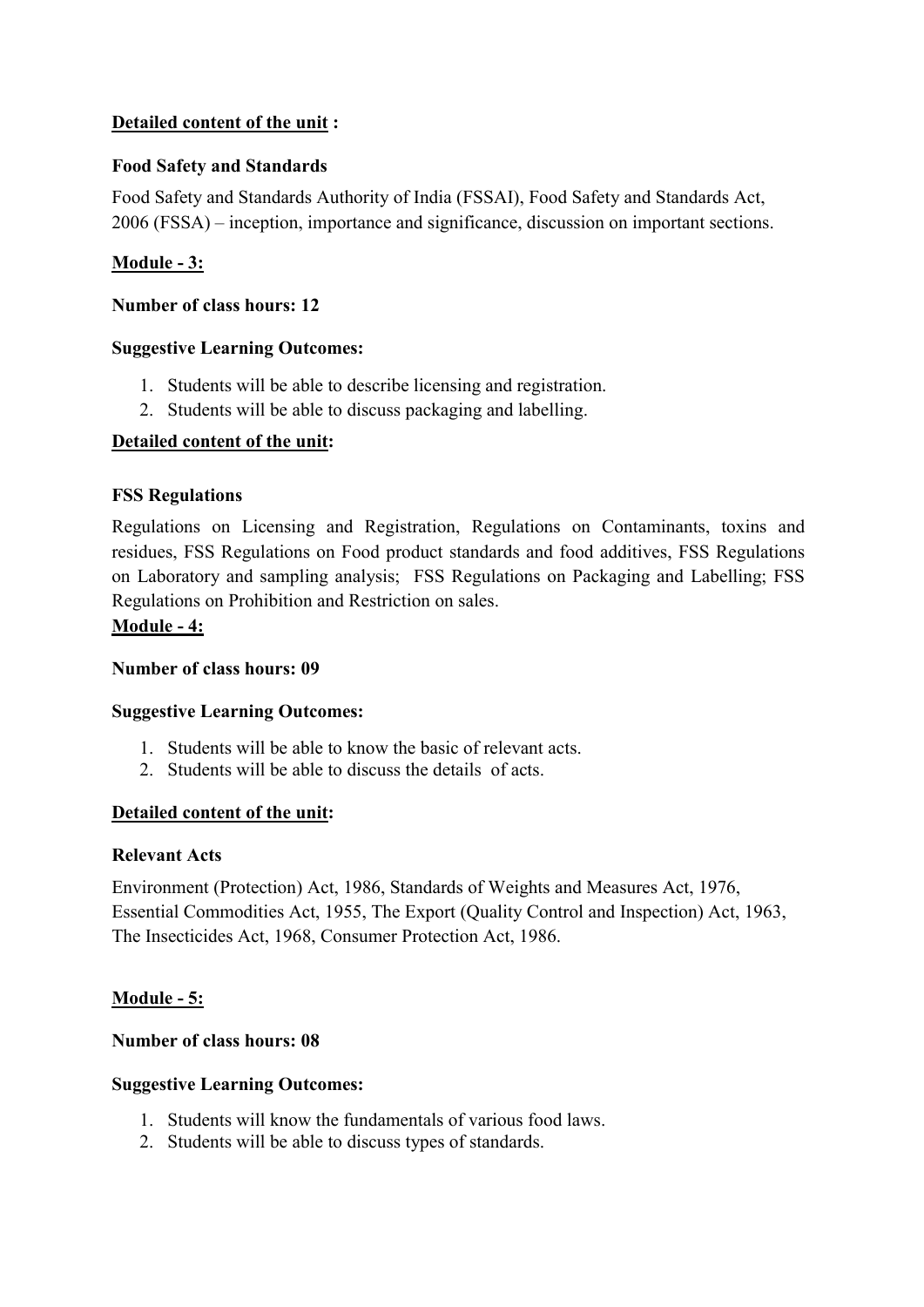**Detailed content of the unit :**

**Food Safety and Standards**

Food Safety and Standards Authority of India (FSSAI), Food Safety and Standards Act, 2006 (FSSA) – inception, importance and significance, discussion on important sections.

**Module - 3:**

**Number of class hours: 12**

**Suggestive Learning Outcomes:**

1. Students will be able to describe licensing and registration.
2. Students will be able to discuss packaging and labelling.

**Detailed content of the unit:**

**FSS Regulations**

Regulations on Licensing and Registration, Regulations on Contaminants, toxins and residues, FSS Regulations on Food product standards and food additives, FSS Regulations on Laboratory and sampling analysis; FSS Regulations on Packaging and Labelling; FSS Regulations on Prohibition and Restriction on sales.

**Module - 4:**

**Number of class hours: 09**

**Suggestive Learning Outcomes:**

1. Students will be able to know the basic of relevant acts.
2. Students will be able to discuss the details of acts.

**Detailed content of the unit:**

**Relevant Acts**

Environment (Protection) Act, 1986, Standards of Weights and Measures Act, 1976, Essential Commodities Act, 1955, The Export (Quality Control and Inspection) Act, 1963, The Insecticides Act, 1968, Consumer Protection Act, 1986.

**Module - 5:**

**Number of class hours: 08**

**Suggestive Learning Outcomes:**

1. Students will know the fundamentals of various food laws.
2. Students will be able to discuss types of standards.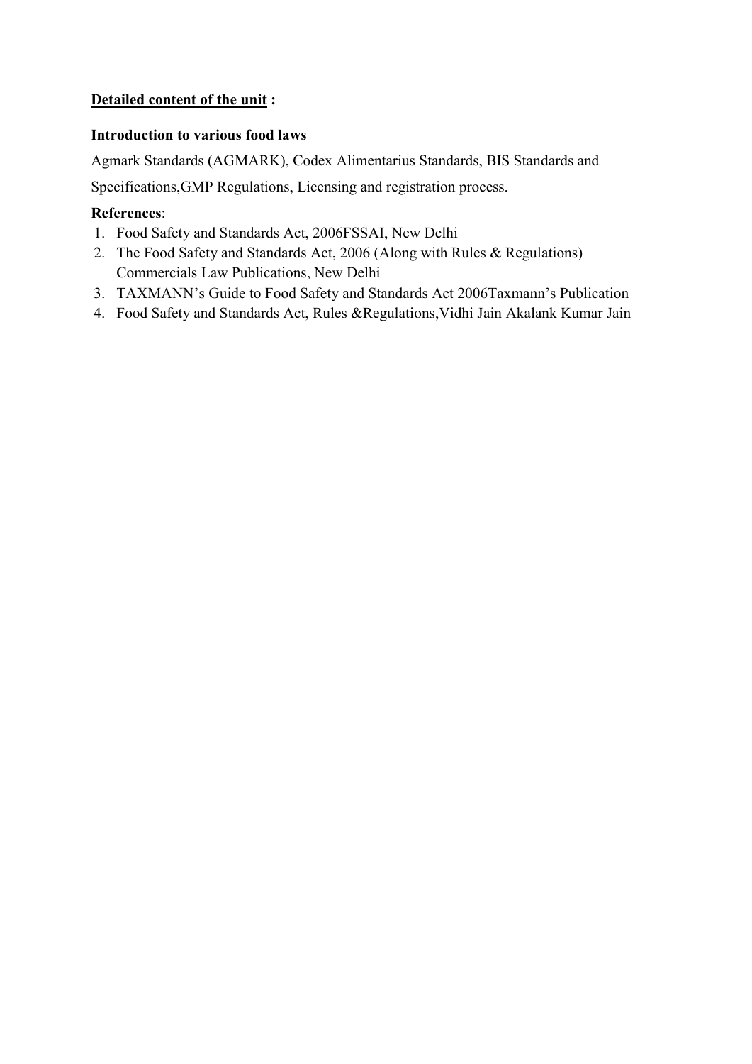**<u>Detailed content of the unit</u> :**

**Introduction to various food laws**

Agmark Standards (AGMARK), Codex Alimentarius Standards, BIS Standards and Specifications,GMP Regulations, Licensing and registration process.

**References**:

1. Food Safety and Standards Act, 2006FSSAI, New Delhi
2. The Food Safety and Standards Act, 2006 (Along with Rules & Regulations) Commercials Law Publications, New Delhi
3. TAXMANN's Guide to Food Safety and Standards Act 2006Taxmann's Publication
4. Food Safety and Standards Act, Rules &Regulations,Vidhi Jain Akalank Kumar Jain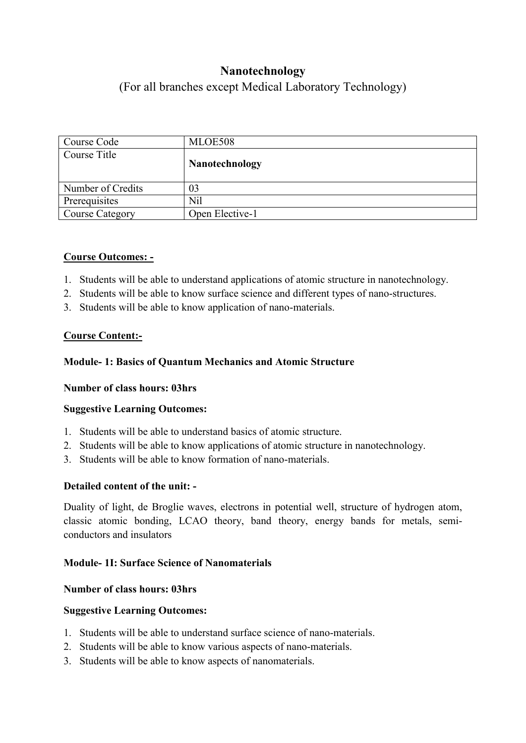# Nanotechnology

(For all branches except Medical Laboratory Technology)

| Course Code | MLOE508 |
|---|---|
| Course Title | **Nanotechnology** |
| Number of Credits | 03 |
| Prerequisites | Nil |
| Course Category | Open Elective-1 |

**Course Outcomes: -**

1. Students will be able to understand applications of atomic structure in nanotechnology.
2. Students will be able to know surface science and different types of nano-structures.
3. Students will be able to know application of nano-materials.

**Course Content:-**

**Module- 1: Basics of Quantum Mechanics and Atomic Structure**

**Number of class hours: 03hrs**

**Suggestive Learning Outcomes:**

1. Students will be able to understand basics of atomic structure.
2. Students will be able to know applications of atomic structure in nanotechnology.
3. Students will be able to know formation of nano-materials.

**Detailed content of the unit: -**

Duality of light, de Broglie waves, electrons in potential well, structure of hydrogen atom, classic atomic bonding, LCAO theory, band theory, energy bands for metals, semi-conductors and insulators

**Module- 1I: Surface Science of Nanomaterials**

**Number of class hours: 03hrs**

**Suggestive Learning Outcomes:**

1. Students will be able to understand surface science of nano-materials.
2. Students will be able to know various aspects of nano-materials.
3. Students will be able to know aspects of nanomaterials.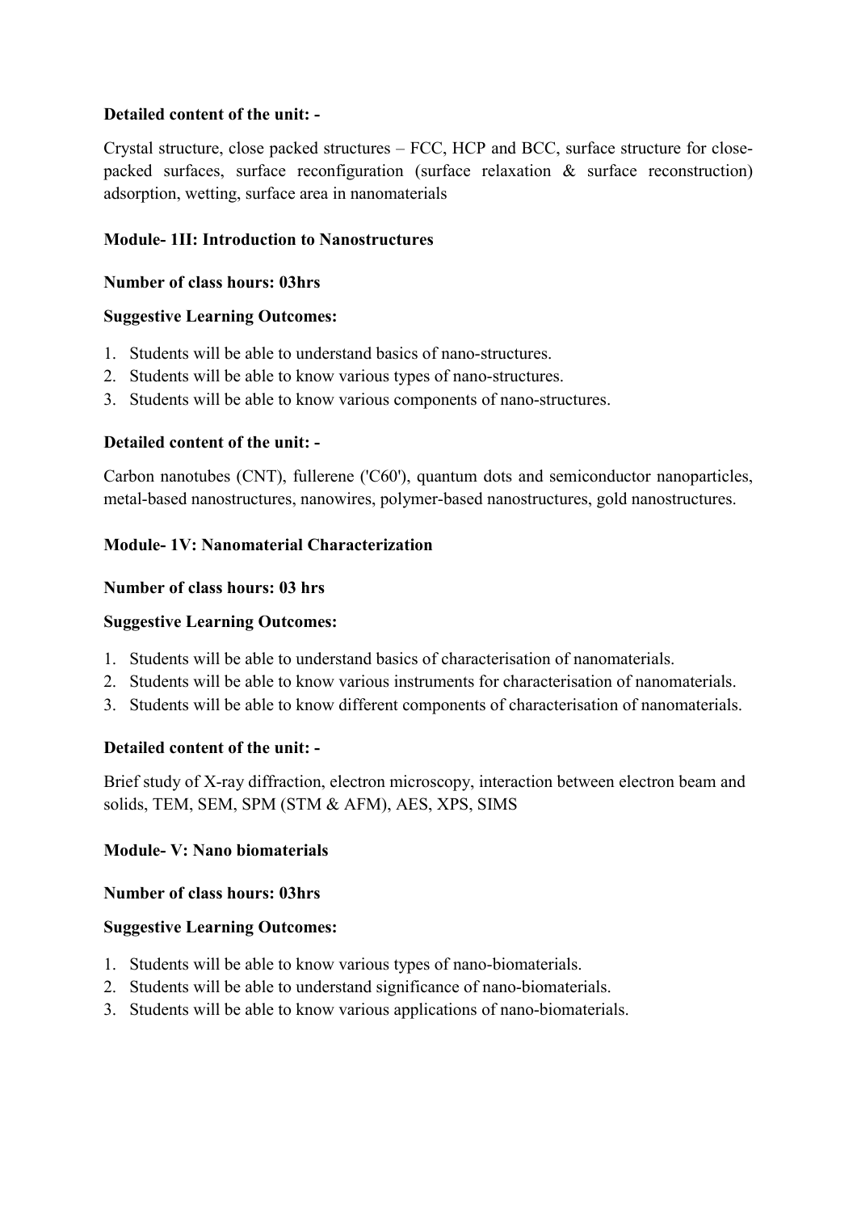**Detailed content of the unit: -**

Crystal structure, close packed structures – FCC, HCP and BCC, surface structure for close-packed surfaces, surface reconfiguration (surface relaxation & surface reconstruction) adsorption, wetting, surface area in nanomaterials

**Module- 1II: Introduction to Nanostructures**

**Number of class hours: 03hrs**

**Suggestive Learning Outcomes:**

1. Students will be able to understand basics of nano-structures.
2. Students will be able to know various types of nano-structures.
3. Students will be able to know various components of nano-structures.

**Detailed content of the unit: -**

Carbon nanotubes (CNT), fullerene ('C60'), quantum dots and semiconductor nanoparticles, metal-based nanostructures, nanowires, polymer-based nanostructures, gold nanostructures.

**Module- 1V: Nanomaterial Characterization**

**Number of class hours: 03 hrs**

**Suggestive Learning Outcomes:**

1. Students will be able to understand basics of characterisation of nanomaterials.
2. Students will be able to know various instruments for characterisation of nanomaterials.
3. Students will be able to know different components of characterisation of nanomaterials.

**Detailed content of the unit: -**

Brief study of X-ray diffraction, electron microscopy, interaction between electron beam and solids, TEM, SEM, SPM (STM & AFM), AES, XPS, SIMS

**Module- V: Nano biomaterials**

**Number of class hours: 03hrs**

**Suggestive Learning Outcomes:**

1. Students will be able to know various types of nano-biomaterials.
2. Students will be able to understand significance of nano-biomaterials.
3. Students will be able to know various applications of nano-biomaterials.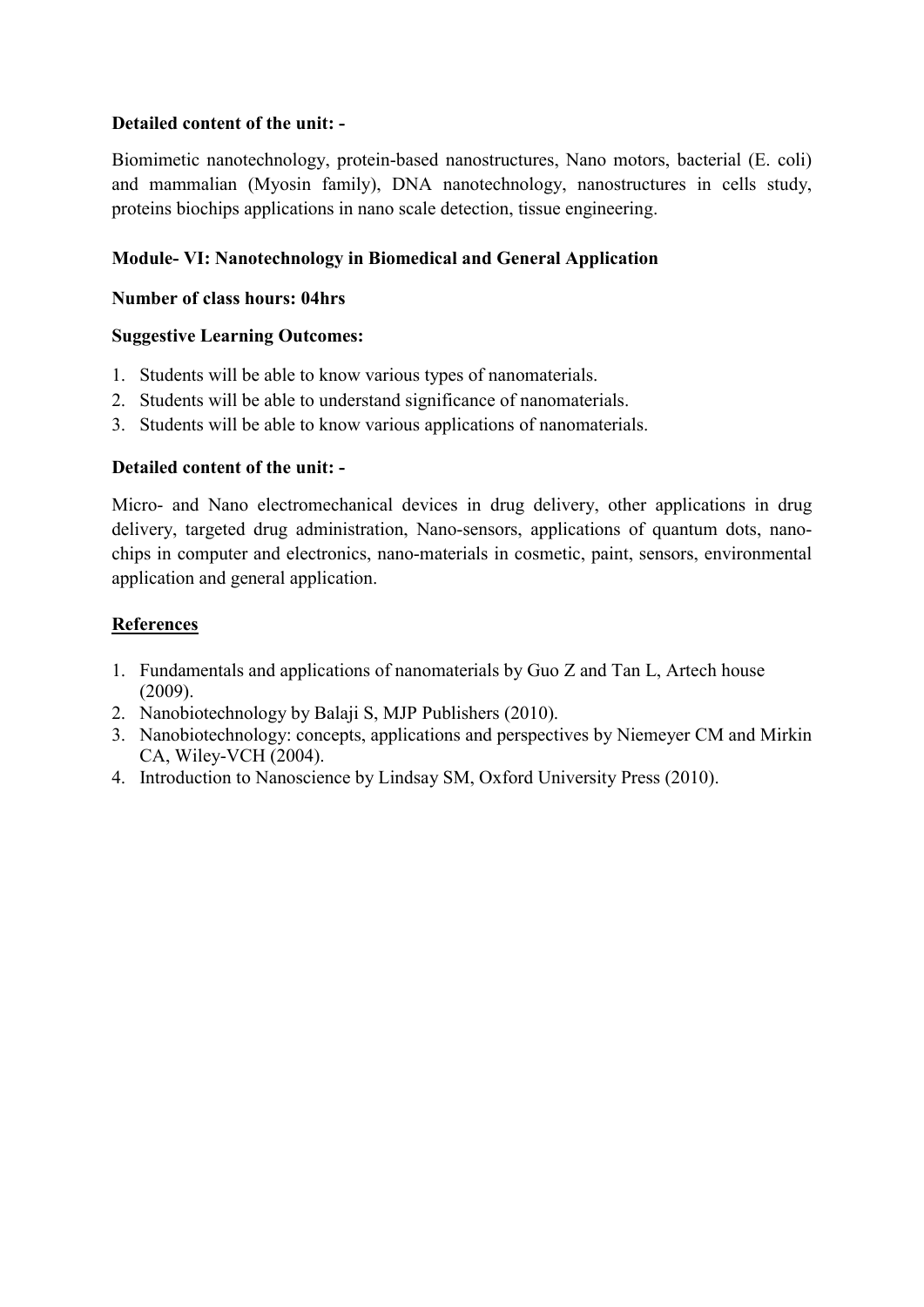**Detailed content of the unit: -**

Biomimetic nanotechnology, protein-based nanostructures, Nano motors, bacterial (E. coli) and mammalian (Myosin family), DNA nanotechnology, nanostructures in cells study, proteins biochips applications in nano scale detection, tissue engineering.

**Module- VI: Nanotechnology in Biomedical and General Application**

**Number of class hours: 04hrs**

**Suggestive Learning Outcomes:**

1. Students will be able to know various types of nanomaterials.
2. Students will be able to understand significance of nanomaterials.
3. Students will be able to know various applications of nanomaterials.

**Detailed content of the unit: -**

Micro- and Nano electromechanical devices in drug delivery, other applications in drug delivery, targeted drug administration, Nano-sensors, applications of quantum dots, nano-chips in computer and electronics, nano-materials in cosmetic, paint, sensors, environmental application and general application.

**<u>References</u>**

1. Fundamentals and applications of nanomaterials by Guo Z and Tan L, Artech house (2009).
2. Nanobiotechnology by Balaji S, MJP Publishers (2010).
3. Nanobiotechnology: concepts, applications and perspectives by Niemeyer CM and Mirkin CA, Wiley-VCH (2004).
4. Introduction to Nanoscience by Lindsay SM, Oxford University Press (2010).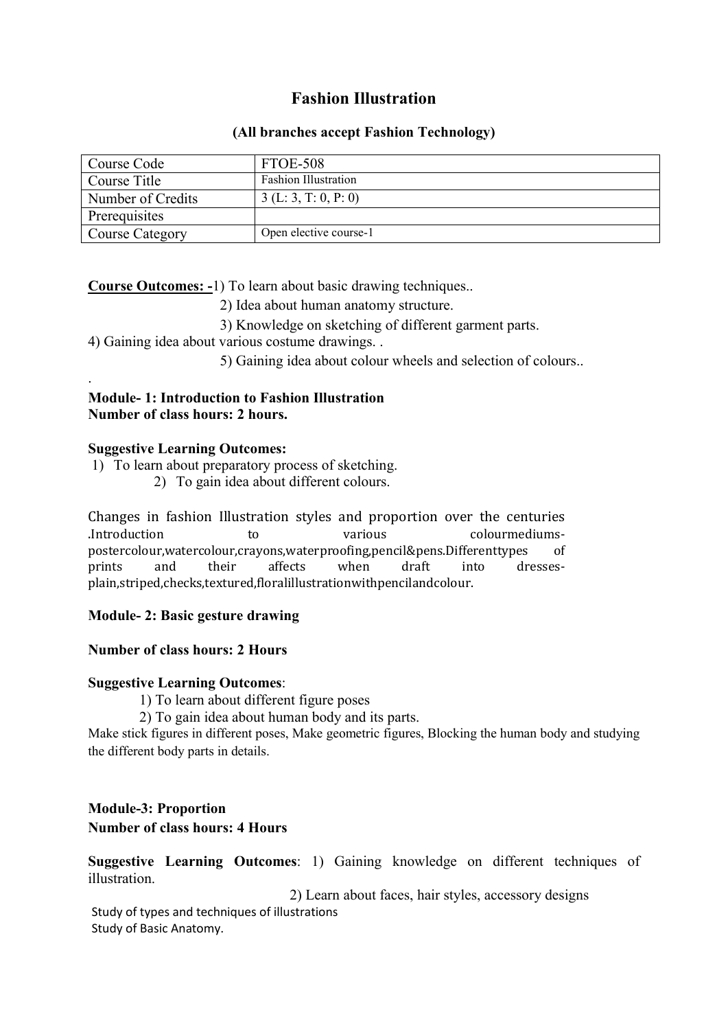# Fashion Illustration

### (All branches accept Fashion Technology)

| Course Code | FTOE-508 |
|---|---|
| Course Title | Fashion Illustration |
| Number of Credits | 3 (L: 3, T: 0, P: 0) |
| Prerequisites | |
| Course Category | Open elective course-1 |

**Course Outcomes: -**1) To learn about basic drawing techniques..

2) Idea about human anatomy structure.

3) Knowledge on sketching of different garment parts.

4) Gaining idea about various costume drawings. .

5) Gaining idea about colour wheels and selection of colours..

.

**Module- 1: Introduction to Fashion Illustration**
**Number of class hours: 2 hours.**

**Suggestive Learning Outcomes:**

1) To learn about preparatory process of sketching.
2) To gain idea about different colours.

Changes in fashion Illustration styles and proportion over the centuries .Introduction to various colourmediums-postercolour,watercolour,crayons,waterproofing,pencil&pens.Differenttypes of prints and their affects when draft into dresses-plain,striped,checks,textured,floralillustrationwithpencilandcolour.

**Module- 2: Basic gesture drawing**

**Number of class hours: 2 Hours**

**Suggestive Learning Outcomes**:

1) To learn about different figure poses
2) To gain idea about human body and its parts.

Make stick figures in different poses, Make geometric figures, Blocking the human body and studying the different body parts in details.

**Module-3: Proportion**
**Number of class hours: 4 Hours**

**Suggestive Learning Outcomes**: 1) Gaining knowledge on different techniques of illustration.

2) Learn about faces, hair styles, accessory designs

Study of types and techniques of illustrations
Study of Basic Anatomy.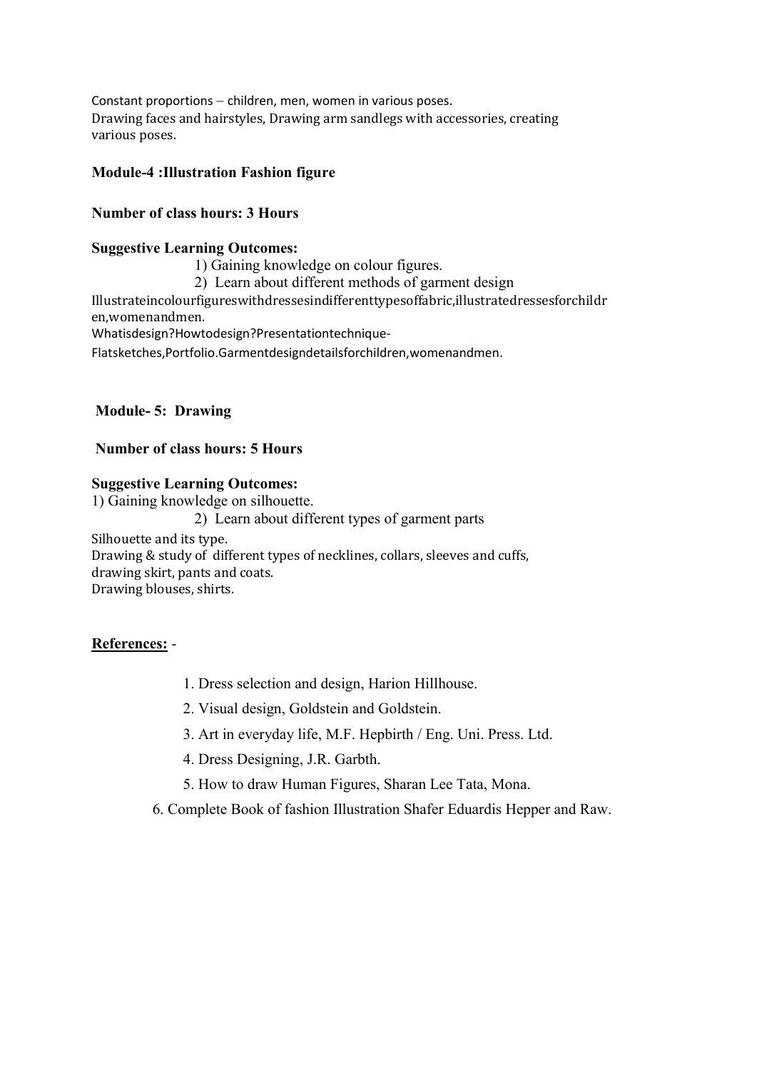Constant proportions – children, men, women in various poses.
Drawing faces and hairstyles, Drawing arm sandlegs with accessories, creating various poses.

**Module-4 :Illustration Fashion figure**

**Number of class hours: 3 Hours**

**Suggestive Learning Outcomes:**

1) Gaining knowledge on colour figures.
2) Learn about different methods of garment design

Illustrateincolourfigureswithdressesindifferenttypesoffabric,illustratedressesforchildren,womenandmen.
Whatisdesign?Howtodesign?Presentationtechnique-
Flatsketches,Portfolio.Garmentdesigndetailsforchildren,womenandmen.

**Module- 5: Drawing**

**Number of class hours: 5 Hours**

**Suggestive Learning Outcomes:**

1) Gaining knowledge on silhouette.
2) Learn about different types of garment parts

Silhouette and its type.
Drawing & study of different types of necklines, collars, sleeves and cuffs, drawing skirt, pants and coats.
Drawing blouses, shirts.

**References:** -

1. Dress selection and design, Harion Hillhouse.
2. Visual design, Goldstein and Goldstein.
3. Art in everyday life, M.F. Hepbirth / Eng. Uni. Press. Ltd.
4. Dress Designing, J.R. Garbth.
5. How to draw Human Figures, Sharan Lee Tata, Mona.
6. Complete Book of fashion Illustration Shafer Eduardis Hepper and Raw.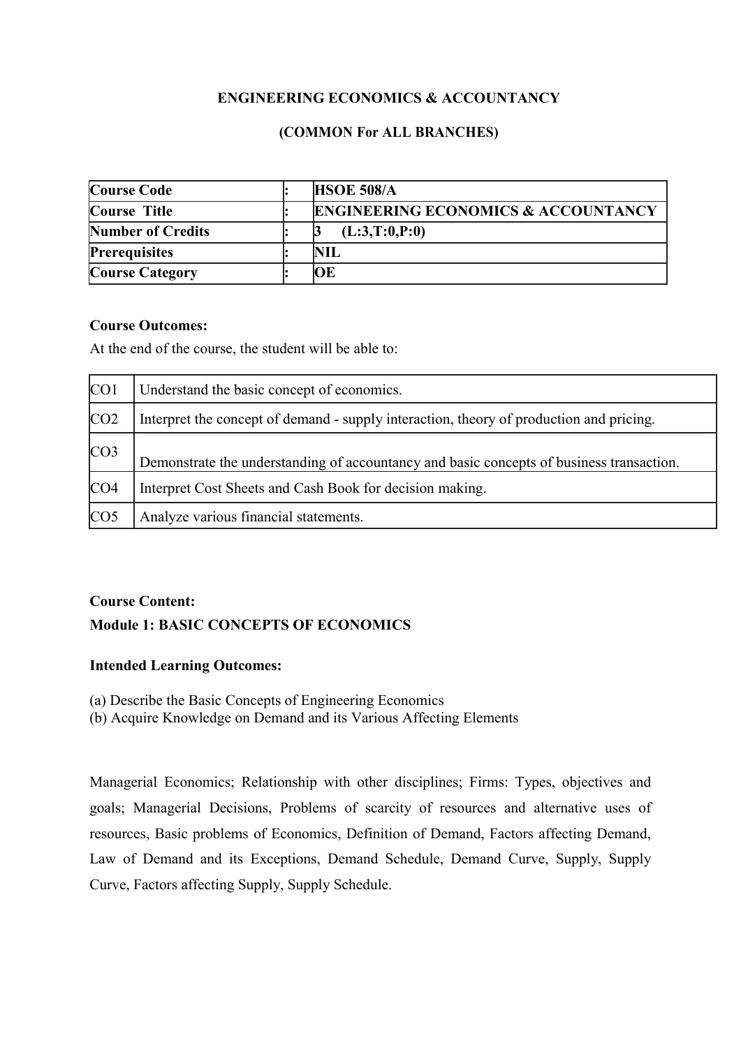**ENGINEERING ECONOMICS & ACCOUNTANCY**

**(COMMON For ALL BRANCHES)**

| | | |
|---|---|---|
| **Course Code** | **:** | **HSOE 508/A** |
| **Course Title** | **:** | **ENGINEERING ECONOMICS & ACCOUNTANCY** |
| **Number of Credits** | **:** | **3 (L:3,T:0,P:0)** |
| **Prerequisites** | **:** | **NIL** |
| **Course Category** | **:** | **OE** |

**Course Outcomes:**

At the end of the course, the student will be able to:

| | |
|---|---|
| CO1 | Understand the basic concept of economics. |
| CO2 | Interpret the concept of demand - supply interaction, theory of production and pricing. |
| CO3 | Demonstrate the understanding of accountancy and basic concepts of business transaction. |
| CO4 | Interpret Cost Sheets and Cash Book for decision making. |
| CO5 | Analyze various financial statements. |

**Course Content:**

**Module 1: BASIC CONCEPTS OF ECONOMICS**

**Intended Learning Outcomes:**

(a) Describe the Basic Concepts of Engineering Economics
(b) Acquire Knowledge on Demand and its Various Affecting Elements

Managerial Economics; Relationship with other disciplines; Firms: Types, objectives and goals; Managerial Decisions, Problems of scarcity of resources and alternative uses of resources, Basic problems of Economics, Definition of Demand, Factors affecting Demand, Law of Demand and its Exceptions, Demand Schedule, Demand Curve, Supply, Supply Curve, Factors affecting Supply, Supply Schedule.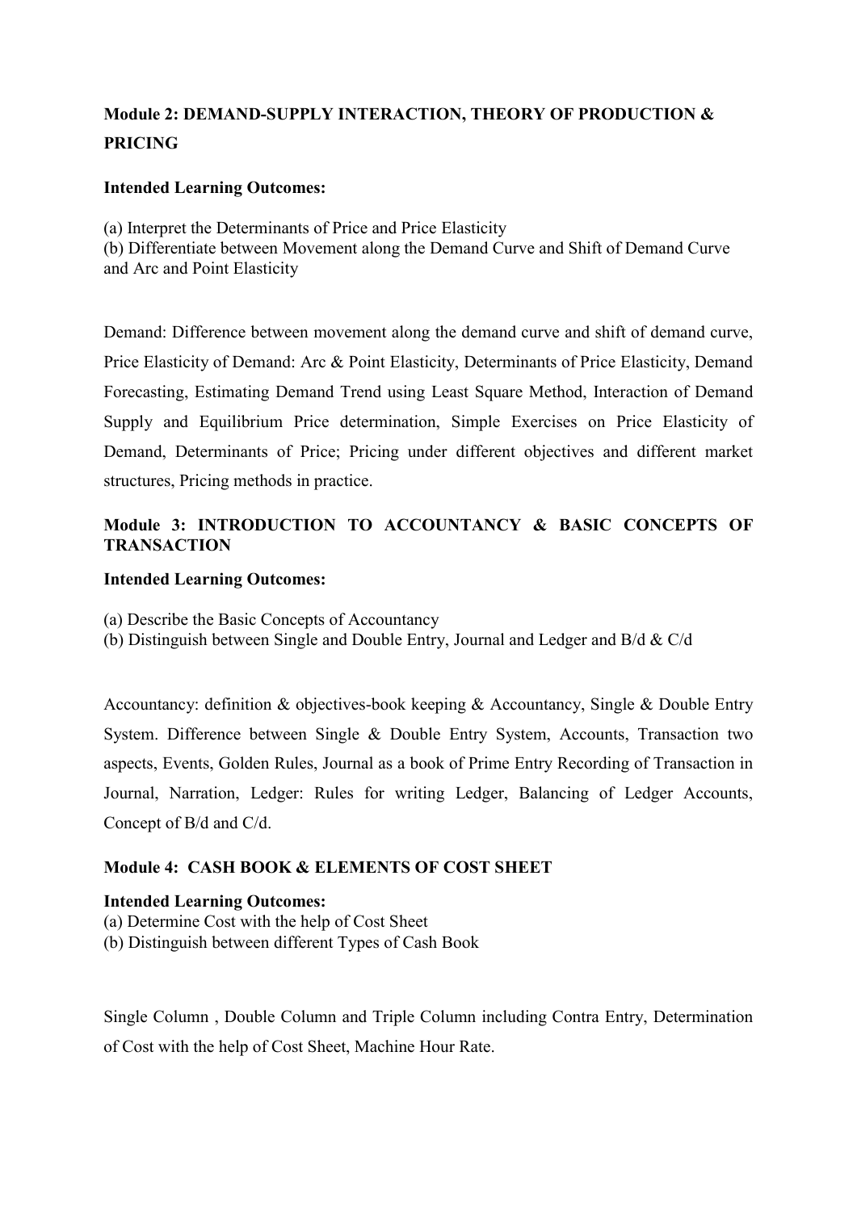### Module 2: DEMAND-SUPPLY INTERACTION, THEORY OF PRODUCTION & PRICING

**Intended Learning Outcomes:**

(a) Interpret the Determinants of Price and Price Elasticity
(b) Differentiate between Movement along the Demand Curve and Shift of Demand Curve and Arc and Point Elasticity

Demand: Difference between movement along the demand curve and shift of demand curve, Price Elasticity of Demand: Arc & Point Elasticity, Determinants of Price Elasticity, Demand Forecasting, Estimating Demand Trend using Least Square Method, Interaction of Demand Supply and Equilibrium Price determination, Simple Exercises on Price Elasticity of Demand, Determinants of Price; Pricing under different objectives and different market structures, Pricing methods in practice.

### Module 3: INTRODUCTION TO ACCOUNTANCY & BASIC CONCEPTS OF TRANSACTION

**Intended Learning Outcomes:**

(a) Describe the Basic Concepts of Accountancy
(b) Distinguish between Single and Double Entry, Journal and Ledger and B/d & C/d

Accountancy: definition & objectives-book keeping & Accountancy, Single & Double Entry System. Difference between Single & Double Entry System, Accounts, Transaction two aspects, Events, Golden Rules, Journal as a book of Prime Entry Recording of Transaction in Journal, Narration, Ledger: Rules for writing Ledger, Balancing of Ledger Accounts, Concept of B/d and C/d.

### Module 4: CASH BOOK & ELEMENTS OF COST SHEET

**Intended Learning Outcomes:**
(a) Determine Cost with the help of Cost Sheet
(b) Distinguish between different Types of Cash Book

Single Column , Double Column and Triple Column including Contra Entry, Determination of Cost with the help of Cost Sheet, Machine Hour Rate.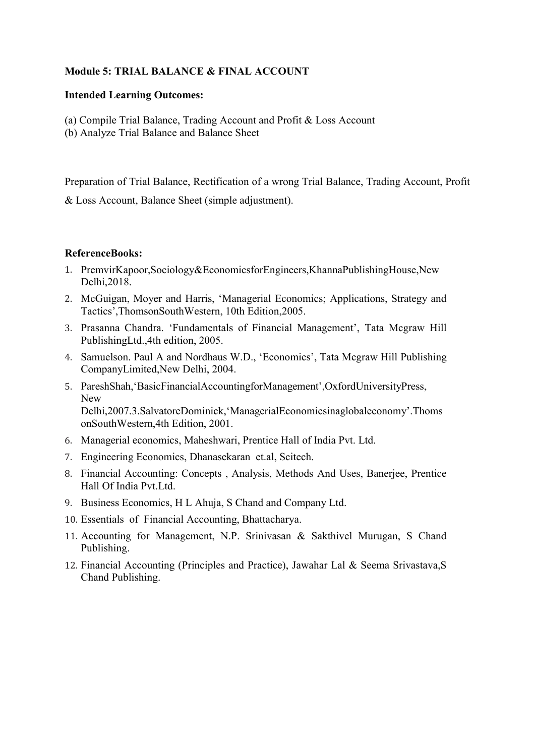**Module 5: TRIAL BALANCE & FINAL ACCOUNT**

**Intended Learning Outcomes:**

(a) Compile Trial Balance, Trading Account and Profit & Loss Account
(b) Analyze Trial Balance and Balance Sheet

Preparation of Trial Balance, Rectification of a wrong Trial Balance, Trading Account, Profit & Loss Account, Balance Sheet (simple adjustment).

**ReferenceBooks:**

1. PremvirKapoor,Sociology&EconomicsforEngineers,KhannaPublishingHouse,New Delhi,2018.
2. McGuigan, Moyer and Harris, 'Managerial Economics; Applications, Strategy and Tactics',ThomsonSouthWestern, 10th Edition,2005.
3. Prasanna Chandra. 'Fundamentals of Financial Management', Tata Mcgraw Hill PublishingLtd.,4th edition, 2005.
4. Samuelson. Paul A and Nordhaus W.D., 'Economics', Tata Mcgraw Hill Publishing CompanyLimited,New Delhi, 2004.
5. PareshShah,'BasicFinancialAccountingforManagement',OxfordUniversityPress, New Delhi,2007.3.SalvatoreDominick,'ManagerialEconomicsinaglobaleconomy'.ThomsonSouthWestern,4th Edition, 2001.
6. Managerial economics, Maheshwari, Prentice Hall of India Pvt. Ltd.
7. Engineering Economics, Dhanasekaran et.al, Scitech.
8. Financial Accounting: Concepts , Analysis, Methods And Uses, Banerjee, Prentice Hall Of India Pvt.Ltd.
9. Business Economics, H L Ahuja, S Chand and Company Ltd.
10. Essentials of Financial Accounting, Bhattacharya.
11. Accounting for Management, N.P. Srinivasan & Sakthivel Murugan, S Chand Publishing.
12. Financial Accounting (Principles and Practice), Jawahar Lal & Seema Srivastava,S Chand Publishing.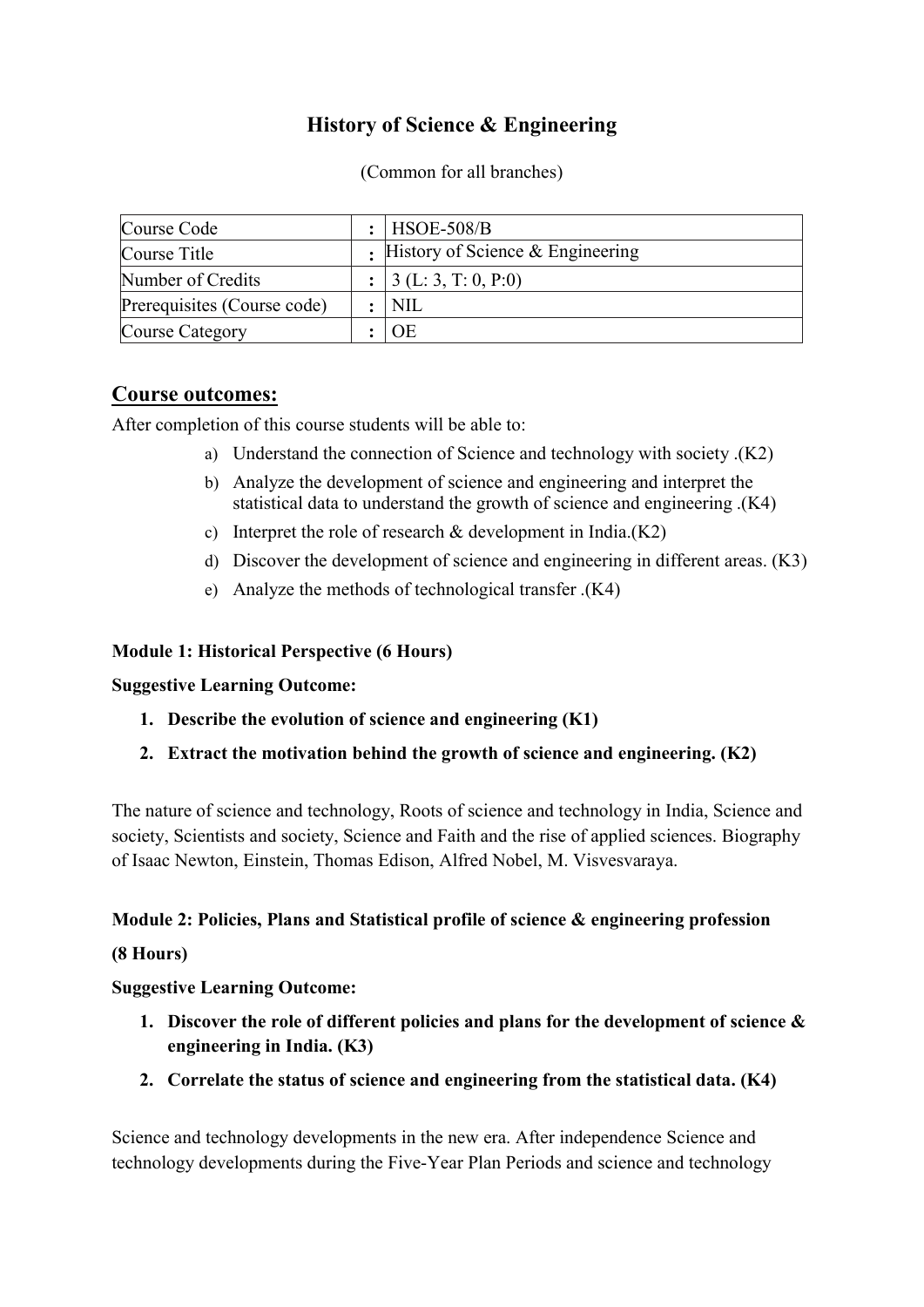# History of Science & Engineering

(Common for all branches)

| Course Code | : | HSOE-508/B |
|---|---|---|
| Course Title | : | History of Science & Engineering |
| Number of Credits | : | 3 (L: 3, T: 0, P:0) |
| Prerequisites (Course code) | : | NIL |
| Course Category | : | OE |

## Course outcomes:

After completion of this course students will be able to:

a) Understand the connection of Science and technology with society .(K2)
b) Analyze the development of science and engineering and interpret the statistical data to understand the growth of science and engineering .(K4)
c) Interpret the role of research & development in India.(K2)
d) Discover the development of science and engineering in different areas. (K3)
e) Analyze the methods of technological transfer .(K4)

**Module 1: Historical Perspective (6 Hours)**

**Suggestive Learning Outcome:**

1. **Describe the evolution of science and engineering (K1)**
2. **Extract the motivation behind the growth of science and engineering. (K2)**

The nature of science and technology, Roots of science and technology in India, Science and society, Scientists and society, Science and Faith and the rise of applied sciences. Biography of Isaac Newton, Einstein, Thomas Edison, Alfred Nobel, M. Visvesvaraya.

**Module 2: Policies, Plans and Statistical profile of science & engineering profession**

**(8 Hours)**

**Suggestive Learning Outcome:**

1. **Discover the role of different policies and plans for the development of science & engineering in India. (K3)**
2. **Correlate the status of science and engineering from the statistical data. (K4)**

Science and technology developments in the new era. After independence Science and technology developments during the Five-Year Plan Periods and science and technology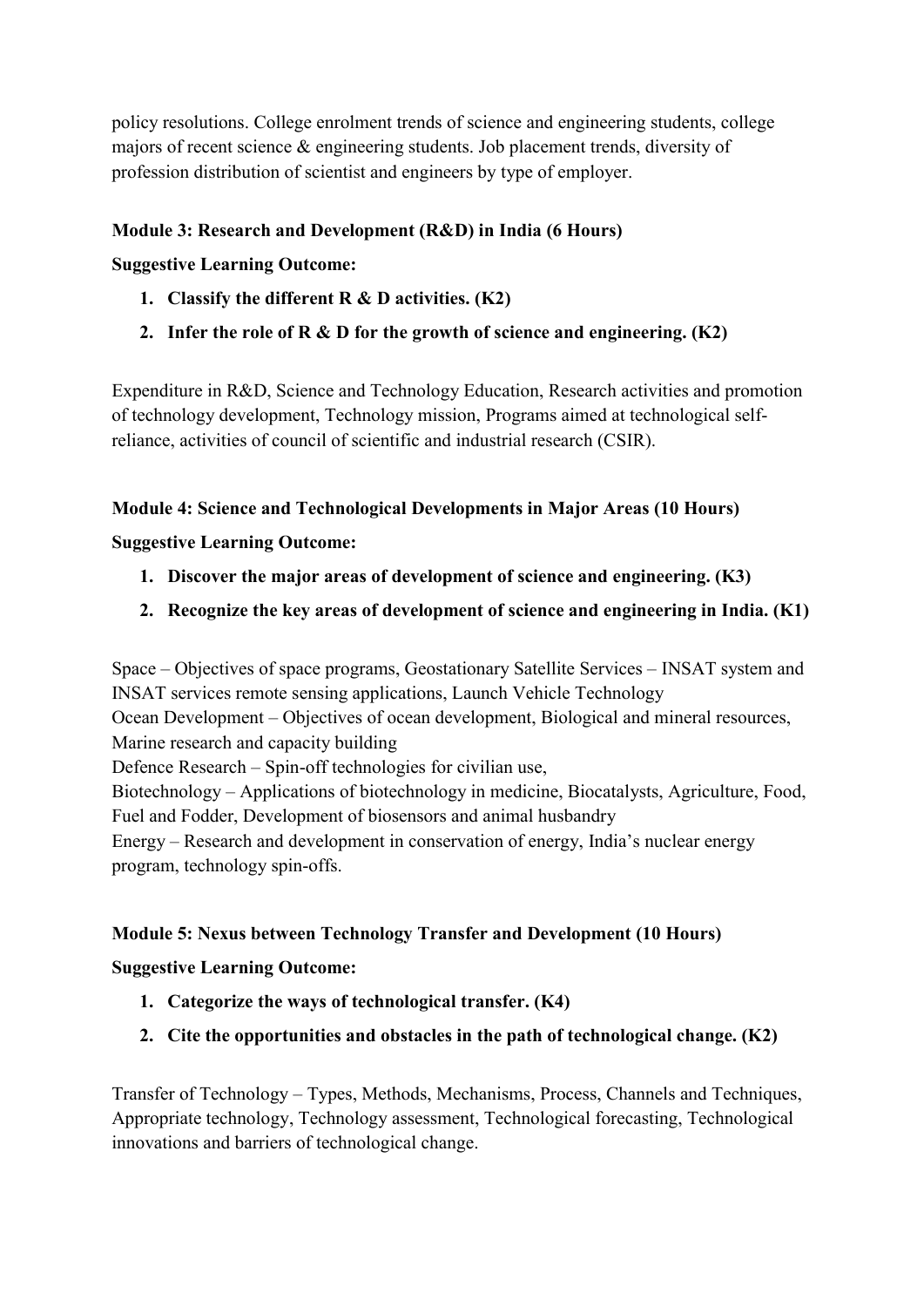policy resolutions. College enrolment trends of science and engineering students, college majors of recent science & engineering students. Job placement trends, diversity of profession distribution of scientist and engineers by type of employer.

### Module 3: Research and Development (R&D) in India (6 Hours)

**Suggestive Learning Outcome:**

1. **Classify the different R & D activities. (K2)**
2. **Infer the role of R & D for the growth of science and engineering. (K2)**

Expenditure in R&D, Science and Technology Education, Research activities and promotion of technology development, Technology mission, Programs aimed at technological self-reliance, activities of council of scientific and industrial research (CSIR).

### Module 4: Science and Technological Developments in Major Areas (10 Hours)

**Suggestive Learning Outcome:**

1. **Discover the major areas of development of science and engineering. (K3)**
2. **Recognize the key areas of development of science and engineering in India. (K1)**

Space – Objectives of space programs, Geostationary Satellite Services – INSAT system and INSAT services remote sensing applications, Launch Vehicle Technology
Ocean Development – Objectives of ocean development, Biological and mineral resources, Marine research and capacity building
Defence Research – Spin-off technologies for civilian use,
Biotechnology – Applications of biotechnology in medicine, Biocatalysts, Agriculture, Food, Fuel and Fodder, Development of biosensors and animal husbandry
Energy – Research and development in conservation of energy, India's nuclear energy program, technology spin-offs.

### Module 5: Nexus between Technology Transfer and Development (10 Hours)

**Suggestive Learning Outcome:**

1. **Categorize the ways of technological transfer. (K4)**
2. **Cite the opportunities and obstacles in the path of technological change. (K2)**

Transfer of Technology – Types, Methods, Mechanisms, Process, Channels and Techniques, Appropriate technology, Technology assessment, Technological forecasting, Technological innovations and barriers of technological change.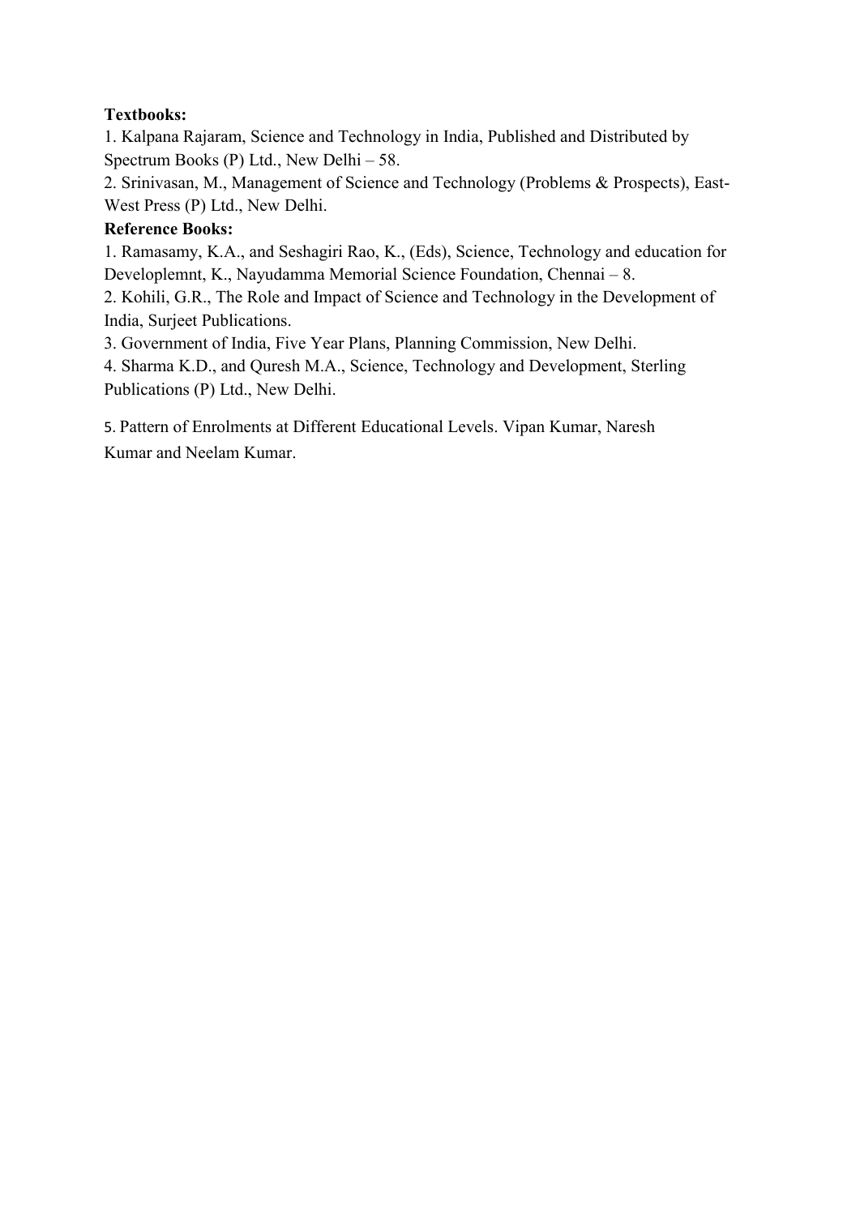**Textbooks:**

1. Kalpana Rajaram, Science and Technology in India, Published and Distributed by Spectrum Books (P) Ltd., New Delhi – 58.
2. Srinivasan, M., Management of Science and Technology (Problems & Prospects), East-West Press (P) Ltd., New Delhi.

**Reference Books:**

1. Ramasamy, K.A., and Seshagiri Rao, K., (Eds), Science, Technology and education for Developlemnt, K., Nayudamma Memorial Science Foundation, Chennai – 8.
2. Kohili, G.R., The Role and Impact of Science and Technology in the Development of India, Surjeet Publications.
3. Government of India, Five Year Plans, Planning Commission, New Delhi.
4. Sharma K.D., and Quresh M.A., Science, Technology and Development, Sterling Publications (P) Ltd., New Delhi.
5. Pattern of Enrolments at Different Educational Levels. Vipan Kumar, Naresh Kumar and Neelam Kumar.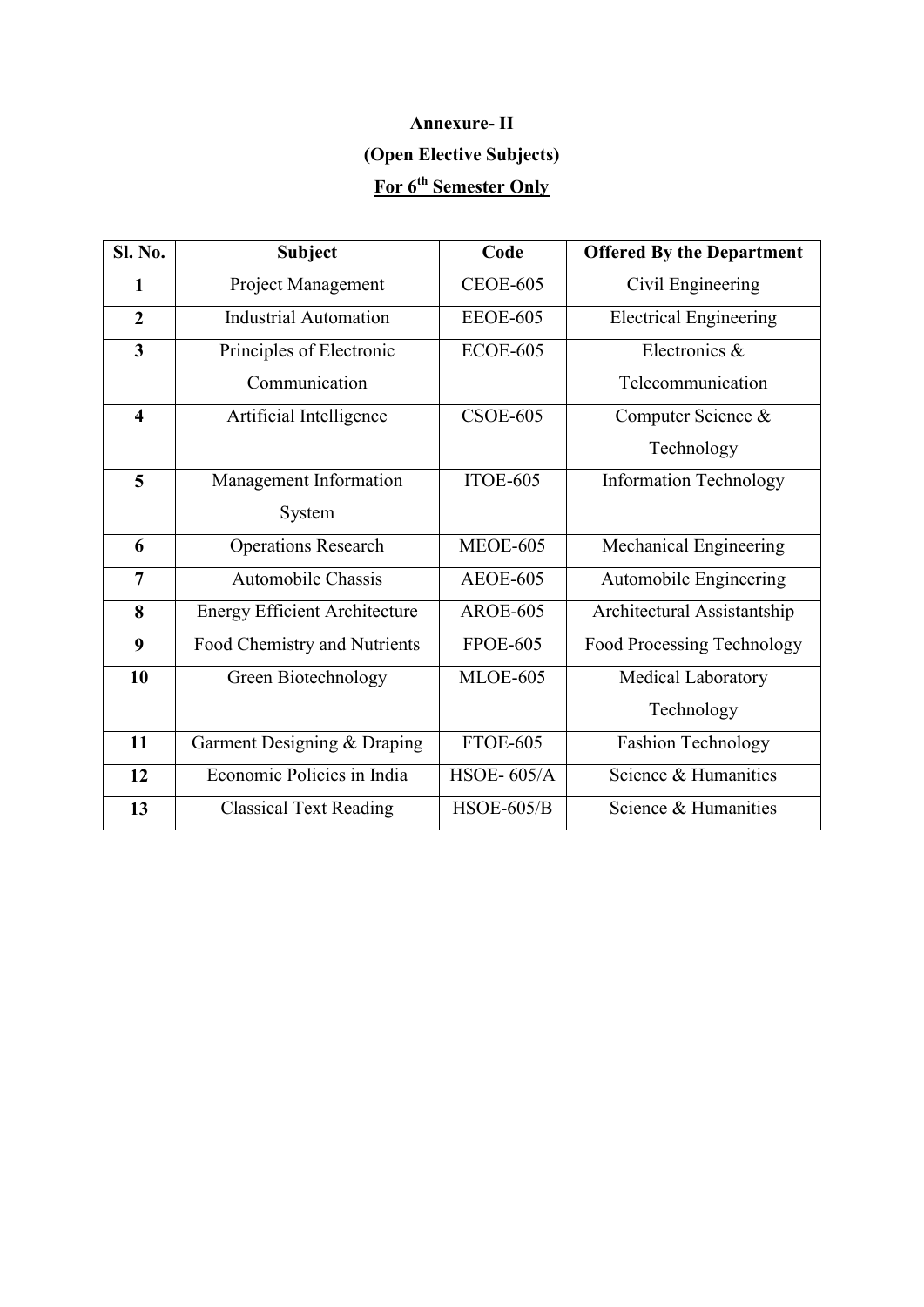**Annexure- II**

**(Open Elective Subjects)**

**For 6th Semester Only**

| Sl. No. | Subject | Code | Offered By the Department |
|---|---|---|---|
| **1** | Project Management | CEOE-605 | Civil Engineering |
| **2** | Industrial Automation | EEOE-605 | Electrical Engineering |
| **3** | Principles of Electronic Communication | ECOE-605 | Electronics & Telecommunication |
| **4** | Artificial Intelligence | CSOE-605 | Computer Science & Technology |
| **5** | Management Information System | ITOE-605 | Information Technology |
| **6** | Operations Research | MEOE-605 | Mechanical Engineering |
| **7** | Automobile Chassis | AEOE-605 | Automobile Engineering |
| **8** | Energy Efficient Architecture | AROE-605 | Architectural Assistantship |
| **9** | Food Chemistry and Nutrients | FPOE-605 | Food Processing Technology |
| **10** | Green Biotechnology | MLOE-605 | Medical Laboratory Technology |
| **11** | Garment Designing & Draping | FTOE-605 | Fashion Technology |
| **12** | Economic Policies in India | HSOE- 605/A | Science & Humanities |
| **13** | Classical Text Reading | HSOE-605/B | Science & Humanities |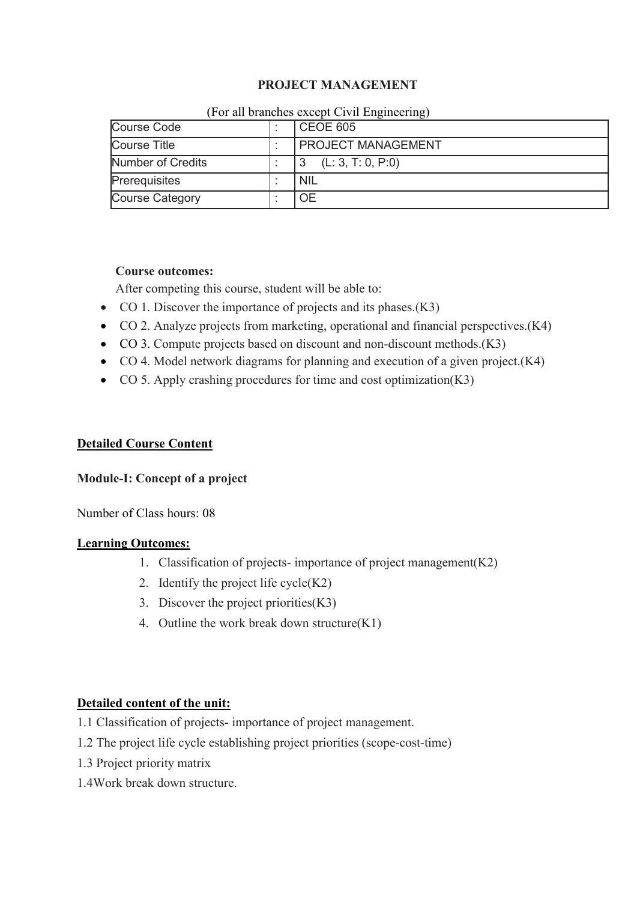# PROJECT MANAGEMENT

(For all branches except Civil Engineering)

| Course Code | : | CEOE 605 |
|---|---|---|
| Course Title | : | PROJECT MANAGEMENT |
| Number of Credits | : | 3 (L: 3, T: 0, P:0) |
| Prerequisites | : | NIL |
| Course Category | : | OE |

**Course outcomes:**

After competing this course, student will be able to:

- CO 1. Discover the importance of projects and its phases.(K3)
- CO 2. Analyze projects from marketing, operational and financial perspectives.(K4)
- CO 3. Compute projects based on discount and non-discount methods.(K3)
- CO 4. Model network diagrams for planning and execution of a given project.(K4)
- CO 5. Apply crashing procedures for time and cost optimization(K3)

## Detailed Course Content

### Module-I: Concept of a project

Number of Class hours: 08

**Learning Outcomes:**

1. Classification of projects- importance of project management(K2)
2. Identify the project life cycle(K2)
3. Discover the project priorities(K3)
4. Outline the work break down structure(K1)

**Detailed content of the unit:**

1.1 Classification of projects- importance of project management.

1.2 The project life cycle establishing project priorities (scope-cost-time)

1.3 Project priority matrix

1.4Work break down structure.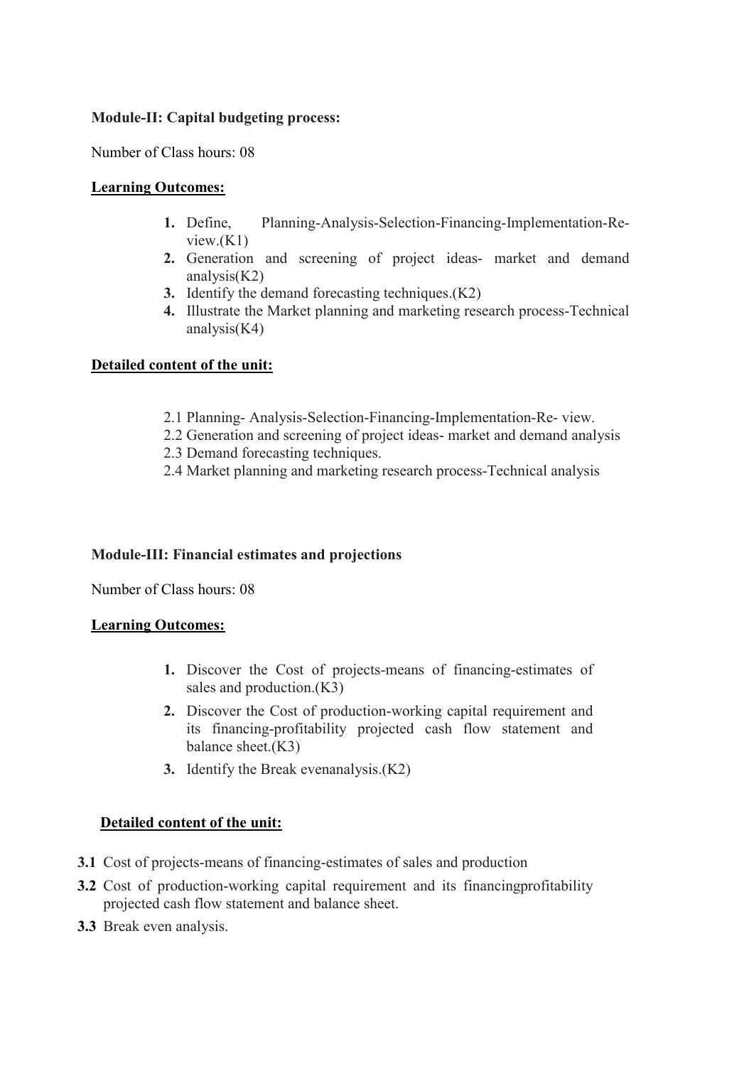**Module-II: Capital budgeting process:**

Number of Class hours: 08

**Learning Outcomes:**

1. Define, Planning-Analysis-Selection-Financing-Implementation-Re-view.(K1)
2. Generation and screening of project ideas- market and demand analysis(K2)
3. Identify the demand forecasting techniques.(K2)
4. Illustrate the Market planning and marketing research process-Technical analysis(K4)

**Detailed content of the unit:**

2.1 Planning- Analysis-Selection-Financing-Implementation-Re- view.
2.2 Generation and screening of project ideas- market and demand analysis
2.3 Demand forecasting techniques.
2.4 Market planning and marketing research process-Technical analysis

**Module-III: Financial estimates and projections**

Number of Class hours: 08

**Learning Outcomes:**

1. Discover the Cost of projects-means of financing-estimates of sales and production.(K3)
2. Discover the Cost of production-working capital requirement and its financing-profitability projected cash flow statement and balance sheet.(K3)
3. Identify the Break evenanalysis.(K2)

**Detailed content of the unit:**

**3.1** Cost of projects-means of financing-estimates of sales and production

**3.2** Cost of production-working capital requirement and its financingprofitability projected cash flow statement and balance sheet.

**3.3** Break even analysis.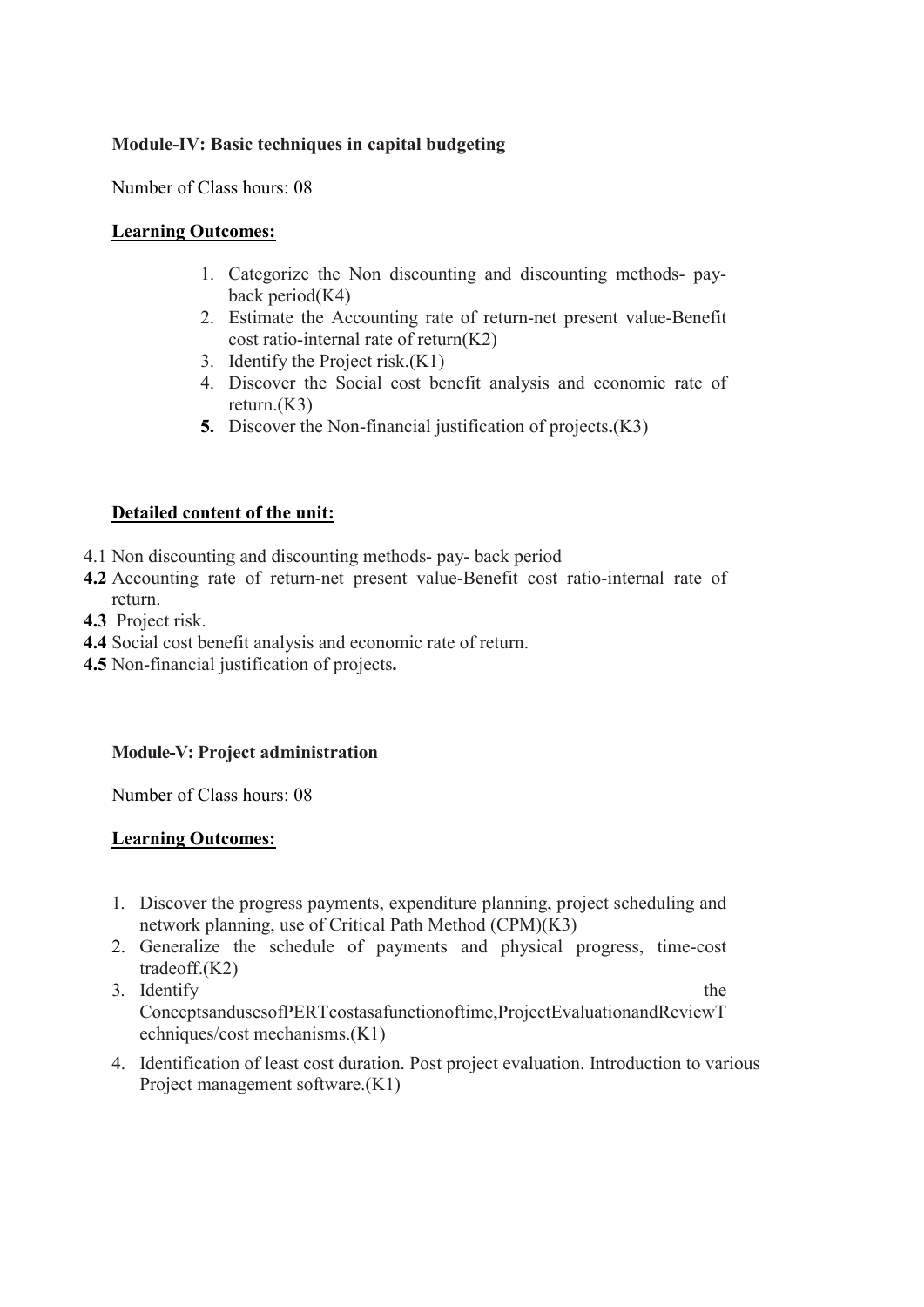**Module-IV: Basic techniques in capital budgeting**

Number of Class hours: 08

**Learning Outcomes:**

1. Categorize the Non discounting and discounting methods- pay-back period(K4)
2. Estimate the Accounting rate of return-net present value-Benefit cost ratio-internal rate of return(K2)
3. Identify the Project risk.(K1)
4. Discover the Social cost benefit analysis and economic rate of return.(K3)
5. Discover the Non-financial justification of projects**.**(K3)

**Detailed content of the unit:**

4.1 Non discounting and discounting methods- pay- back period

**4.2** Accounting rate of return-net present value-Benefit cost ratio-internal rate of return.

**4.3** Project risk.

**4.4** Social cost benefit analysis and economic rate of return.

**4.5** Non-financial justification of projects**.**

**Module-V: Project administration**

Number of Class hours: 08

**Learning Outcomes:**

1. Discover the progress payments, expenditure planning, project scheduling and network planning, use of Critical Path Method (CPM)(K3)
2. Generalize the schedule of payments and physical progress, time-cost tradeoff.(K2)
3. Identify the ConceptsandusesofPERTcostasafunctionoftime,ProjectEvaluationandReviewTechniques/cost mechanisms.(K1)
4. Identification of least cost duration. Post project evaluation. Introduction to various Project management software.(K1)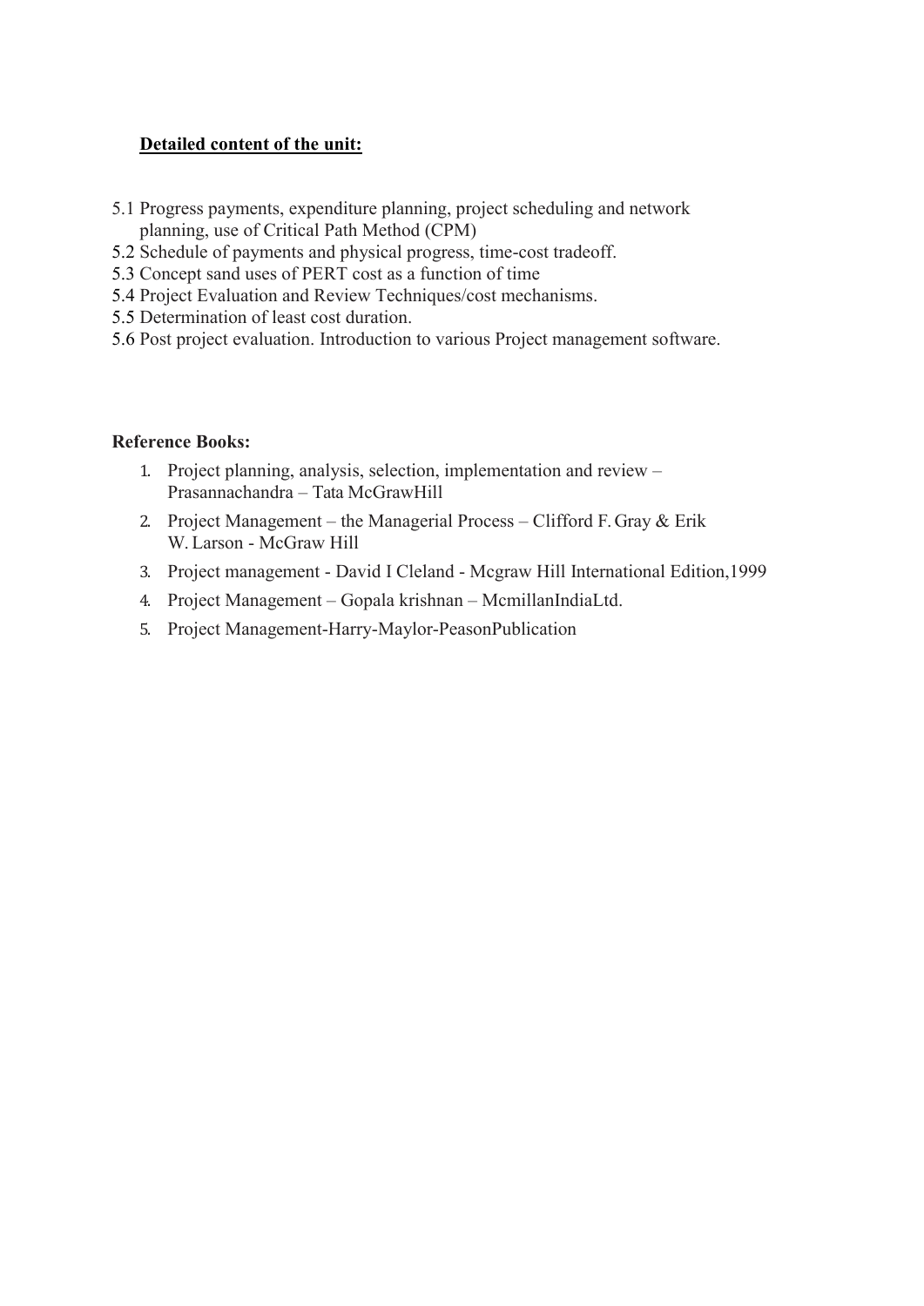**<u>Detailed content of the unit:</u>**

5.1 Progress payments, expenditure planning, project scheduling and network planning, use of Critical Path Method (CPM)
5.2 Schedule of payments and physical progress, time-cost tradeoff.
5.3 Concept sand uses of PERT cost as a function of time
5.4 Project Evaluation and Review Techniques/cost mechanisms.
5.5 Determination of least cost duration.
5.6 Post project evaluation. Introduction to various Project management software.

**Reference Books:**

1. Project planning, analysis, selection, implementation and review – Prasannachandra – Tata McGrawHill
2. Project Management – the Managerial Process – Clifford F. Gray & Erik W. Larson - McGraw Hill
3. Project management - David I Cleland - Mcgraw Hill International Edition,1999
4. Project Management – Gopala krishnan – McmillanIndiaLtd.
5. Project Management-Harry-Maylor-PeasonPublication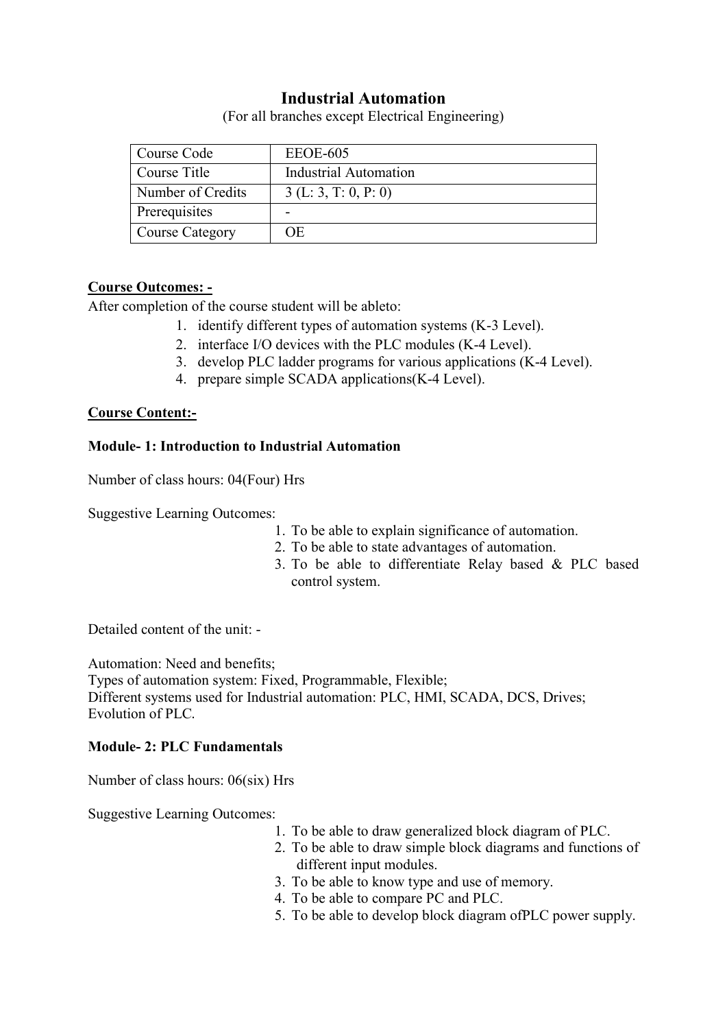# Industrial Automation

(For all branches except Electrical Engineering)

| Course Code | EEOE-605 |
|---|---|
| Course Title | Industrial Automation |
| Number of Credits | 3 (L: 3, T: 0, P: 0) |
| Prerequisites | - |
| Course Category | OE |

**Course Outcomes: -**

After completion of the course student will be ableto:

1. identify different types of automation systems (K-3 Level).
2. interface I/O devices with the PLC modules (K-4 Level).
3. develop PLC ladder programs for various applications (K-4 Level).
4. prepare simple SCADA applications(K-4 Level).

**Course Content:-**

**Module- 1: Introduction to Industrial Automation**

Number of class hours: 04(Four) Hrs

Suggestive Learning Outcomes:

1. To be able to explain significance of automation.
2. To be able to state advantages of automation.
3. To be able to differentiate Relay based & PLC based control system.

Detailed content of the unit: -

Automation: Need and benefits;
Types of automation system: Fixed, Programmable, Flexible;
Different systems used for Industrial automation: PLC, HMI, SCADA, DCS, Drives;
Evolution of PLC.

**Module- 2: PLC Fundamentals**

Number of class hours: 06(six) Hrs

Suggestive Learning Outcomes:

1. To be able to draw generalized block diagram of PLC.
2. To be able to draw simple block diagrams and functions of different input modules.
3. To be able to know type and use of memory.
4. To be able to compare PC and PLC.
5. To be able to develop block diagram ofPLC power supply.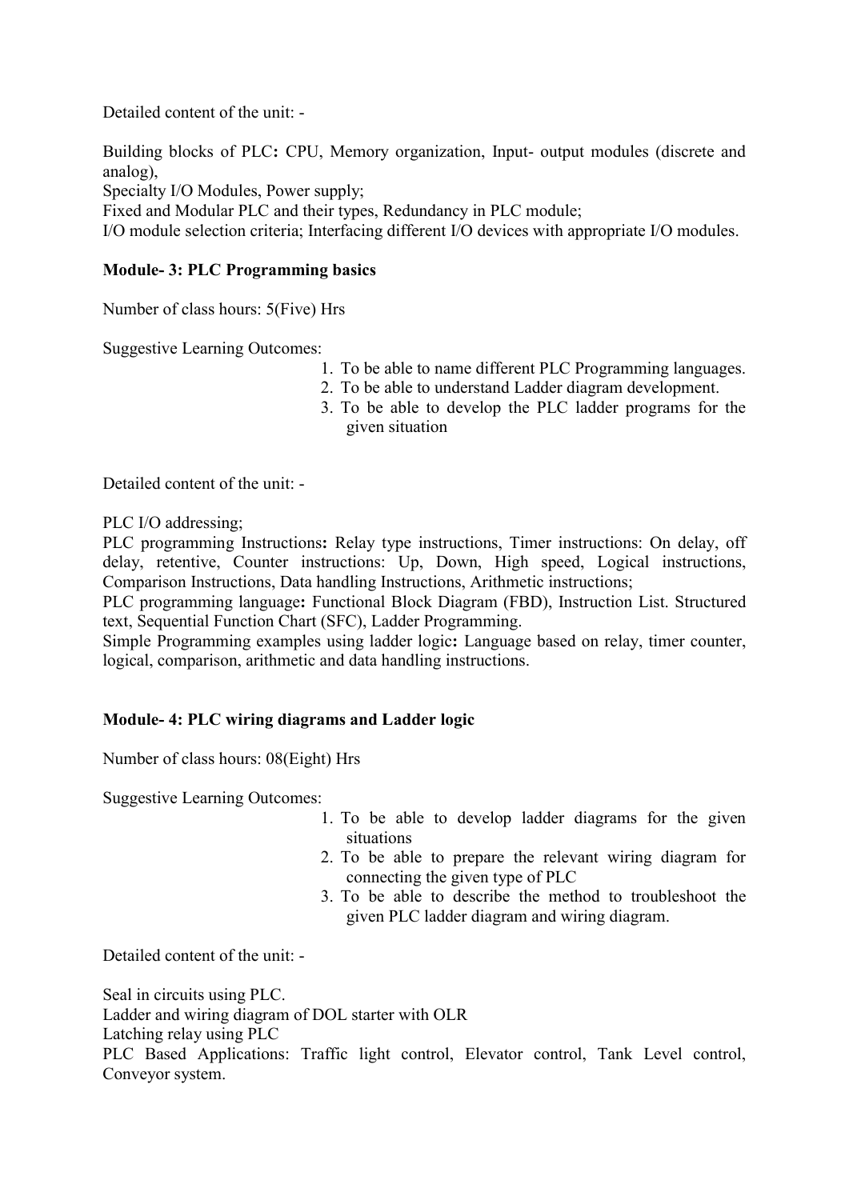Detailed content of the unit: -

Building blocks of PLC**:** CPU, Memory organization, Input- output modules (discrete and analog),
Specialty I/O Modules, Power supply;
Fixed and Modular PLC and their types, Redundancy in PLC module;
I/O module selection criteria; Interfacing different I/O devices with appropriate I/O modules.

**Module- 3: PLC Programming basics**

Number of class hours: 5(Five) Hrs

Suggestive Learning Outcomes:

1. To be able to name different PLC Programming languages.
2. To be able to understand Ladder diagram development.
3. To be able to develop the PLC ladder programs for the given situation

Detailed content of the unit: -

PLC I/O addressing;
PLC programming Instructions**:** Relay type instructions, Timer instructions: On delay, off delay, retentive, Counter instructions: Up, Down, High speed, Logical instructions, Comparison Instructions, Data handling Instructions, Arithmetic instructions;
PLC programming language**:** Functional Block Diagram (FBD), Instruction List. Structured text, Sequential Function Chart (SFC), Ladder Programming.
Simple Programming examples using ladder logic**:** Language based on relay, timer counter, logical, comparison, arithmetic and data handling instructions.

**Module- 4: PLC wiring diagrams and Ladder logic**

Number of class hours: 08(Eight) Hrs

Suggestive Learning Outcomes:

1. To be able to develop ladder diagrams for the given situations
2. To be able to prepare the relevant wiring diagram for connecting the given type of PLC
3. To be able to describe the method to troubleshoot the given PLC ladder diagram and wiring diagram.

Detailed content of the unit: -

Seal in circuits using PLC.
Ladder and wiring diagram of DOL starter with OLR
Latching relay using PLC
PLC Based Applications: Traffic light control, Elevator control, Tank Level control, Conveyor system.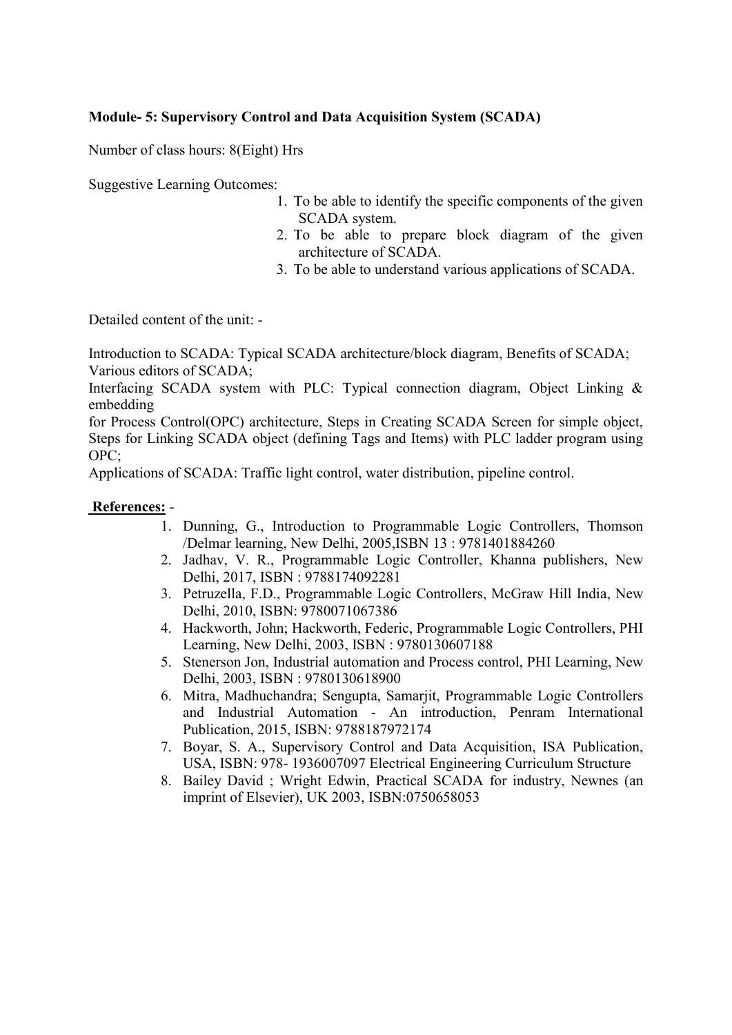**Module- 5: Supervisory Control and Data Acquisition System (SCADA)**

Number of class hours: 8(Eight) Hrs

Suggestive Learning Outcomes:

1. To be able to identify the specific components of the given SCADA system.
2. To be able to prepare block diagram of the given architecture of SCADA.
3. To be able to understand various applications of SCADA.

Detailed content of the unit: -

Introduction to SCADA: Typical SCADA architecture/block diagram, Benefits of SCADA; Various editors of SCADA;
Interfacing SCADA system with PLC: Typical connection diagram, Object Linking & embedding
for Process Control(OPC) architecture, Steps in Creating SCADA Screen for simple object, Steps for Linking SCADA object (defining Tags and Items) with PLC ladder program using OPC;
Applications of SCADA: Traffic light control, water distribution, pipeline control.

**References:** -

1. Dunning, G., Introduction to Programmable Logic Controllers, Thomson /Delmar learning, New Delhi, 2005,ISBN 13 : 9781401884260
2. Jadhav, V. R., Programmable Logic Controller, Khanna publishers, New Delhi, 2017, ISBN : 9788174092281
3. Petruzella, F.D., Programmable Logic Controllers, McGraw Hill India, New Delhi, 2010, ISBN: 9780071067386
4. Hackworth, John; Hackworth, Federic, Programmable Logic Controllers, PHI Learning, New Delhi, 2003, ISBN : 9780130607188
5. Stenerson Jon, Industrial automation and Process control, PHI Learning, New Delhi, 2003, ISBN : 9780130618900
6. Mitra, Madhuchandra; Sengupta, Samarjit, Programmable Logic Controllers and Industrial Automation - An introduction, Penram International Publication, 2015, ISBN: 9788187972174
7. Boyar, S. A., Supervisory Control and Data Acquisition, ISA Publication, USA, ISBN: 978- 1936007097 Electrical Engineering Curriculum Structure
8. Bailey David ; Wright Edwin, Practical SCADA for industry, Newnes (an imprint of Elsevier), UK 2003, ISBN:0750658053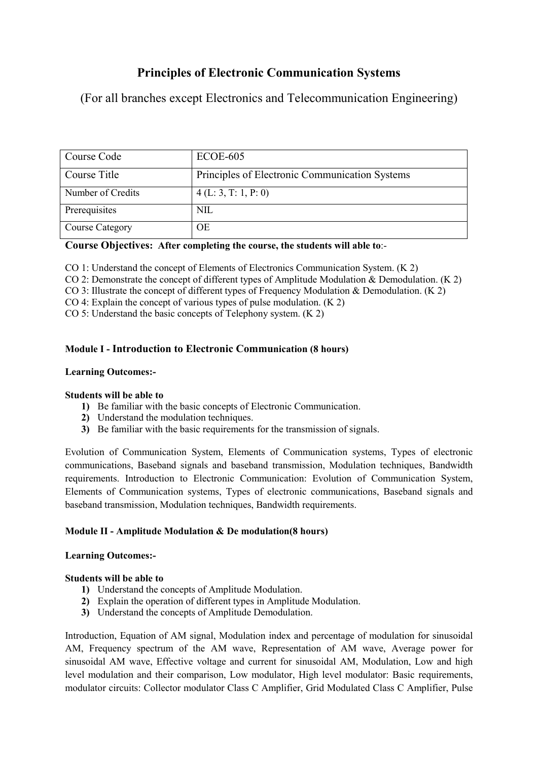# Principles of Electronic Communication Systems

(For all branches except Electronics and Telecommunication Engineering)

| Course Code | ECOE-605 |
|---|---|
| Course Title | Principles of Electronic Communication Systems |
| Number of Credits | 4 (L: 3, T: 1, P: 0) |
| Prerequisites | NIL |
| Course Category | OE |

**Course Objectives: After completing the course, the students will able to**:-

CO 1: Understand the concept of Elements of Electronics Communication System. (K 2)

CO 2: Demonstrate the concept of different types of Amplitude Modulation & Demodulation. (K 2)

CO 3: Illustrate the concept of different types of Frequency Modulation & Demodulation. (K 2)

CO 4: Explain the concept of various types of pulse modulation. (K 2)

CO 5: Understand the basic concepts of Telephony system. (K 2)

### Module I - Introduction to Electronic Communication (8 hours)

**Learning Outcomes:-**

**Students will be able to**

1) Be familiar with the basic concepts of Electronic Communication.
2) Understand the modulation techniques.
3) Be familiar with the basic requirements for the transmission of signals.

Evolution of Communication System, Elements of Communication systems, Types of electronic communications, Baseband signals and baseband transmission, Modulation techniques, Bandwidth requirements. Introduction to Electronic Communication: Evolution of Communication System, Elements of Communication systems, Types of electronic communications, Baseband signals and baseband transmission, Modulation techniques, Bandwidth requirements.

### Module II - Amplitude Modulation & De modulation(8 hours)

**Learning Outcomes:-**

**Students will be able to**

1) Understand the concepts of Amplitude Modulation.
2) Explain the operation of different types in Amplitude Modulation.
3) Understand the concepts of Amplitude Demodulation.

Introduction, Equation of AM signal, Modulation index and percentage of modulation for sinusoidal AM, Frequency spectrum of the AM wave, Representation of AM wave, Average power for sinusoidal AM wave, Effective voltage and current for sinusoidal AM, Modulation, Low and high level modulation and their comparison, Low modulator, High level modulator: Basic requirements, modulator circuits: Collector modulator Class C Amplifier, Grid Modulated Class C Amplifier, Pulse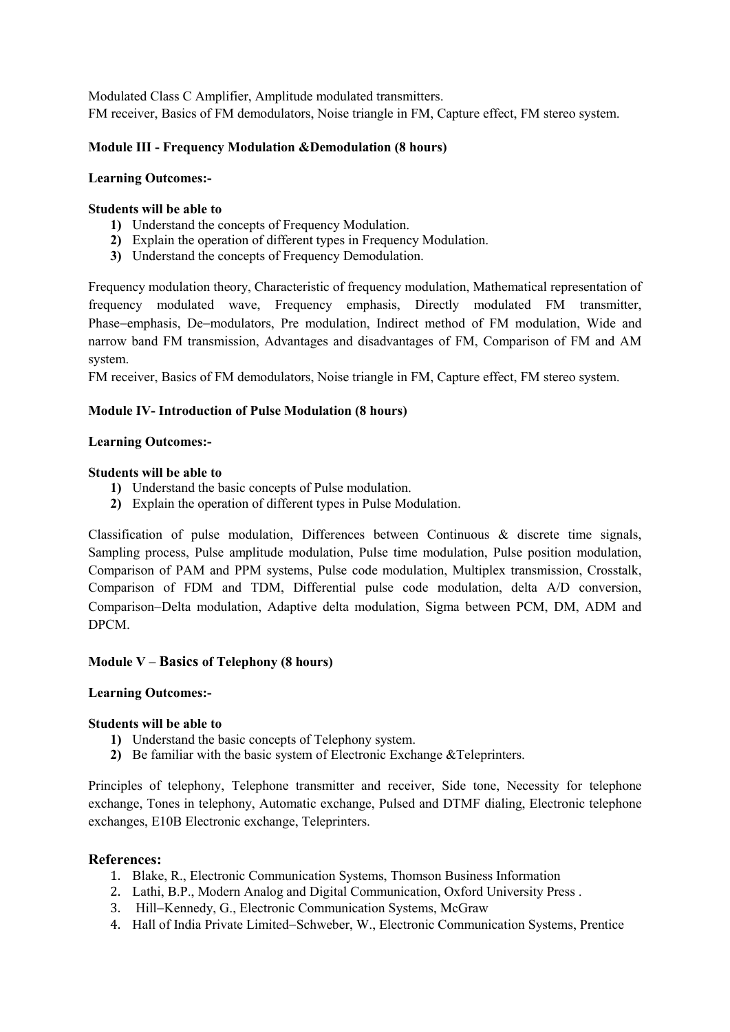Modulated Class C Amplifier, Amplitude modulated transmitters.
FM receiver, Basics of FM demodulators, Noise triangle in FM, Capture effect, FM stereo system.

**Module III - Frequency Modulation &Demodulation (8 hours)**

**Learning Outcomes:-**

**Students will be able to**

1) Understand the concepts of Frequency Modulation.
2) Explain the operation of different types in Frequency Modulation.
3) Understand the concepts of Frequency Demodulation.

Frequency modulation theory, Characteristic of frequency modulation, Mathematical representation of frequency modulated wave, Frequency emphasis, Directly modulated FM transmitter, Phase–emphasis, De–modulators, Pre modulation, Indirect method of FM modulation, Wide and narrow band FM transmission, Advantages and disadvantages of FM, Comparison of FM and AM system.
FM receiver, Basics of FM demodulators, Noise triangle in FM, Capture effect, FM stereo system.

**Module IV- Introduction of Pulse Modulation (8 hours)**

**Learning Outcomes:-**

**Students will be able to**

1) Understand the basic concepts of Pulse modulation.
2) Explain the operation of different types in Pulse Modulation.

Classification of pulse modulation, Differences between Continuous & discrete time signals, Sampling process, Pulse amplitude modulation, Pulse time modulation, Pulse position modulation, Comparison of PAM and PPM systems, Pulse code modulation, Multiplex transmission, Crosstalk, Comparison of FDM and TDM, Differential pulse code modulation, delta A/D conversion, Comparison–Delta modulation, Adaptive delta modulation, Sigma between PCM, DM, ADM and DPCM.

**Module V – Basics of Telephony (8 hours)**

**Learning Outcomes:-**

**Students will be able to**

1) Understand the basic concepts of Telephony system.
2) Be familiar with the basic system of Electronic Exchange &Teleprinters.

Principles of telephony, Telephone transmitter and receiver, Side tone, Necessity for telephone exchange, Tones in telephony, Automatic exchange, Pulsed and DTMF dialing, Electronic telephone exchanges, E10B Electronic exchange, Teleprinters.

**References:**

1. Blake, R., Electronic Communication Systems, Thomson Business Information
2. Lathi, B.P., Modern Analog and Digital Communication, Oxford University Press .
3. Hill–Kennedy, G., Electronic Communication Systems, McGraw
4. Hall of India Private Limited–Schweber, W., Electronic Communication Systems, Prentice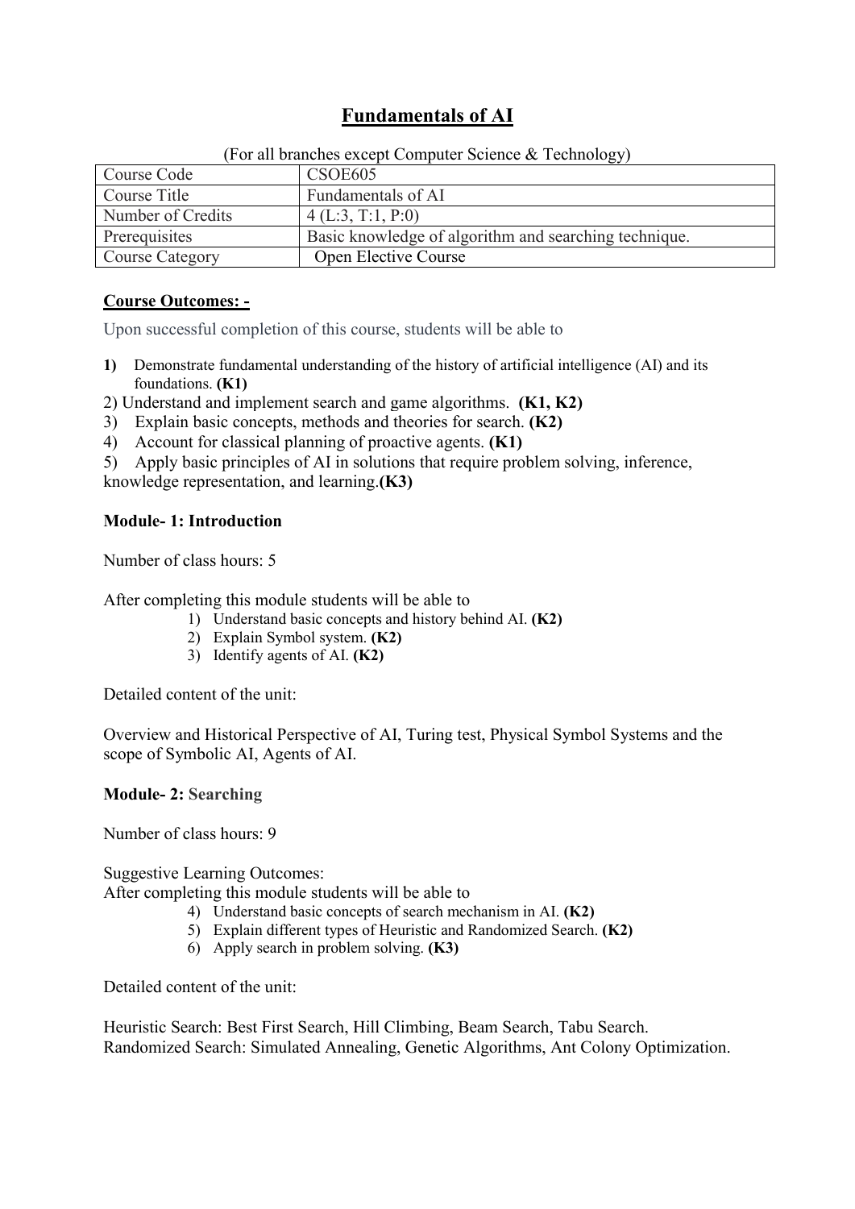# Fundamentals of AI

(For all branches except Computer Science & Technology)

| Course Code | CSOE605 |
|---|---|
| Course Title | Fundamentals of AI |
| Number of Credits | 4 (L:3, T:1, P:0) |
| Prerequisites | Basic knowledge of algorithm and searching technique. |
| Course Category | Open Elective Course |

**Course Outcomes: -**

Upon successful completion of this course, students will be able to

1) Demonstrate fundamental understanding of the history of artificial intelligence (AI) and its foundations. **(K1)**
2) Understand and implement search and game algorithms. **(K1, K2)**
3) Explain basic concepts, methods and theories for search. **(K2)**
4) Account for classical planning of proactive agents. **(K1)**
5) Apply basic principles of AI in solutions that require problem solving, inference, knowledge representation, and learning.**(K3)**

**Module- 1: Introduction**

Number of class hours: 5

After completing this module students will be able to

1) Understand basic concepts and history behind AI. **(K2)**
2) Explain Symbol system. **(K2)**
3) Identify agents of AI. **(K2)**

Detailed content of the unit:

Overview and Historical Perspective of AI, Turing test, Physical Symbol Systems and the scope of Symbolic AI, Agents of AI.

**Module- 2: Searching**

Number of class hours: 9

Suggestive Learning Outcomes:
After completing this module students will be able to

4) Understand basic concepts of search mechanism in AI. **(K2)**
5) Explain different types of Heuristic and Randomized Search. **(K2)**
6) Apply search in problem solving. **(K3)**

Detailed content of the unit:

Heuristic Search: Best First Search, Hill Climbing, Beam Search, Tabu Search.
Randomized Search: Simulated Annealing, Genetic Algorithms, Ant Colony Optimization.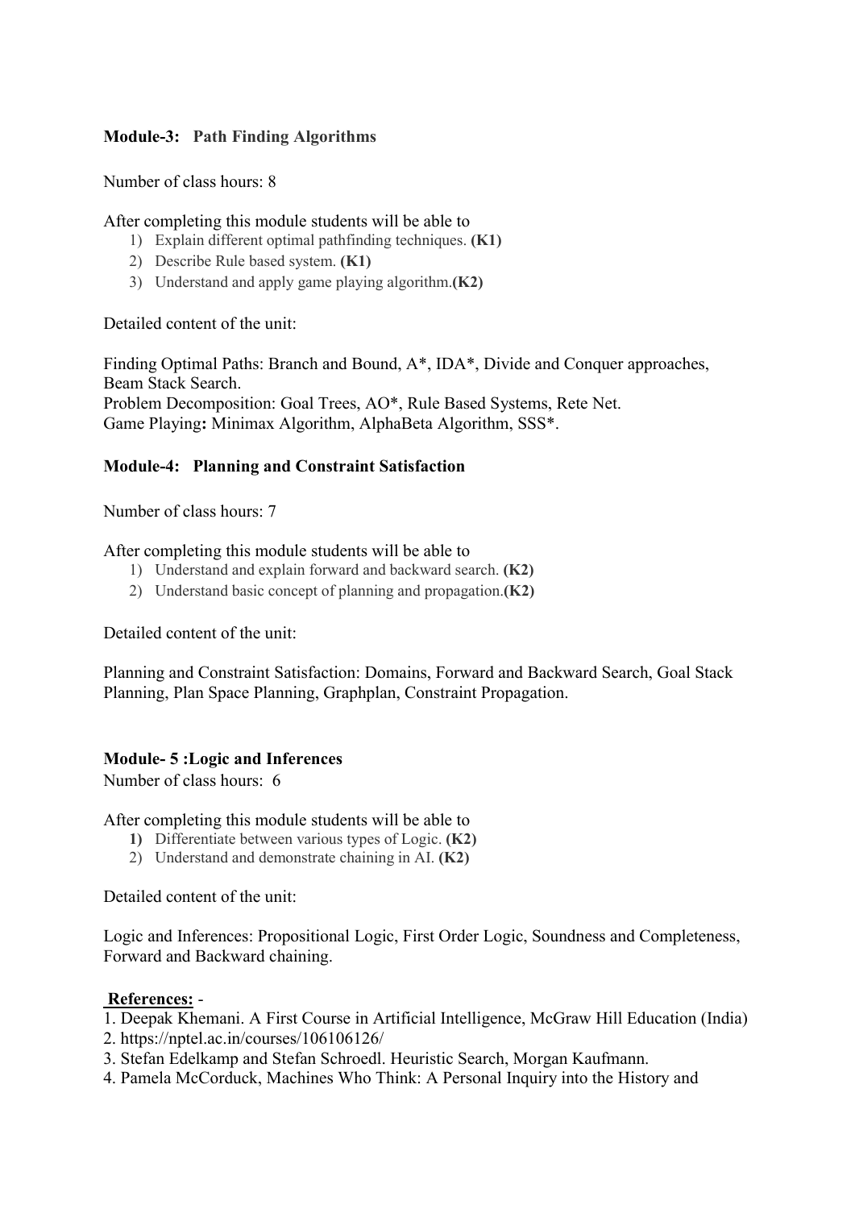**Module-3: Path Finding Algorithms**

Number of class hours: 8

After completing this module students will be able to

1) Explain different optimal pathfinding techniques. **(K1)**
2) Describe Rule based system. **(K1)**
3) Understand and apply game playing algorithm.**(K2)**

Detailed content of the unit:

Finding Optimal Paths: Branch and Bound, A*, IDA*, Divide and Conquer approaches, Beam Stack Search.
Problem Decomposition: Goal Trees, AO*, Rule Based Systems, Rete Net.
Game Playing**:** Minimax Algorithm, AlphaBeta Algorithm, SSS*.

**Module-4: Planning and Constraint Satisfaction**

Number of class hours: 7

After completing this module students will be able to

1) Understand and explain forward and backward search. **(K2)**
2) Understand basic concept of planning and propagation.**(K2)**

Detailed content of the unit:

Planning and Constraint Satisfaction: Domains, Forward and Backward Search, Goal Stack Planning, Plan Space Planning, Graphplan, Constraint Propagation.

**Module- 5 :Logic and Inferences**

Number of class hours: 6

After completing this module students will be able to

**1)** Differentiate between various types of Logic. **(K2)**
2) Understand and demonstrate chaining in AI. **(K2)**

Detailed content of the unit:

Logic and Inferences: Propositional Logic, First Order Logic, Soundness and Completeness, Forward and Backward chaining.

**References:** -

1. Deepak Khemani. A First Course in Artificial Intelligence, McGraw Hill Education (India)
2. https://nptel.ac.in/courses/106106126/
3. Stefan Edelkamp and Stefan Schroedl. Heuristic Search, Morgan Kaufmann.
4. Pamela McCorduck, Machines Who Think: A Personal Inquiry into the History and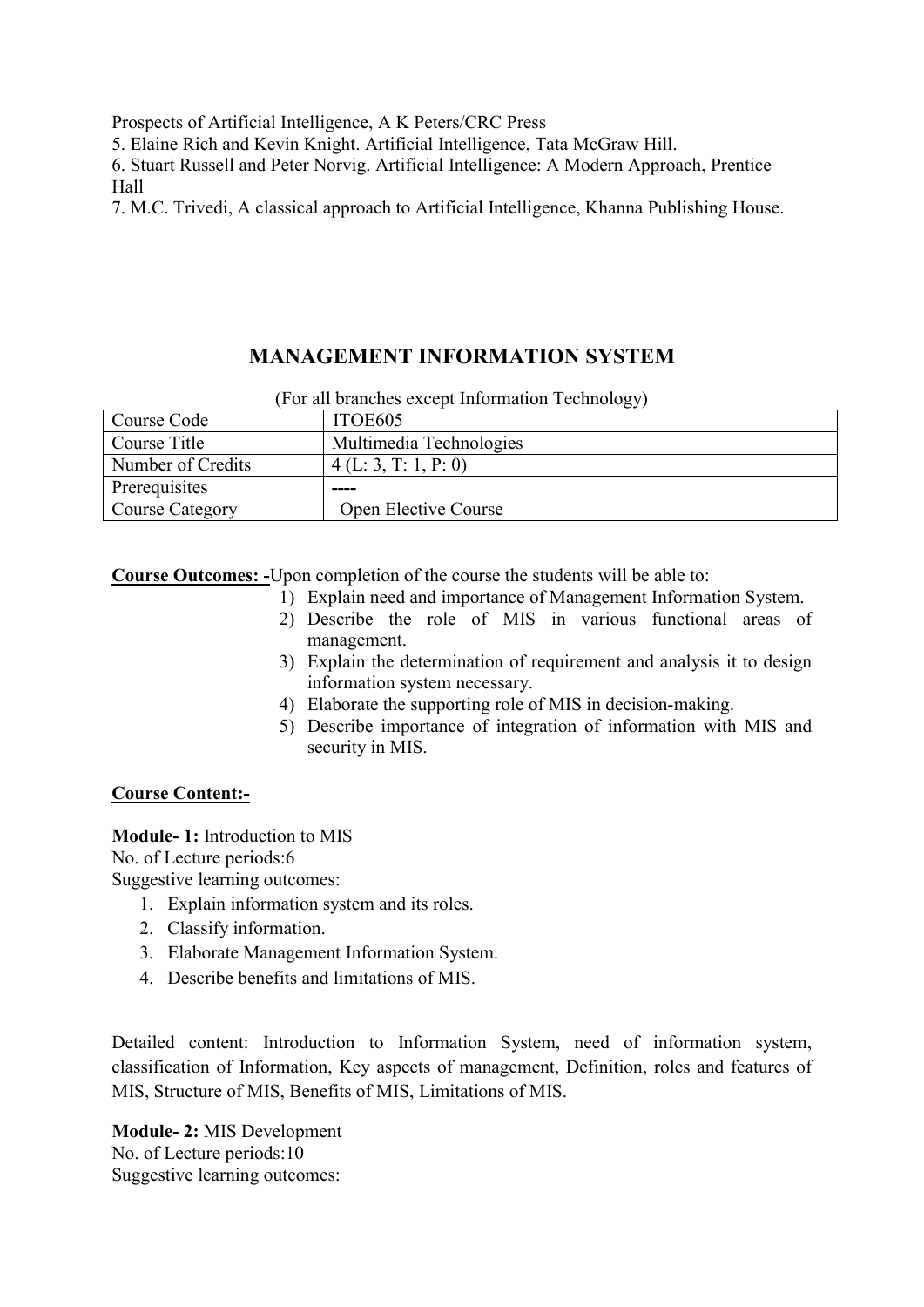Prospects of Artificial Intelligence, A K Peters/CRC Press
5. Elaine Rich and Kevin Knight. Artificial Intelligence, Tata McGraw Hill.
6. Stuart Russell and Peter Norvig. Artificial Intelligence: A Modern Approach, Prentice Hall
7. M.C. Trivedi, A classical approach to Artificial Intelligence, Khanna Publishing House.

## MANAGEMENT INFORMATION SYSTEM

(For all branches except Information Technology)

| Course Code | ITOE605 |
|---|---|
| Course Title | Multimedia Technologies |
| Number of Credits | 4 (L: 3, T: 1, P: 0) |
| Prerequisites | ---- |
| Course Category | Open Elective Course |

**Course Outcomes: -**Upon completion of the course the students will be able to:

1) Explain need and importance of Management Information System.
2) Describe the role of MIS in various functional areas of management.
3) Explain the determination of requirement and analysis it to design information system necessary.
4) Elaborate the supporting role of MIS in decision-making.
5) Describe importance of integration of information with MIS and security in MIS.

**Course Content:-**

**Module- 1:** Introduction to MIS
No. of Lecture periods:6
Suggestive learning outcomes:

1. Explain information system and its roles.
2. Classify information.
3. Elaborate Management Information System.
4. Describe benefits and limitations of MIS.

Detailed content: Introduction to Information System, need of information system, classification of Information, Key aspects of management, Definition, roles and features of MIS, Structure of MIS, Benefits of MIS, Limitations of MIS.

**Module- 2:** MIS Development
No. of Lecture periods:10
Suggestive learning outcomes: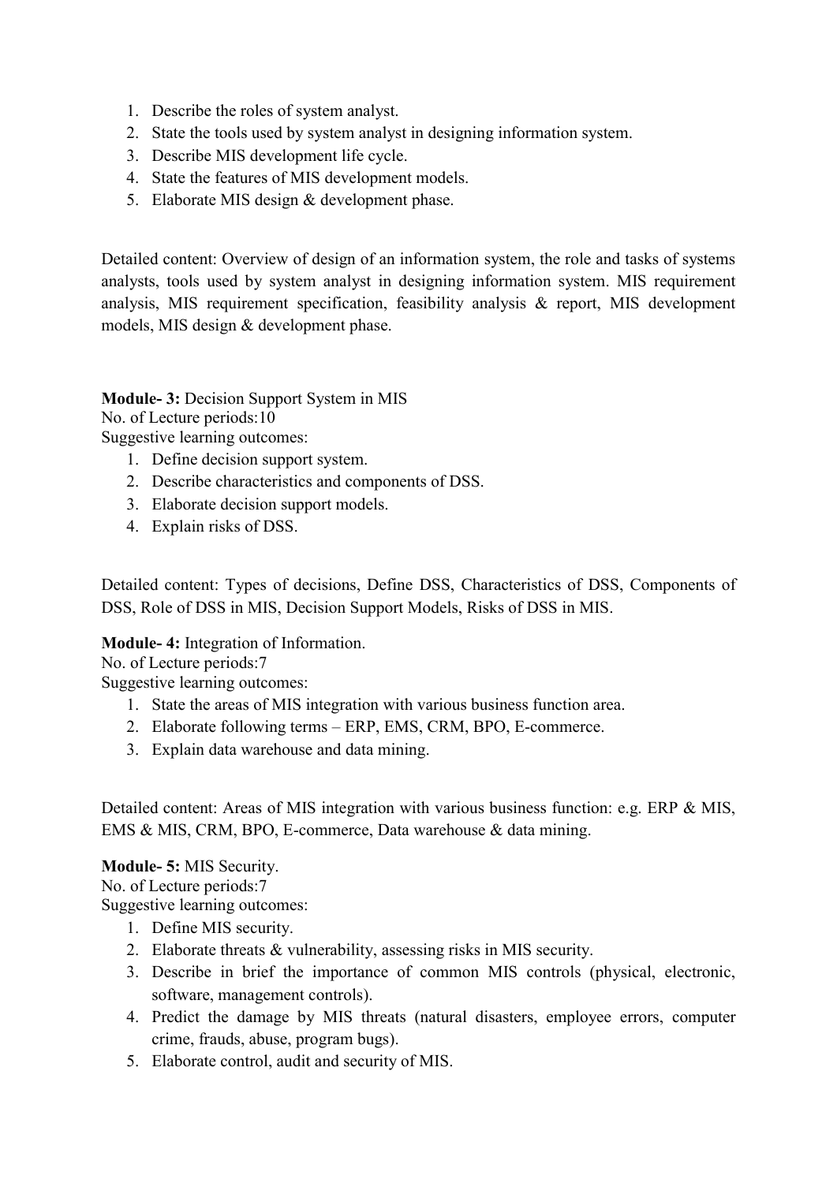1. Describe the roles of system analyst.
2. State the tools used by system analyst in designing information system.
3. Describe MIS development life cycle.
4. State the features of MIS development models.
5. Elaborate MIS design & development phase.

Detailed content: Overview of design of an information system, the role and tasks of systems analysts, tools used by system analyst in designing information system. MIS requirement analysis, MIS requirement specification, feasibility analysis & report, MIS development models, MIS design & development phase.

**Module- 3:** Decision Support System in MIS
No. of Lecture periods:10
Suggestive learning outcomes:

1. Define decision support system.
2. Describe characteristics and components of DSS.
3. Elaborate decision support models.
4. Explain risks of DSS.

Detailed content: Types of decisions, Define DSS, Characteristics of DSS, Components of DSS, Role of DSS in MIS, Decision Support Models, Risks of DSS in MIS.

**Module- 4:** Integration of Information.
No. of Lecture periods:7
Suggestive learning outcomes:

1. State the areas of MIS integration with various business function area.
2. Elaborate following terms – ERP, EMS, CRM, BPO, E-commerce.
3. Explain data warehouse and data mining.

Detailed content: Areas of MIS integration with various business function: e.g. ERP & MIS, EMS & MIS, CRM, BPO, E-commerce, Data warehouse & data mining.

**Module- 5:** MIS Security.
No. of Lecture periods:7
Suggestive learning outcomes:

1. Define MIS security.
2. Elaborate threats & vulnerability, assessing risks in MIS security.
3. Describe in brief the importance of common MIS controls (physical, electronic, software, management controls).
4. Predict the damage by MIS threats (natural disasters, employee errors, computer crime, frauds, abuse, program bugs).
5. Elaborate control, audit and security of MIS.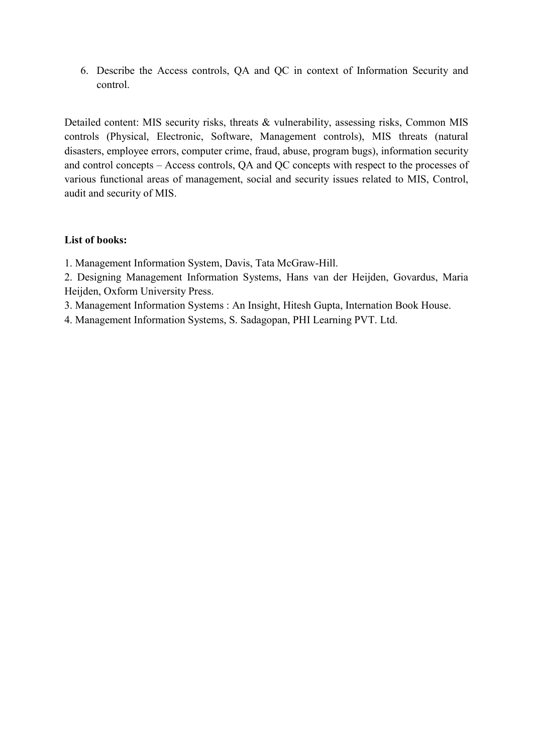6. Describe the Access controls, QA and QC in context of Information Security and control.

Detailed content: MIS security risks, threats & vulnerability, assessing risks, Common MIS controls (Physical, Electronic, Software, Management controls), MIS threats (natural disasters, employee errors, computer crime, fraud, abuse, program bugs), information security and control concepts – Access controls, QA and QC concepts with respect to the processes of various functional areas of management, social and security issues related to MIS, Control, audit and security of MIS.

**List of books:**

1. Management Information System, Davis, Tata McGraw-Hill.
2. Designing Management Information Systems, Hans van der Heijden, Govardus, Maria Heijden, Oxform University Press.
3. Management Information Systems : An Insight, Hitesh Gupta, Internation Book House.
4. Management Information Systems, S. Sadagopan, PHI Learning PVT. Ltd.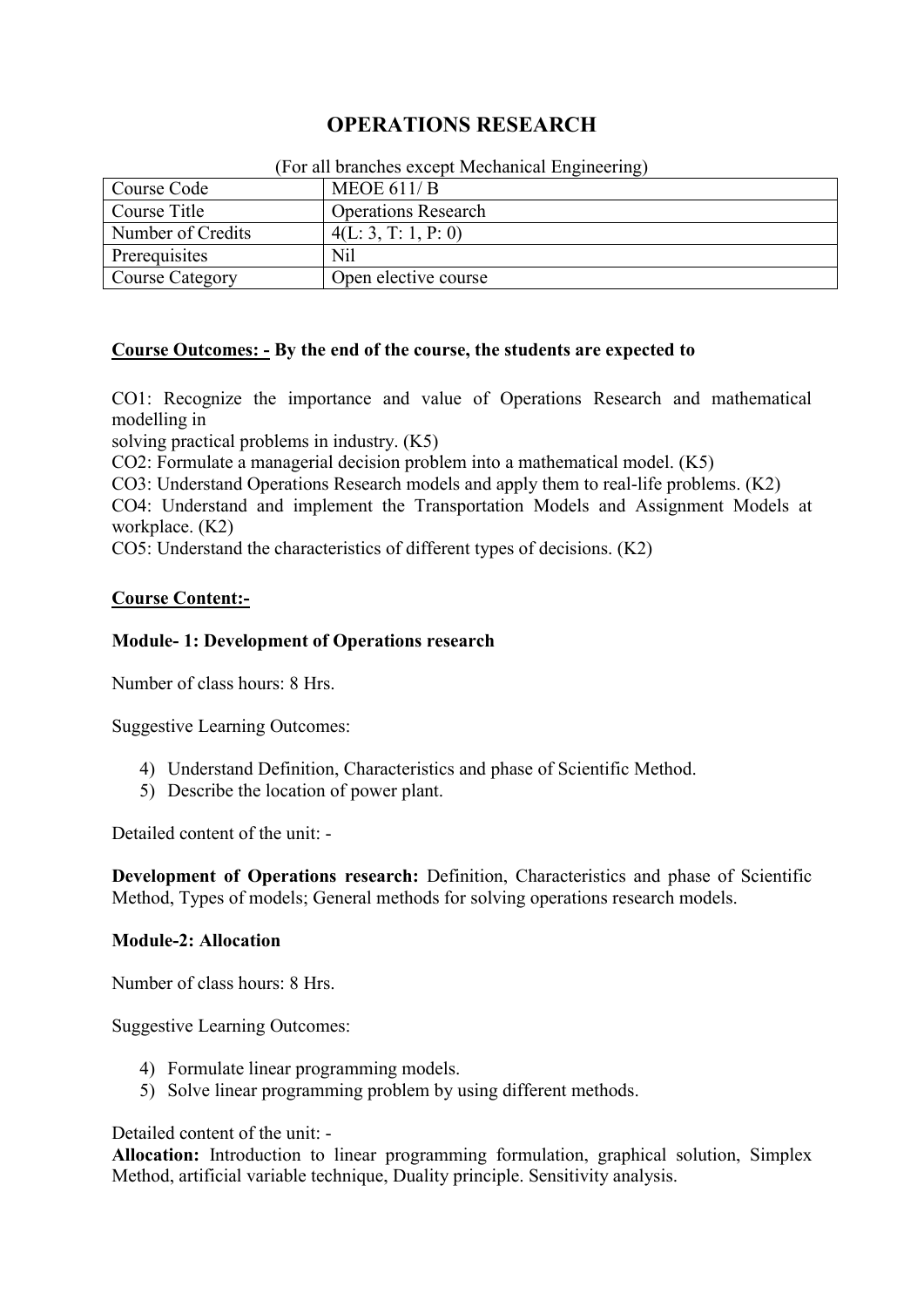# OPERATIONS RESEARCH

(For all branches except Mechanical Engineering)

| Course Code | MEOE 611/ B |
|---|---|
| Course Title | Operations Research |
| Number of Credits | 4(L: 3, T: 1, P: 0) |
| Prerequisites | Nil |
| Course Category | Open elective course |

**Course Outcomes: - By the end of the course, the students are expected to**

CO1: Recognize the importance and value of Operations Research and mathematical modelling in
solving practical problems in industry. (K5)
CO2: Formulate a managerial decision problem into a mathematical model. (K5)
CO3: Understand Operations Research models and apply them to real-life problems. (K2)
CO4: Understand and implement the Transportation Models and Assignment Models at workplace. (K2)
CO5: Understand the characteristics of different types of decisions. (K2)

**Course Content:-**

**Module- 1: Development of Operations research**

Number of class hours: 8 Hrs.

Suggestive Learning Outcomes:

4) Understand Definition, Characteristics and phase of Scientific Method.
5) Describe the location of power plant.

Detailed content of the unit: -

**Development of Operations research:** Definition, Characteristics and phase of Scientific Method, Types of models; General methods for solving operations research models.

**Module-2: Allocation**

Number of class hours: 8 Hrs.

Suggestive Learning Outcomes:

4) Formulate linear programming models.
5) Solve linear programming problem by using different methods.

Detailed content of the unit: -

**Allocation:** Introduction to linear programming formulation, graphical solution, Simplex Method, artificial variable technique, Duality principle. Sensitivity analysis.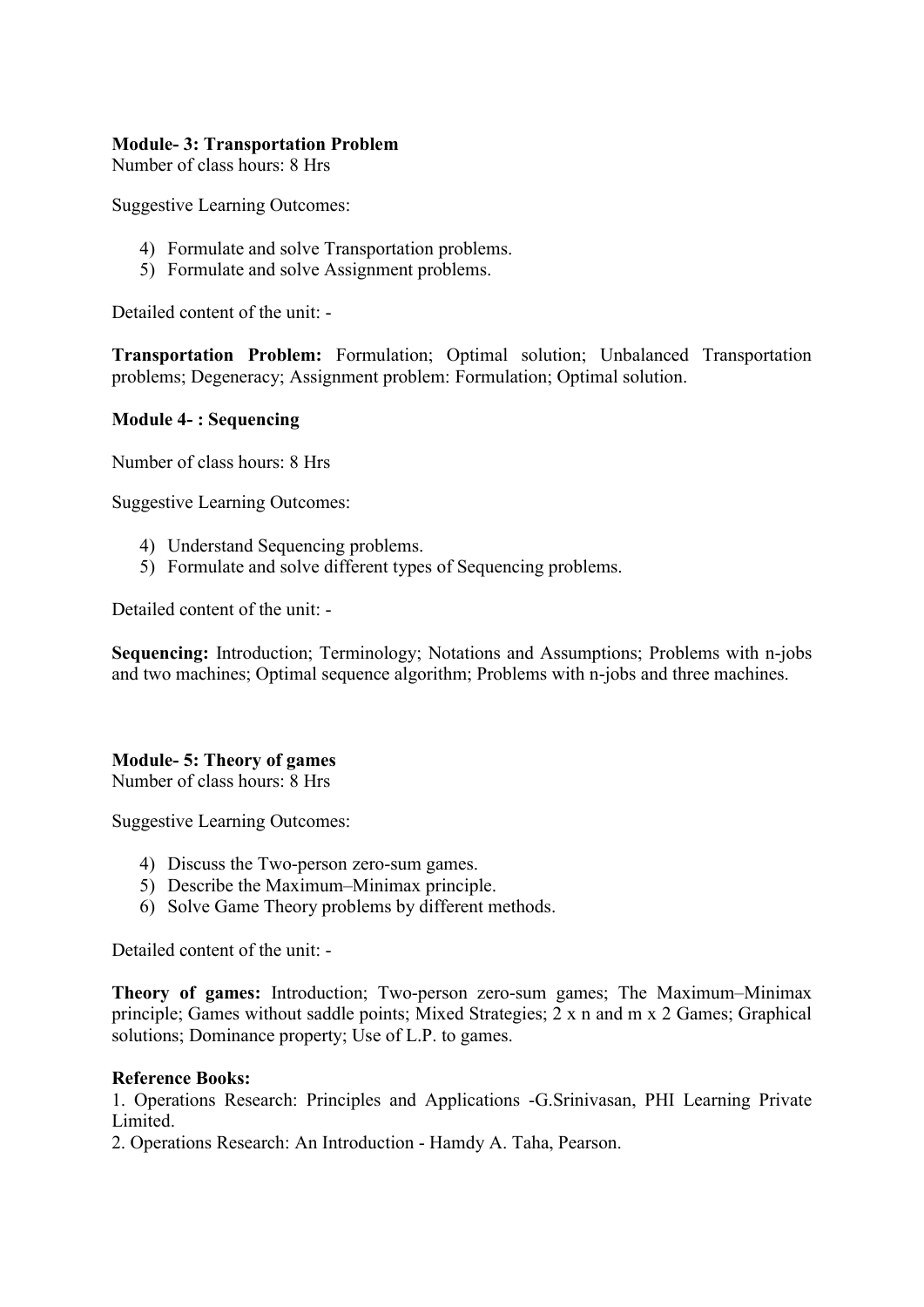**Module- 3: Transportation Problem**
Number of class hours: 8 Hrs

Suggestive Learning Outcomes:

4) Formulate and solve Transportation problems.
5) Formulate and solve Assignment problems.

Detailed content of the unit: -

**Transportation Problem:** Formulation; Optimal solution; Unbalanced Transportation problems; Degeneracy; Assignment problem: Formulation; Optimal solution.

**Module 4- : Sequencing**

Number of class hours: 8 Hrs

Suggestive Learning Outcomes:

4) Understand Sequencing problems.
5) Formulate and solve different types of Sequencing problems.

Detailed content of the unit: -

**Sequencing:** Introduction; Terminology; Notations and Assumptions; Problems with n-jobs and two machines; Optimal sequence algorithm; Problems with n-jobs and three machines.

**Module- 5: Theory of games**
Number of class hours: 8 Hrs

Suggestive Learning Outcomes:

4) Discuss the Two-person zero-sum games.
5) Describe the Maximum–Minimax principle.
6) Solve Game Theory problems by different methods.

Detailed content of the unit: -

**Theory of games:** Introduction; Two-person zero-sum games; The Maximum–Minimax principle; Games without saddle points; Mixed Strategies; 2 x n and m x 2 Games; Graphical solutions; Dominance property; Use of L.P. to games.

**Reference Books:**

1. Operations Research: Principles and Applications -G.Srinivasan, PHI Learning Private Limited.
2. Operations Research: An Introduction - Hamdy A. Taha, Pearson.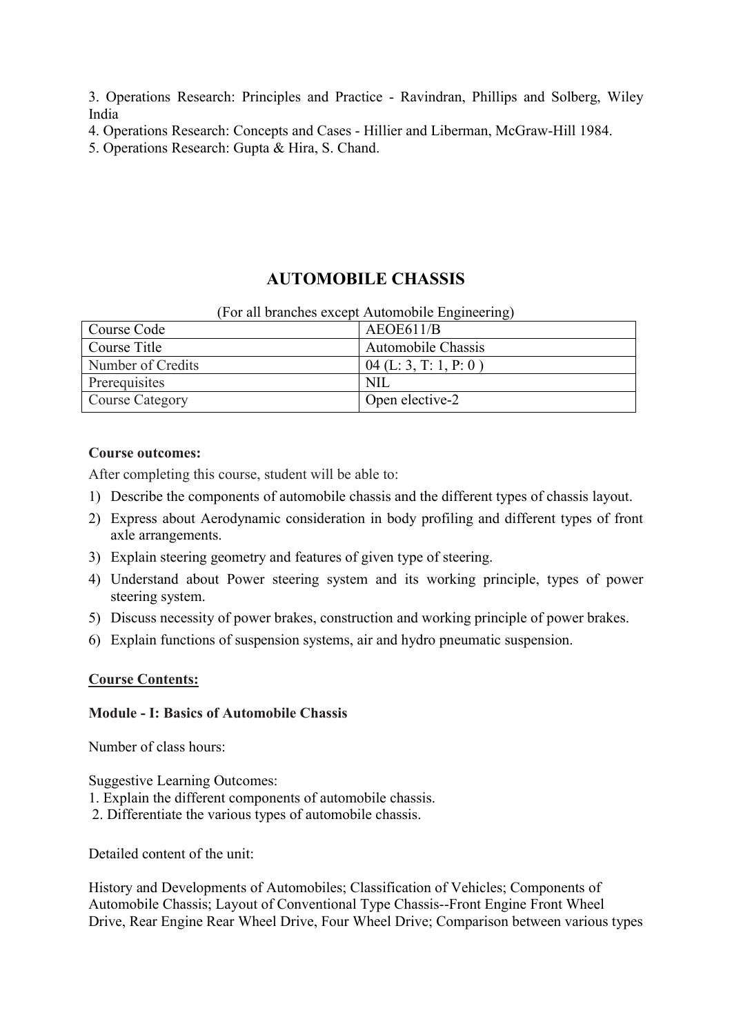3. Operations Research: Principles and Practice - Ravindran, Phillips and Solberg, Wiley India
4. Operations Research: Concepts and Cases - Hillier and Liberman, McGraw-Hill 1984.
5. Operations Research: Gupta & Hira, S. Chand.

## AUTOMOBILE CHASSIS

(For all branches except Automobile Engineering)

| Course Code | AEOE611/B |
|---|---|
| Course Title | Automobile Chassis |
| Number of Credits | 04 (L: 3, T: 1, P: 0 ) |
| Prerequisites | NIL |
| Course Category | Open elective-2 |

**Course outcomes:**

After completing this course, student will be able to:

1) Describe the components of automobile chassis and the different types of chassis layout.
2) Express about Aerodynamic consideration in body profiling and different types of front axle arrangements.
3) Explain steering geometry and features of given type of steering.
4) Understand about Power steering system and its working principle, types of power steering system.
5) Discuss necessity of power brakes, construction and working principle of power brakes.
6) Explain functions of suspension systems, air and hydro pneumatic suspension.

**Course Contents:**

**Module - I: Basics of Automobile Chassis**

Number of class hours:

Suggestive Learning Outcomes:
1. Explain the different components of automobile chassis.
2. Differentiate the various types of automobile chassis.

Detailed content of the unit:

History and Developments of Automobiles; Classification of Vehicles; Components of Automobile Chassis; Layout of Conventional Type Chassis--Front Engine Front Wheel Drive, Rear Engine Rear Wheel Drive, Four Wheel Drive; Comparison between various types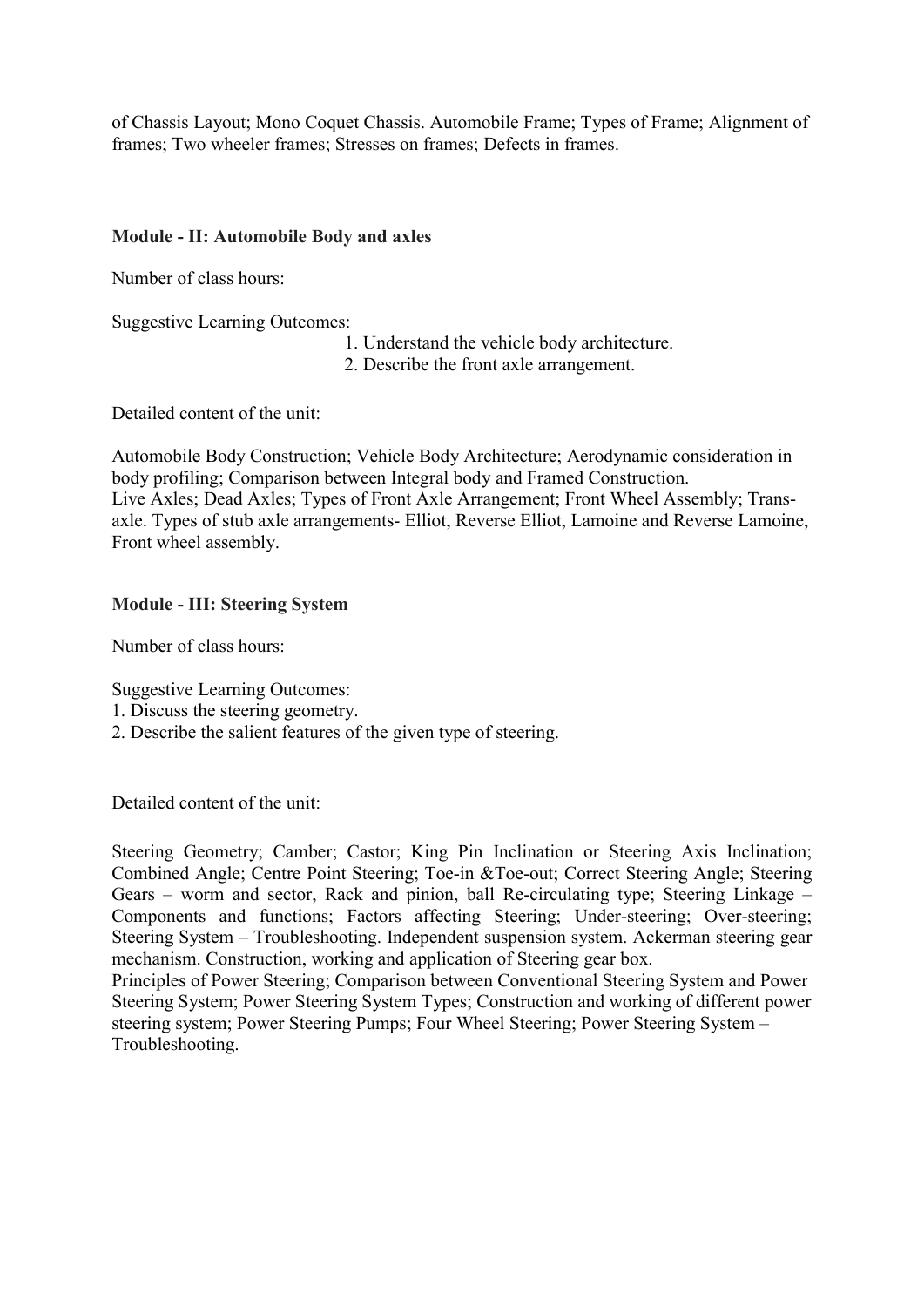of Chassis Layout; Mono Coquet Chassis. Automobile Frame; Types of Frame; Alignment of frames; Two wheeler frames; Stresses on frames; Defects in frames.

**Module - II: Automobile Body and axles**

Number of class hours:

Suggestive Learning Outcomes:

1. Understand the vehicle body architecture.
2. Describe the front axle arrangement.

Detailed content of the unit:

Automobile Body Construction; Vehicle Body Architecture; Aerodynamic consideration in body profiling; Comparison between Integral body and Framed Construction.
Live Axles; Dead Axles; Types of Front Axle Arrangement; Front Wheel Assembly; Trans-axle. Types of stub axle arrangements- Elliot, Reverse Elliot, Lamoine and Reverse Lamoine, Front wheel assembly.

**Module - III: Steering System**

Number of class hours:

Suggestive Learning Outcomes:

1. Discuss the steering geometry.
2. Describe the salient features of the given type of steering.

Detailed content of the unit:

Steering Geometry; Camber; Castor; King Pin Inclination or Steering Axis Inclination; Combined Angle; Centre Point Steering; Toe-in &Toe-out; Correct Steering Angle; Steering Gears – worm and sector, Rack and pinion, ball Re-circulating type; Steering Linkage – Components and functions; Factors affecting Steering; Under-steering; Over-steering; Steering System – Troubleshooting. Independent suspension system. Ackerman steering gear mechanism. Construction, working and application of Steering gear box.
Principles of Power Steering; Comparison between Conventional Steering System and Power Steering System; Power Steering System Types; Construction and working of different power steering system; Power Steering Pumps; Four Wheel Steering; Power Steering System – Troubleshooting.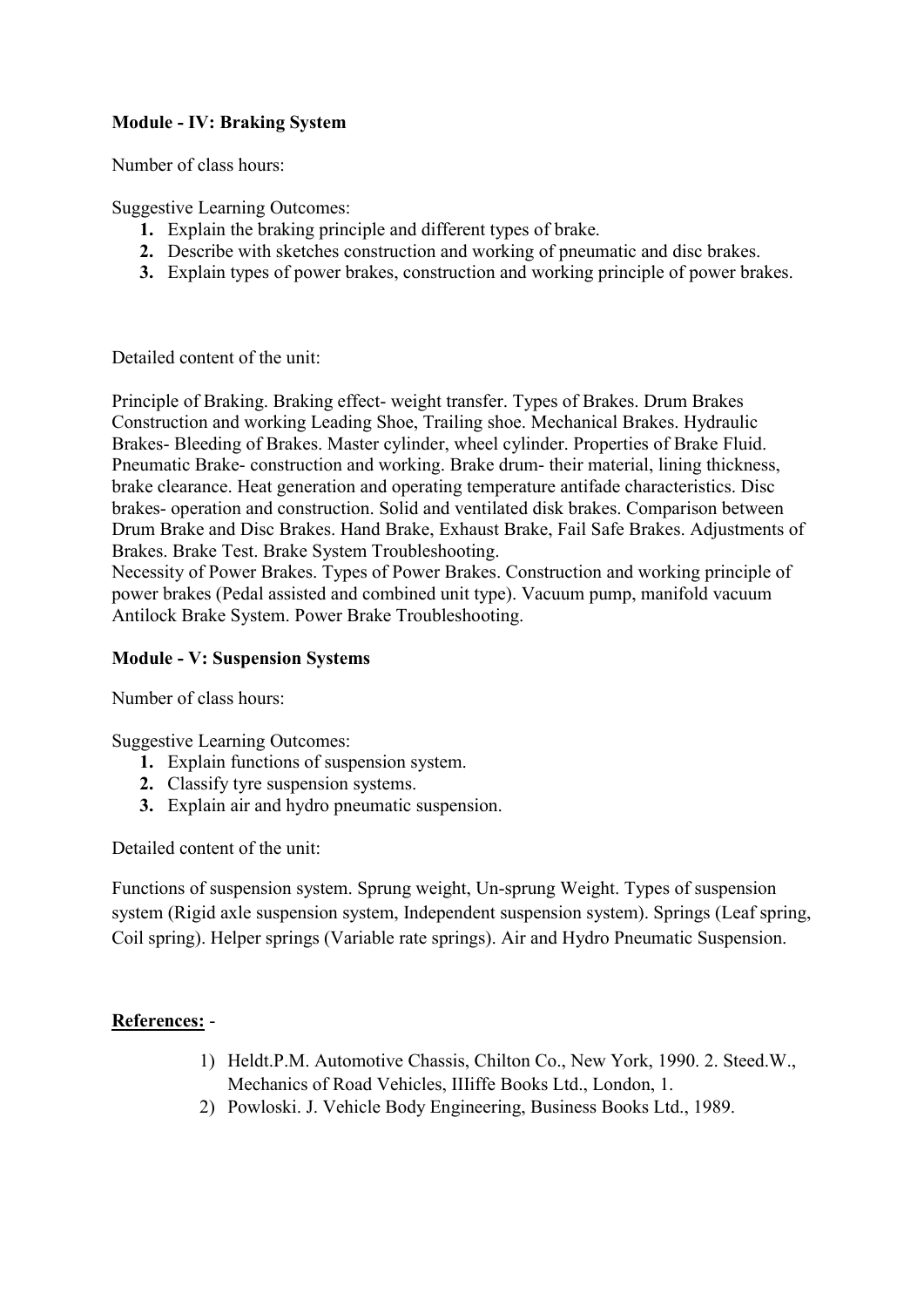**Module - IV: Braking System**

Number of class hours:

Suggestive Learning Outcomes:

1. Explain the braking principle and different types of brake.
2. Describe with sketches construction and working of pneumatic and disc brakes.
3. Explain types of power brakes, construction and working principle of power brakes.

Detailed content of the unit:

Principle of Braking. Braking effect- weight transfer. Types of Brakes. Drum Brakes Construction and working Leading Shoe, Trailing shoe. Mechanical Brakes. Hydraulic Brakes- Bleeding of Brakes. Master cylinder, wheel cylinder. Properties of Brake Fluid. Pneumatic Brake- construction and working. Brake drum- their material, lining thickness, brake clearance. Heat generation and operating temperature antifade characteristics. Disc brakes- operation and construction. Solid and ventilated disk brakes. Comparison between Drum Brake and Disc Brakes. Hand Brake, Exhaust Brake, Fail Safe Brakes. Adjustments of Brakes. Brake Test. Brake System Troubleshooting.
Necessity of Power Brakes. Types of Power Brakes. Construction and working principle of power brakes (Pedal assisted and combined unit type). Vacuum pump, manifold vacuum Antilock Brake System. Power Brake Troubleshooting.

**Module - V: Suspension Systems**

Number of class hours:

Suggestive Learning Outcomes:

1. Explain functions of suspension system.
2. Classify tyre suspension systems.
3. Explain air and hydro pneumatic suspension.

Detailed content of the unit:

Functions of suspension system. Sprung weight, Un-sprung Weight. Types of suspension system (Rigid axle suspension system, Independent suspension system). Springs (Leaf spring, Coil spring). Helper springs (Variable rate springs). Air and Hydro Pneumatic Suspension.

**References:** -

1) Heldt.P.M. Automotive Chassis, Chilton Co., New York, 1990. 2. Steed.W., Mechanics of Road Vehicles, IIIiffe Books Ltd., London, 1.
2) Powloski. J. Vehicle Body Engineering, Business Books Ltd., 1989.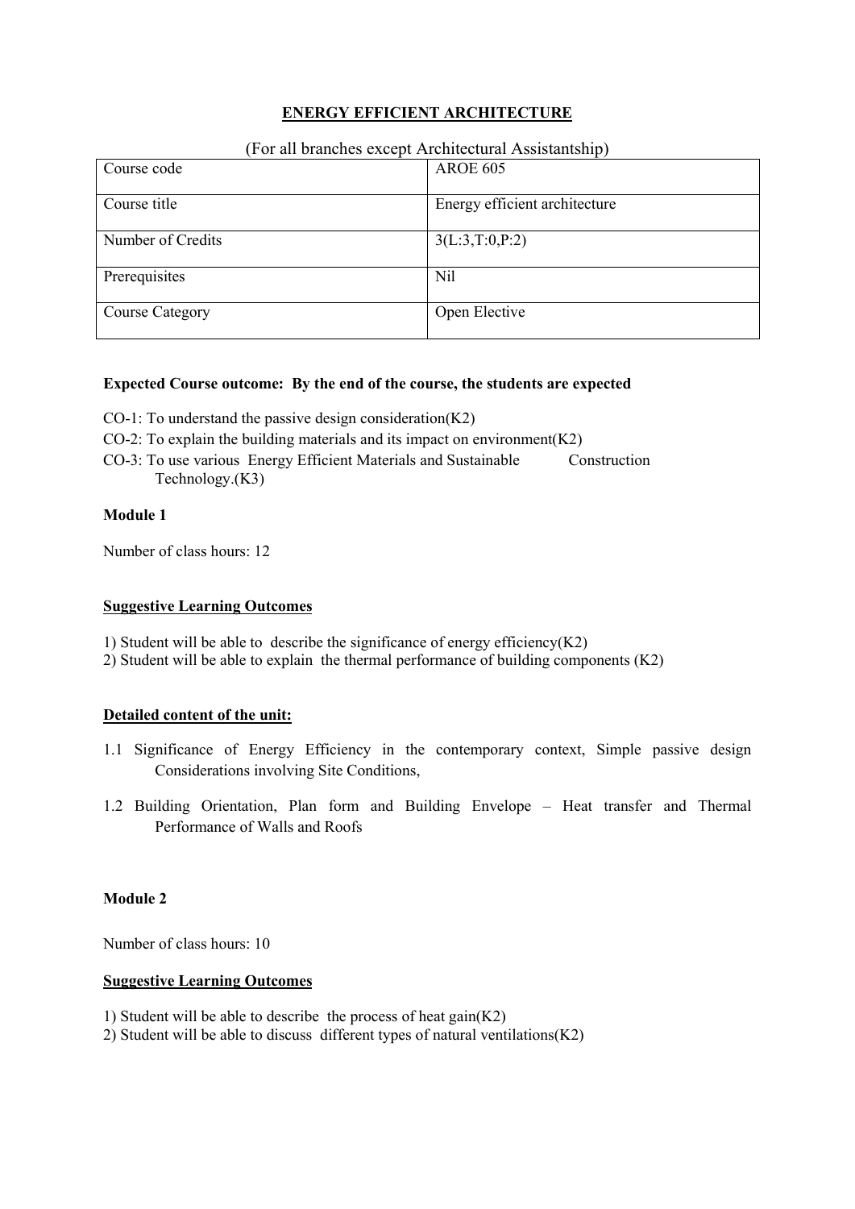## ENERGY EFFICIENT ARCHITECTURE

(For all branches except Architectural Assistantship)

| Course code | AROE 605 |
|---|---|
| Course title | Energy efficient architecture |
| Number of Credits | 3(L:3,T:0,P:2) |
| Prerequisites | Nil |
| Course Category | Open Elective |

**Expected Course outcome: By the end of the course, the students are expected**

CO-1: To understand the passive design consideration(K2)

CO-2: To explain the building materials and its impact on environment(K2)

CO-3: To use various Energy Efficient Materials and Sustainable Construction Technology.(K3)

**Module 1**

Number of class hours: 12

**Suggestive Learning Outcomes**

1) Student will be able to describe the significance of energy efficiency(K2)
2) Student will be able to explain the thermal performance of building components (K2)

**Detailed content of the unit:**

1.1 Significance of Energy Efficiency in the contemporary context, Simple passive design Considerations involving Site Conditions,

1.2 Building Orientation, Plan form and Building Envelope – Heat transfer and Thermal Performance of Walls and Roofs

**Module 2**

Number of class hours: 10

**Suggestive Learning Outcomes**

1) Student will be able to describe the process of heat gain(K2)
2) Student will be able to discuss different types of natural ventilations(K2)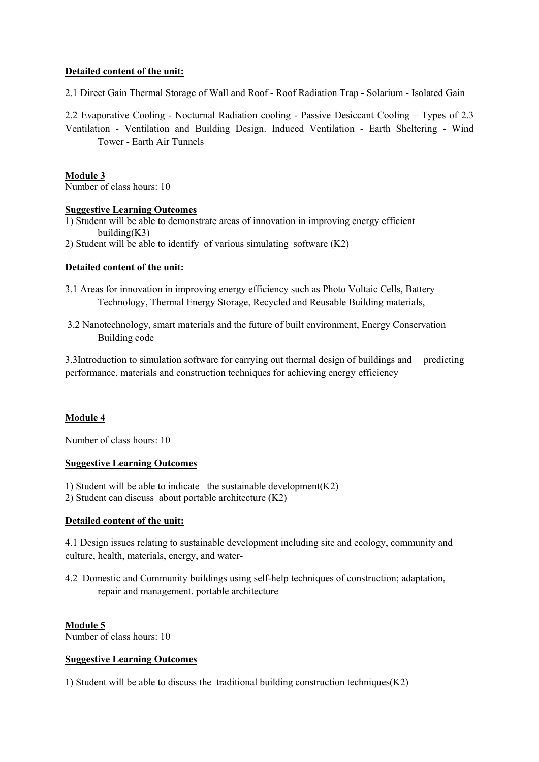**Detailed content of the unit:**

2.1 Direct Gain Thermal Storage of Wall and Roof - Roof Radiation Trap - Solarium - Isolated Gain

2.2 Evaporative Cooling - Nocturnal Radiation cooling - Passive Desiccant Cooling – Types of 2.3 Ventilation - Ventilation and Building Design. Induced Ventilation - Earth Sheltering - Wind Tower - Earth Air Tunnels

**Module 3**

Number of class hours: 10

**Suggestive Learning Outcomes**

1) Student will be able to demonstrate areas of innovation in improving energy efficient building(K3)
2) Student will be able to identify of various simulating software (K2)

**Detailed content of the unit:**

3.1 Areas for innovation in improving energy efficiency such as Photo Voltaic Cells, Battery Technology, Thermal Energy Storage, Recycled and Reusable Building materials,

3.2 Nanotechnology, smart materials and the future of built environment, Energy Conservation Building code

3.3Introduction to simulation software for carrying out thermal design of buildings and predicting performance, materials and construction techniques for achieving energy efficiency

**Module 4**

Number of class hours: 10

**Suggestive Learning Outcomes**

1) Student will be able to indicate the sustainable development(K2)
2) Student can discuss about portable architecture (K2)

**Detailed content of the unit:**

4.1 Design issues relating to sustainable development including site and ecology, community and culture, health, materials, energy, and water-

4.2 Domestic and Community buildings using self-help techniques of construction; adaptation, repair and management. portable architecture

**Module 5**

Number of class hours: 10

**Suggestive Learning Outcomes**

1) Student will be able to discuss the traditional building construction techniques(K2)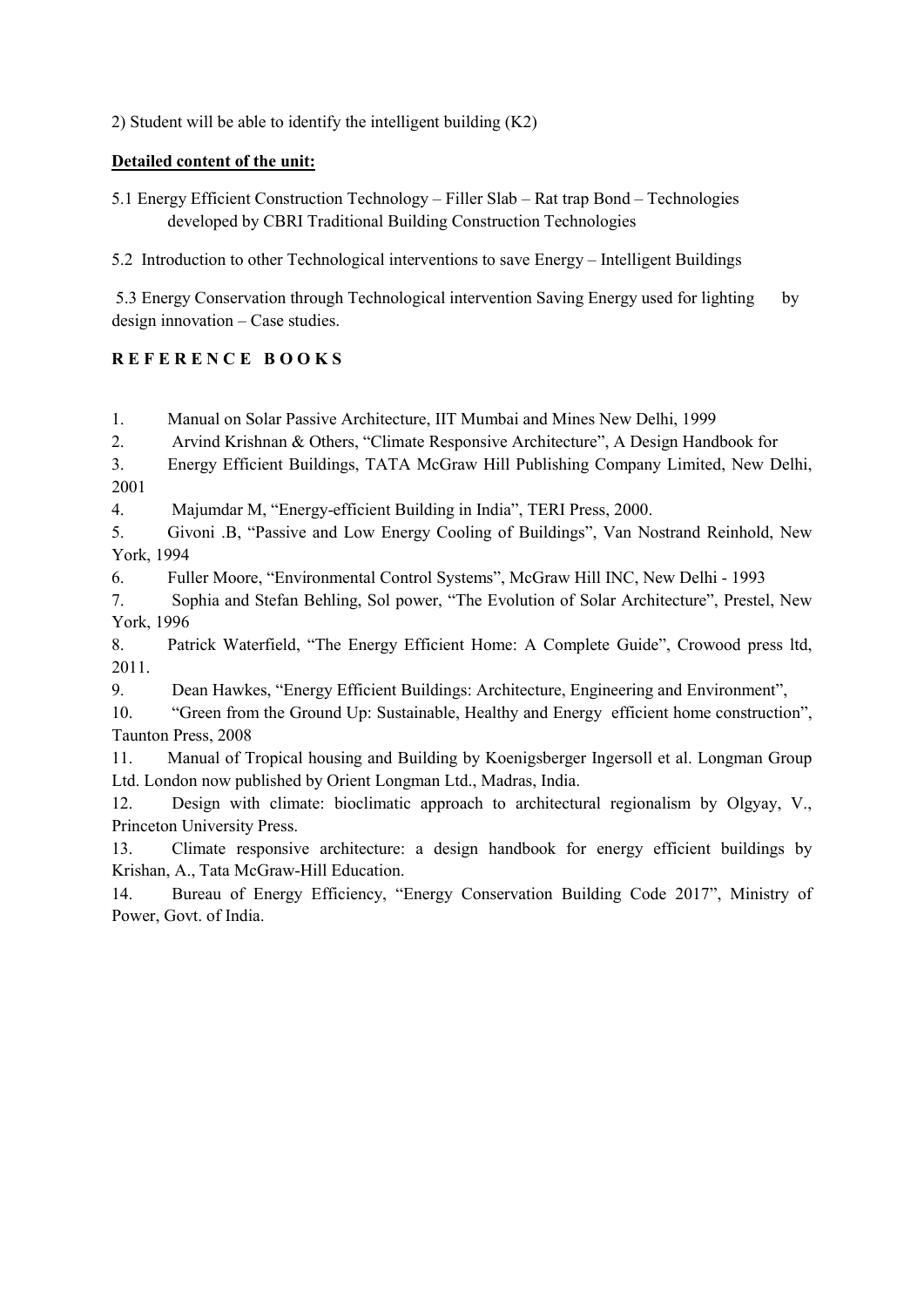2) Student will be able to identify the intelligent building (K2)

**Detailed content of the unit:**

5.1 Energy Efficient Construction Technology – Filler Slab – Rat trap Bond – Technologies developed by CBRI Traditional Building Construction Technologies

5.2 Introduction to other Technological interventions to save Energy – Intelligent Buildings

5.3 Energy Conservation through Technological intervention Saving Energy used for lighting by design innovation – Case studies.

**REFERENCE BOOKS**

1. Manual on Solar Passive Architecture, IIT Mumbai and Mines New Delhi, 1999
2. Arvind Krishnan & Others, "Climate Responsive Architecture", A Design Handbook for
3. Energy Efficient Buildings, TATA McGraw Hill Publishing Company Limited, New Delhi, 2001
4. Majumdar M, "Energy-efficient Building in India", TERI Press, 2000.
5. Givoni .B, "Passive and Low Energy Cooling of Buildings", Van Nostrand Reinhold, New York, 1994
6. Fuller Moore, "Environmental Control Systems", McGraw Hill INC, New Delhi - 1993
7. Sophia and Stefan Behling, Sol power, "The Evolution of Solar Architecture", Prestel, New York, 1996
8. Patrick Waterfield, "The Energy Efficient Home: A Complete Guide", Crowood press ltd, 2011.
9. Dean Hawkes, "Energy Efficient Buildings: Architecture, Engineering and Environment",
10. "Green from the Ground Up: Sustainable, Healthy and Energy efficient home construction", Taunton Press, 2008
11. Manual of Tropical housing and Building by Koenigsberger Ingersoll et al. Longman Group Ltd. London now published by Orient Longman Ltd., Madras, India.
12. Design with climate: bioclimatic approach to architectural regionalism by Olgyay, V., Princeton University Press.
13. Climate responsive architecture: a design handbook for energy efficient buildings by Krishan, A., Tata McGraw-Hill Education.
14. Bureau of Energy Efficiency, "Energy Conservation Building Code 2017", Ministry of Power, Govt. of India.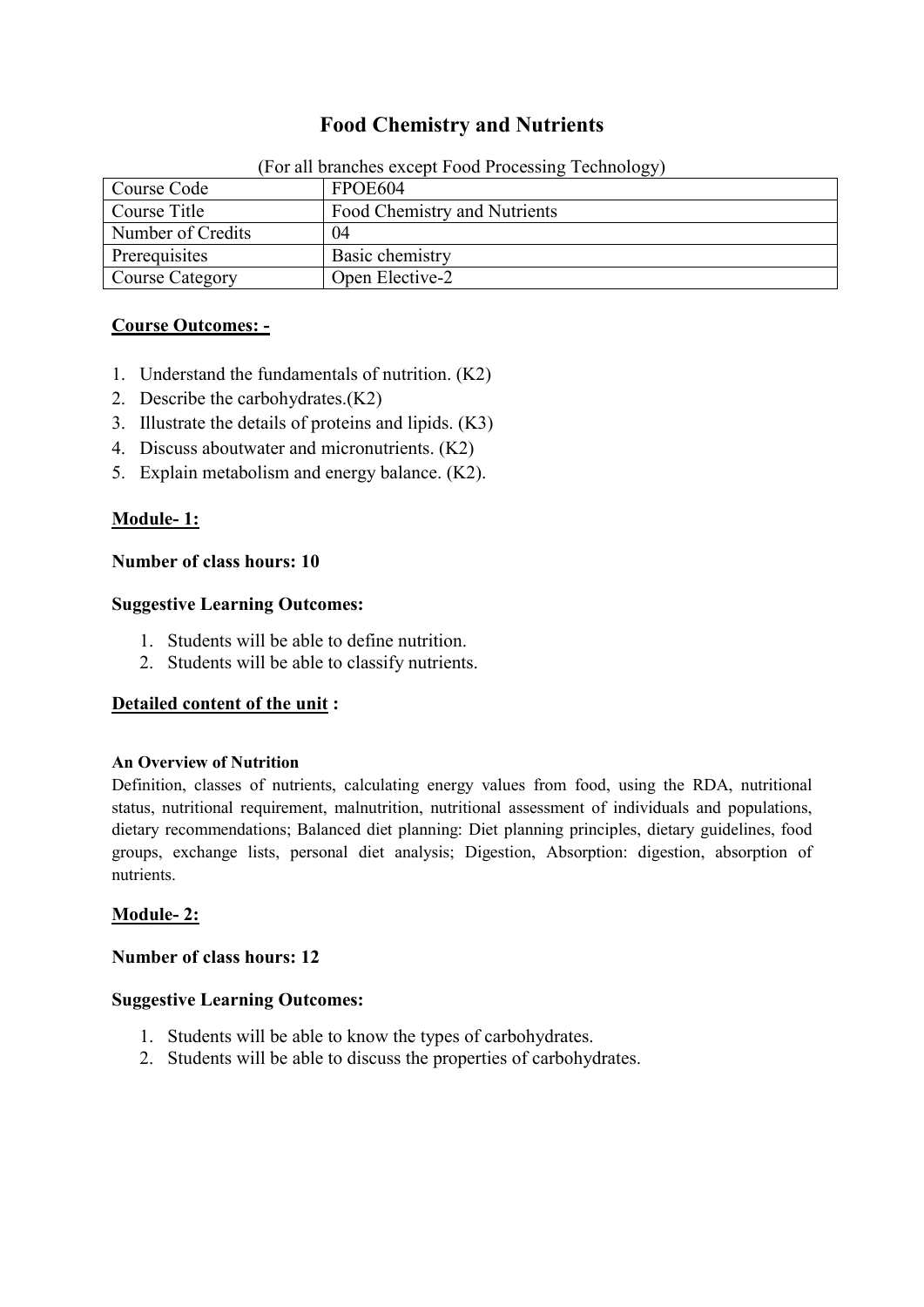# Food Chemistry and Nutrients

(For all branches except Food Processing Technology)

| Course Code | FPOE604 |
|---|---|
| Course Title | Food Chemistry and Nutrients |
| Number of Credits | 04 |
| Prerequisites | Basic chemistry |
| Course Category | Open Elective-2 |

## Course Outcomes: -

1. Understand the fundamentals of nutrition. (K2)
2. Describe the carbohydrates.(K2)
3. Illustrate the details of proteins and lipids. (K3)
4. Discuss aboutwater and micronutrients. (K2)
5. Explain metabolism and energy balance. (K2).

## Module- 1:

**Number of class hours: 10**

**Suggestive Learning Outcomes:**

1. Students will be able to define nutrition.
2. Students will be able to classify nutrients.

**Detailed content of the unit :**

**An Overview of Nutrition**

Definition, classes of nutrients, calculating energy values from food, using the RDA, nutritional status, nutritional requirement, malnutrition, nutritional assessment of individuals and populations, dietary recommendations; Balanced diet planning: Diet planning principles, dietary guidelines, food groups, exchange lists, personal diet analysis; Digestion, Absorption: digestion, absorption of nutrients.

## Module- 2:

**Number of class hours: 12**

**Suggestive Learning Outcomes:**

1. Students will be able to know the types of carbohydrates.
2. Students will be able to discuss the properties of carbohydrates.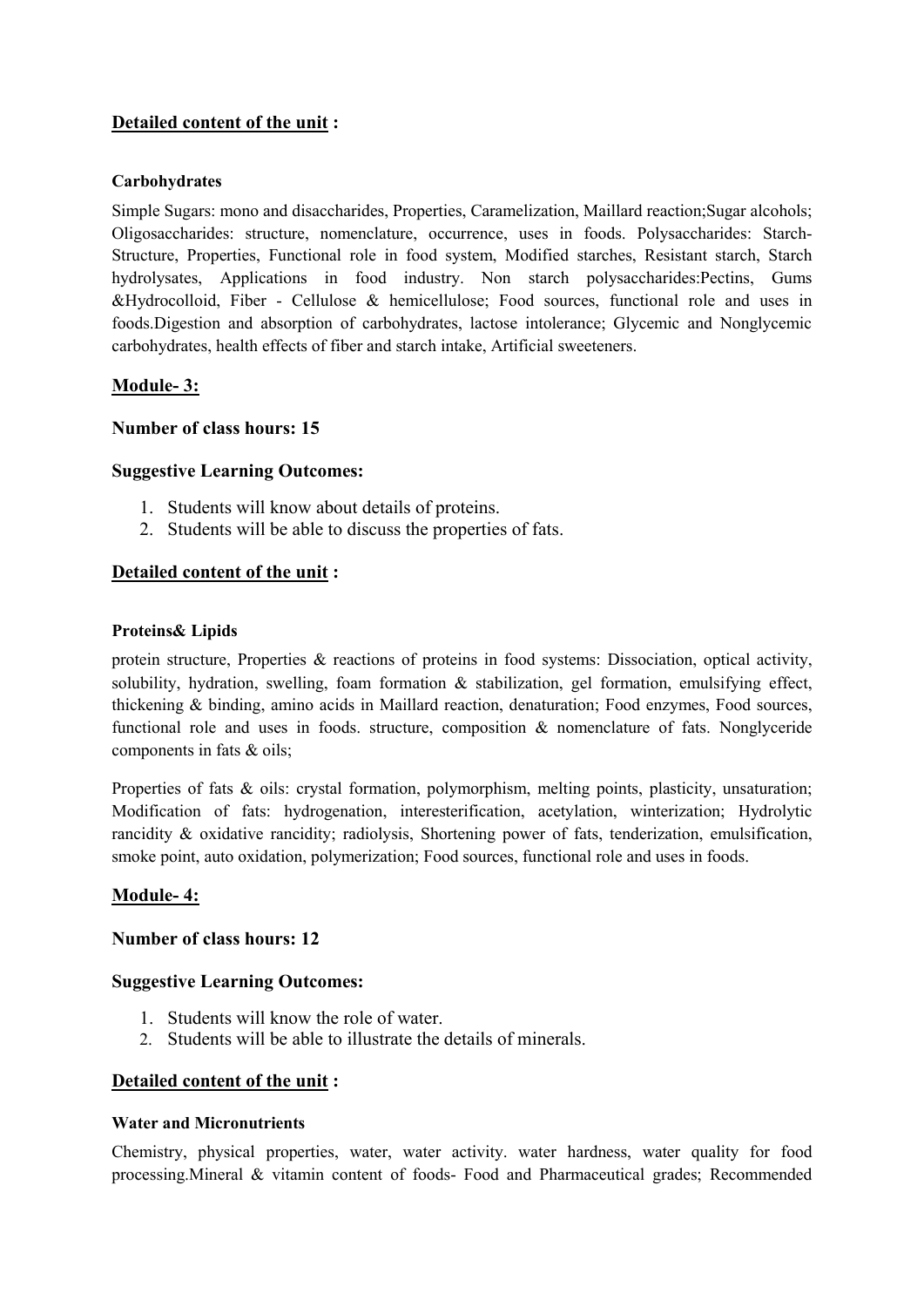**Detailed content of the unit :**

#### Carbohydrates

Simple Sugars: mono and disaccharides, Properties, Caramelization, Maillard reaction;Sugar alcohols; Oligosaccharides: structure, nomenclature, occurrence, uses in foods. Polysaccharides: Starch-Structure, Properties, Functional role in food system, Modified starches, Resistant starch, Starch hydrolysates, Applications in food industry. Non starch polysaccharides:Pectins, Gums &Hydrocolloid, Fiber - Cellulose & hemicellulose; Food sources, functional role and uses in foods.Digestion and absorption of carbohydrates, lactose intolerance; Glycemic and Nonglycemic carbohydrates, health effects of fiber and starch intake, Artificial sweeteners.

## Module- 3:

**Number of class hours: 15**

**Suggestive Learning Outcomes:**

1. Students will know about details of proteins.
2. Students will be able to discuss the properties of fats.

**Detailed content of the unit :**

#### Proteins& Lipids

protein structure, Properties & reactions of proteins in food systems: Dissociation, optical activity, solubility, hydration, swelling, foam formation & stabilization, gel formation, emulsifying effect, thickening & binding, amino acids in Maillard reaction, denaturation; Food enzymes, Food sources, functional role and uses in foods. structure, composition & nomenclature of fats. Nonglyceride components in fats & oils;

Properties of fats & oils: crystal formation, polymorphism, melting points, plasticity, unsaturation; Modification of fats: hydrogenation, interesterification, acetylation, winterization; Hydrolytic rancidity & oxidative rancidity; radiolysis, Shortening power of fats, tenderization, emulsification, smoke point, auto oxidation, polymerization; Food sources, functional role and uses in foods.

## Module- 4:

**Number of class hours: 12**

**Suggestive Learning Outcomes:**

1. Students will know the role of water.
2. Students will be able to illustrate the details of minerals.

**Detailed content of the unit :**

#### Water and Micronutrients

Chemistry, physical properties, water, water activity. water hardness, water quality for food processing.Mineral & vitamin content of foods- Food and Pharmaceutical grades; Recommended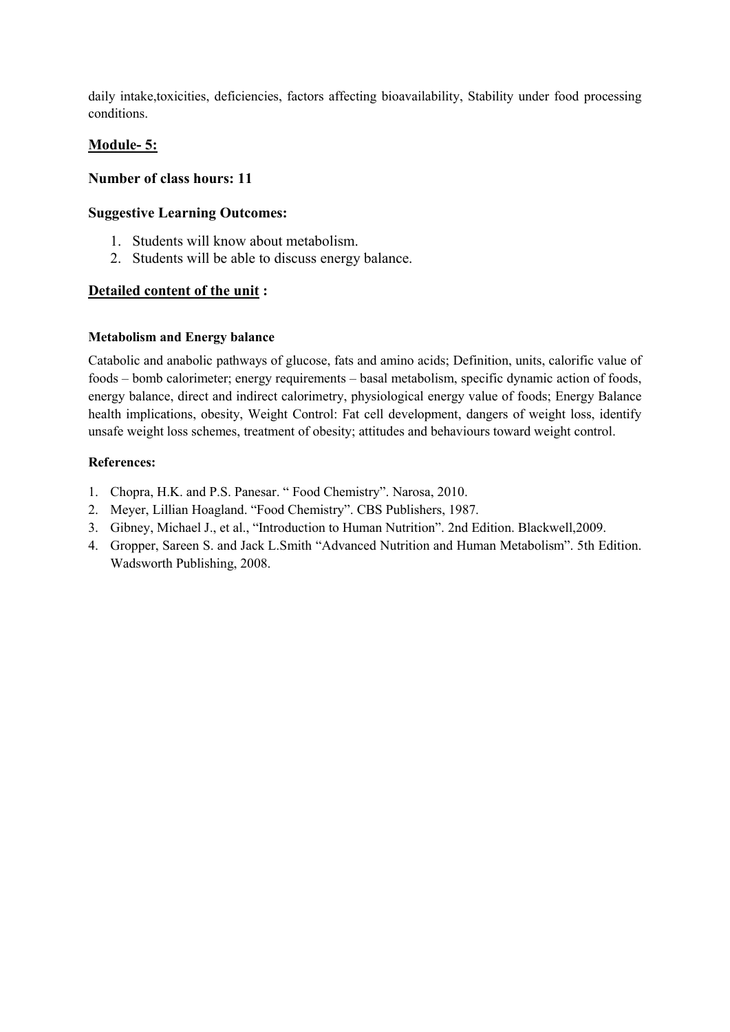daily intake,toxicities, deficiencies, factors affecting bioavailability, Stability under food processing conditions.

## Module- 5:

### Number of class hours: 11

### Suggestive Learning Outcomes:

1. Students will know about metabolism.
2. Students will be able to discuss energy balance.

### Detailed content of the unit :

#### Metabolism and Energy balance

Catabolic and anabolic pathways of glucose, fats and amino acids; Definition, units, calorific value of foods – bomb calorimeter; energy requirements – basal metabolism, specific dynamic action of foods, energy balance, direct and indirect calorimetry, physiological energy value of foods; Energy Balance health implications, obesity, Weight Control: Fat cell development, dangers of weight loss, identify unsafe weight loss schemes, treatment of obesity; attitudes and behaviours toward weight control.

#### References:

1. Chopra, H.K. and P.S. Panesar. " Food Chemistry". Narosa, 2010.
2. Meyer, Lillian Hoagland. "Food Chemistry". CBS Publishers, 1987.
3. Gibney, Michael J., et al., "Introduction to Human Nutrition". 2nd Edition. Blackwell,2009.
4. Gropper, Sareen S. and Jack L.Smith "Advanced Nutrition and Human Metabolism". 5th Edition. Wadsworth Publishing, 2008.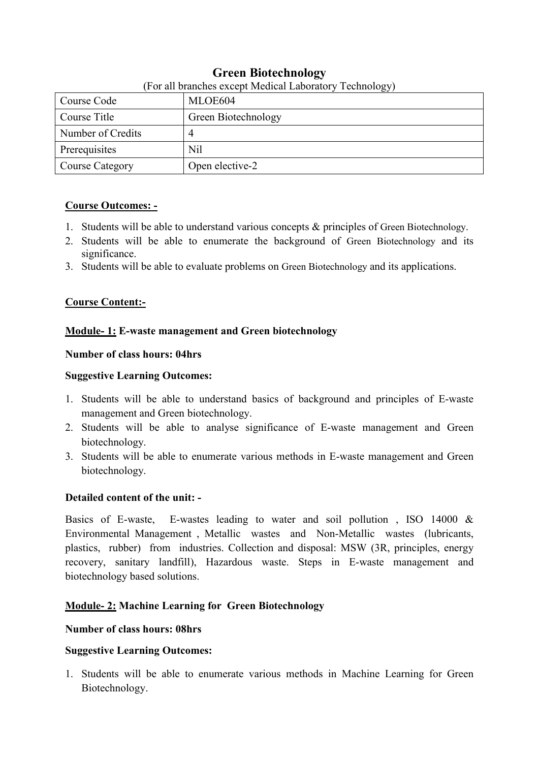# Green Biotechnology

(For all branches except Medical Laboratory Technology)

| Course Code | MLOE604 |
|---|---|
| Course Title | Green Biotechnology |
| Number of Credits | 4 |
| Prerequisites | Nil |
| Course Category | Open elective-2 |

**Course Outcomes: -**

1. Students will be able to understand various concepts & principles of Green Biotechnology.
2. Students will be able to enumerate the background of Green Biotechnology and its significance.
3. Students will be able to evaluate problems on Green Biotechnology and its applications.

**Course Content:-**

**Module- 1: E-waste management and Green biotechnology**

**Number of class hours: 04hrs**

**Suggestive Learning Outcomes:**

1. Students will be able to understand basics of background and principles of E-waste management and Green biotechnology.
2. Students will be able to analyse significance of E-waste management and Green biotechnology.
3. Students will be able to enumerate various methods in E-waste management and Green biotechnology.

**Detailed content of the unit: -**

Basics of E-waste, E-wastes leading to water and soil pollution , ISO 14000 & Environmental Management , Metallic wastes and Non-Metallic wastes (lubricants, plastics, rubber) from industries. Collection and disposal: MSW (3R, principles, energy recovery, sanitary landfill), Hazardous waste. Steps in E-waste management and biotechnology based solutions.

**Module- 2: Machine Learning for Green Biotechnology**

**Number of class hours: 08hrs**

**Suggestive Learning Outcomes:**

1. Students will be able to enumerate various methods in Machine Learning for Green Biotechnology.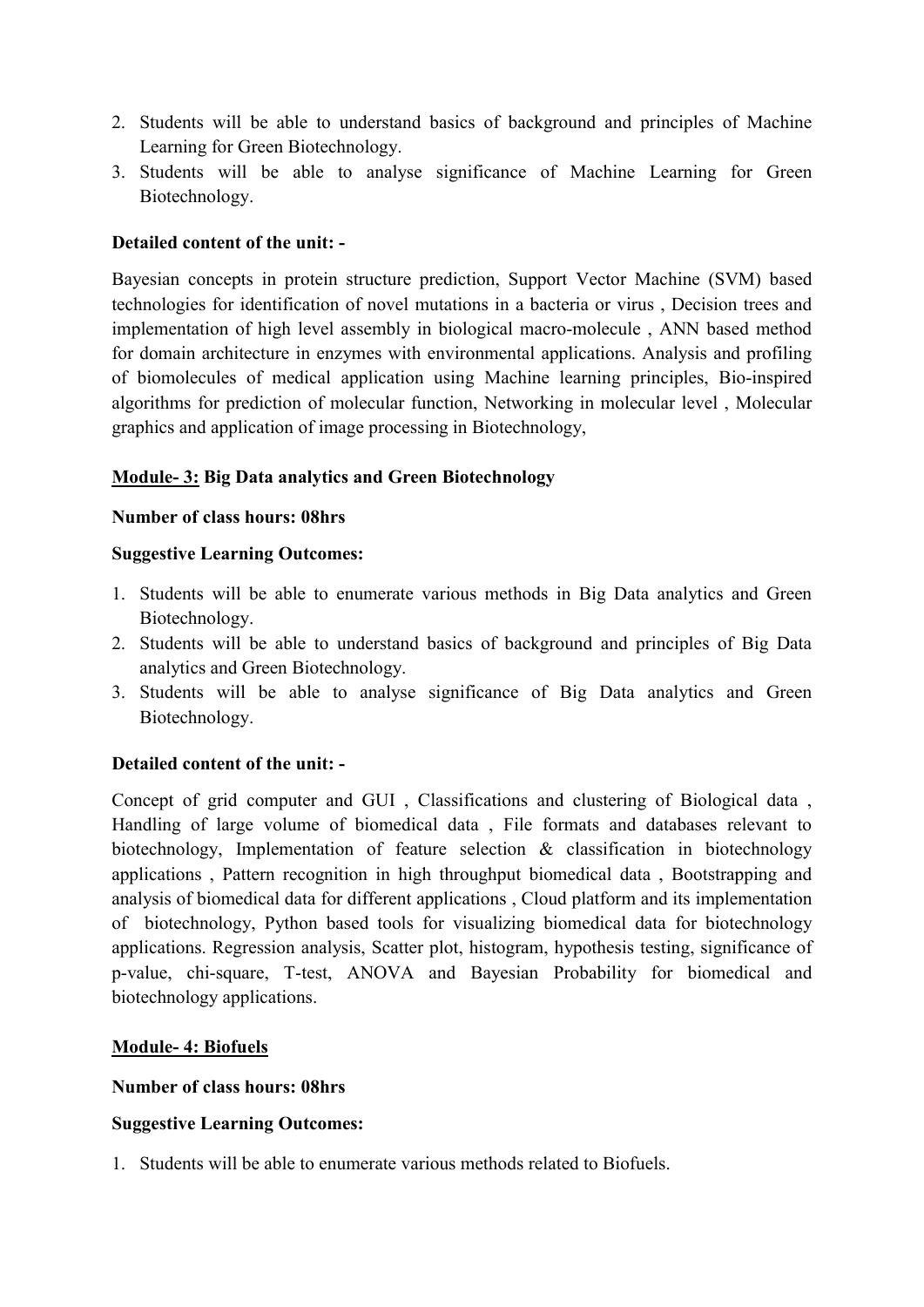2. Students will be able to understand basics of background and principles of Machine Learning for Green Biotechnology.
3. Students will be able to analyse significance of Machine Learning for Green Biotechnology.

**Detailed content of the unit: -**

Bayesian concepts in protein structure prediction, Support Vector Machine (SVM) based technologies for identification of novel mutations in a bacteria or virus , Decision trees and implementation of high level assembly in biological macro-molecule , ANN based method for domain architecture in enzymes with environmental applications. Analysis and profiling of biomolecules of medical application using Machine learning principles, Bio-inspired algorithms for prediction of molecular function, Networking in molecular level , Molecular graphics and application of image processing in Biotechnology,

**<u>Module- 3:</u> Big Data analytics and Green Biotechnology**

**Number of class hours: 08hrs**

**Suggestive Learning Outcomes:**

1. Students will be able to enumerate various methods in Big Data analytics and Green Biotechnology.
2. Students will be able to understand basics of background and principles of Big Data analytics and Green Biotechnology.
3. Students will be able to analyse significance of Big Data analytics and Green Biotechnology.

**Detailed content of the unit: -**

Concept of grid computer and GUI , Classifications and clustering of Biological data , Handling of large volume of biomedical data , File formats and databases relevant to biotechnology, Implementation of feature selection & classification in biotechnology applications , Pattern recognition in high throughput biomedical data , Bootstrapping and analysis of biomedical data for different applications , Cloud platform and its implementation of biotechnology, Python based tools for visualizing biomedical data for biotechnology applications. Regression analysis, Scatter plot, histogram, hypothesis testing, significance of p-value, chi-square, T-test, ANOVA and Bayesian Probability for biomedical and biotechnology applications.

**<u>Module- 4: Biofuels</u>**

**Number of class hours: 08hrs**

**Suggestive Learning Outcomes:**

1. Students will be able to enumerate various methods related to Biofuels.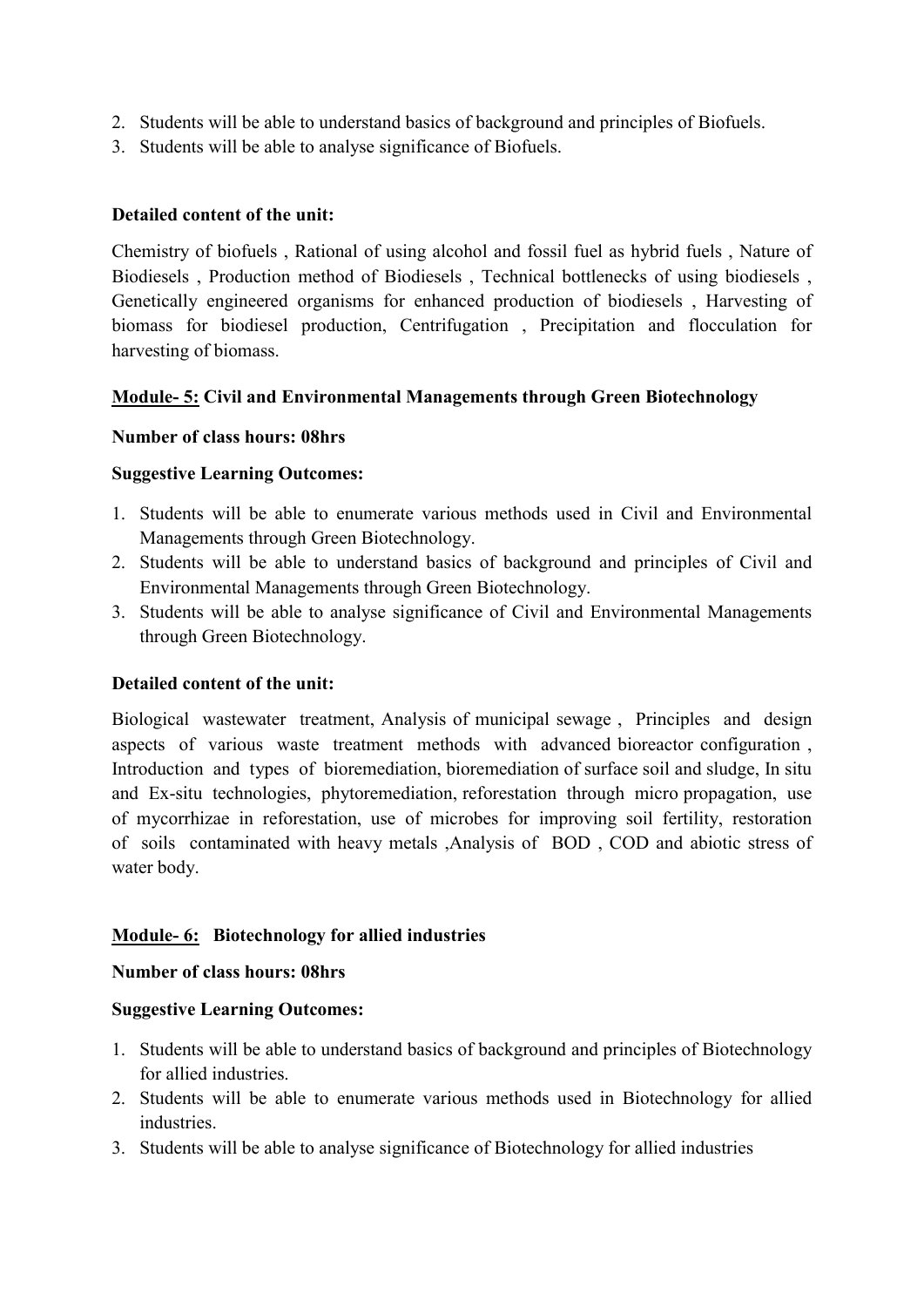2. Students will be able to understand basics of background and principles of Biofuels.
3. Students will be able to analyse significance of Biofuels.

**Detailed content of the unit:**

Chemistry of biofuels , Rational of using alcohol and fossil fuel as hybrid fuels , Nature of Biodiesels , Production method of Biodiesels , Technical bottlenecks of using biodiesels , Genetically engineered organisms for enhanced production of biodiesels , Harvesting of biomass for biodiesel production, Centrifugation , Precipitation and flocculation for harvesting of biomass.

**<u>Module- 5:</u> Civil and Environmental Managements through Green Biotechnology**

**Number of class hours: 08hrs**

**Suggestive Learning Outcomes:**

1. Students will be able to enumerate various methods used in Civil and Environmental Managements through Green Biotechnology.
2. Students will be able to understand basics of background and principles of Civil and Environmental Managements through Green Biotechnology.
3. Students will be able to analyse significance of Civil and Environmental Managements through Green Biotechnology.

**Detailed content of the unit:**

Biological wastewater treatment, Analysis of municipal sewage , Principles and design aspects of various waste treatment methods with advanced bioreactor configuration , Introduction and types of bioremediation, bioremediation of surface soil and sludge, In situ and Ex-situ technologies, phytoremediation, reforestation through micro propagation, use of mycorrhizae in reforestation, use of microbes for improving soil fertility, restoration of soils contaminated with heavy metals ,Analysis of BOD , COD and abiotic stress of water body.

**<u>Module- 6:</u> Biotechnology for allied industries**

**Number of class hours: 08hrs**

**Suggestive Learning Outcomes:**

1. Students will be able to understand basics of background and principles of Biotechnology for allied industries.
2. Students will be able to enumerate various methods used in Biotechnology for allied industries.
3. Students will be able to analyse significance of Biotechnology for allied industries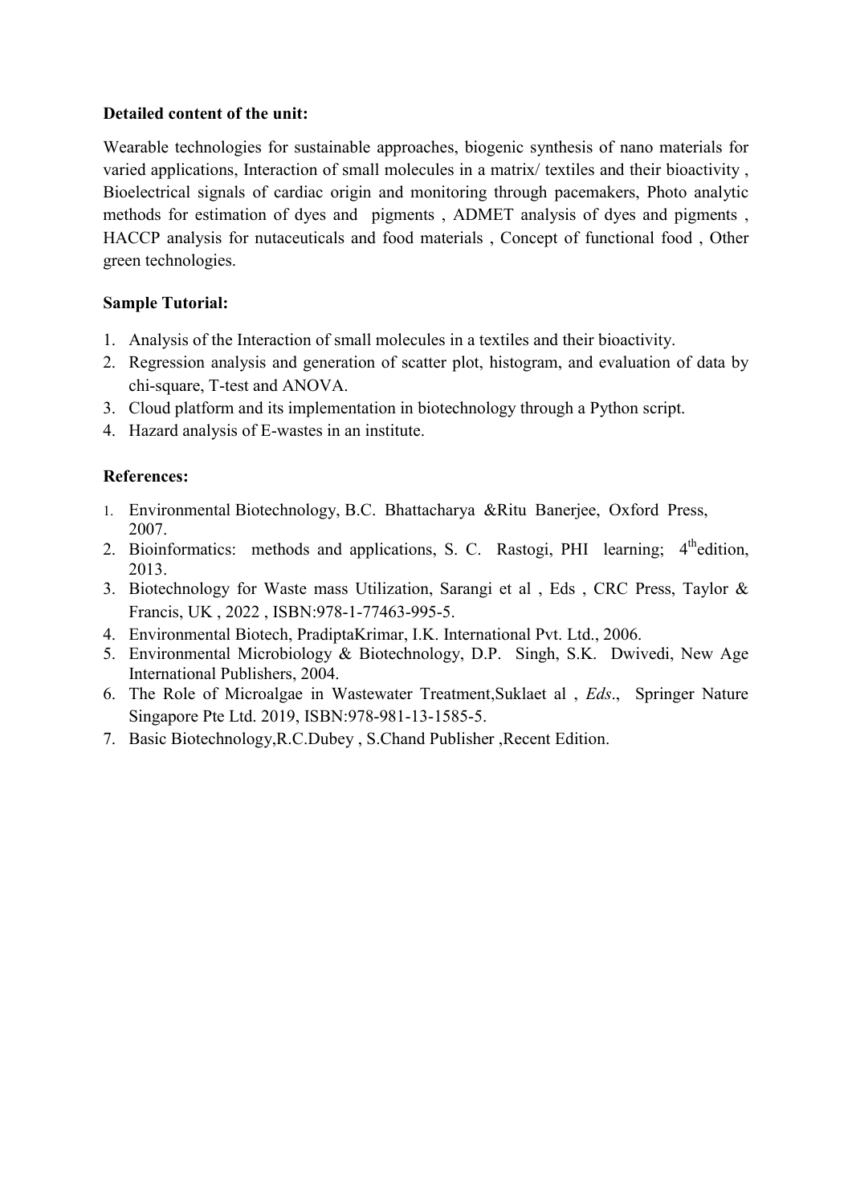**Detailed content of the unit:**

Wearable technologies for sustainable approaches, biogenic synthesis of nano materials for varied applications, Interaction of small molecules in a matrix/ textiles and their bioactivity , Bioelectrical signals of cardiac origin and monitoring through pacemakers, Photo analytic methods for estimation of dyes and pigments , ADMET analysis of dyes and pigments , HACCP analysis for nutaceuticals and food materials , Concept of functional food , Other green technologies.

**Sample Tutorial:**

1. Analysis of the Interaction of small molecules in a textiles and their bioactivity.
2. Regression analysis and generation of scatter plot, histogram, and evaluation of data by chi-square, T-test and ANOVA.
3. Cloud platform and its implementation in biotechnology through a Python script.
4. Hazard analysis of E-wastes in an institute.

**References:**

1. Environmental Biotechnology, B.C. Bhattacharya &Ritu Banerjee, Oxford Press, 2007.
2. Bioinformatics: methods and applications, S. C. Rastogi, PHI learning; 4th edition, 2013.
3. Biotechnology for Waste mass Utilization, Sarangi et al , Eds , CRC Press, Taylor & Francis, UK , 2022 , ISBN:978-1-77463-995-5.
4. Environmental Biotech, PradiptaKrimar, I.K. International Pvt. Ltd., 2006.
5. Environmental Microbiology & Biotechnology, D.P. Singh, S.K. Dwivedi, New Age International Publishers, 2004.
6. The Role of Microalgae in Wastewater Treatment,Suklaet al , *Eds*., Springer Nature Singapore Pte Ltd. 2019, ISBN:978-981-13-1585-5.
7. Basic Biotechnology,R.C.Dubey , S.Chand Publisher ,Recent Edition.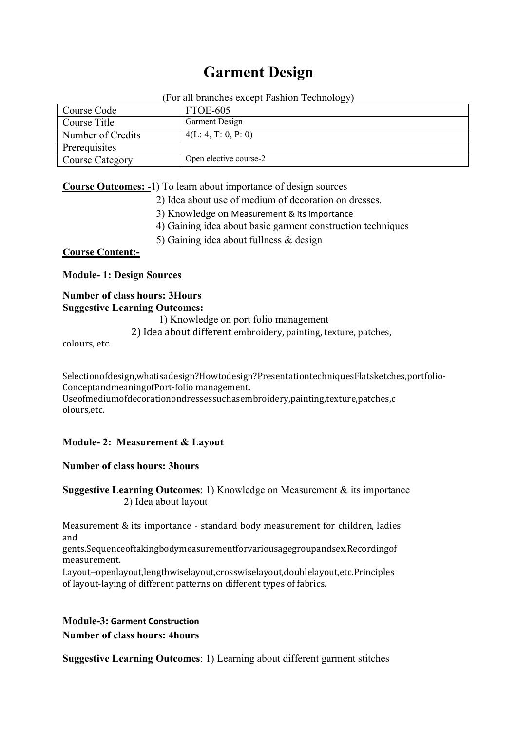# Garment Design

(For all branches except Fashion Technology)

| Course Code | FTOE-605 |
|---|---|
| Course Title | Garment Design |
| Number of Credits | 4(L: 4, T: 0, P: 0) |
| Prerequisites | |
| Course Category | Open elective course-2 |

**Course Outcomes: -**1) To learn about importance of design sources

2) Idea about use of medium of decoration on dresses.

3) Knowledge on Measurement & its importance

4) Gaining idea about basic garment construction techniques

5) Gaining idea about fullness & design

**Course Content:-**

**Module- 1: Design Sources**

**Number of class hours: 3Hours**

**Suggestive Learning Outcomes:**

1) Knowledge on port folio management

2) Idea about different embroidery, painting, texture, patches, colours, etc.

Selectionofdesign,whatisadesign?Howtodesign?PresentationtechniquesFlatsketches,portfolio-ConceptandmeaningofPort-folio management.

Useofmediumofdecorationondressessuchasembroidery,painting,texture,patches,colours,etc.

**Module- 2: Measurement & Layout**

**Number of class hours: 3hours**

**Suggestive Learning Outcomes**: 1) Knowledge on Measurement & its importance

2) Idea about layout

Measurement & its importance - standard body measurement for children, ladies and gents.Sequenceoftakingbodymeasurementforvariousagegroupandsex.Recordingof measurement.

Layout–openlayout,lengthwiselayout,crosswiselayout,doublelayout,etc.Principles of layout-laying of different patterns on different types of fabrics.

**Module-3: Garment Construction**

**Number of class hours: 4hours**

**Suggestive Learning Outcomes**: 1) Learning about different garment stitches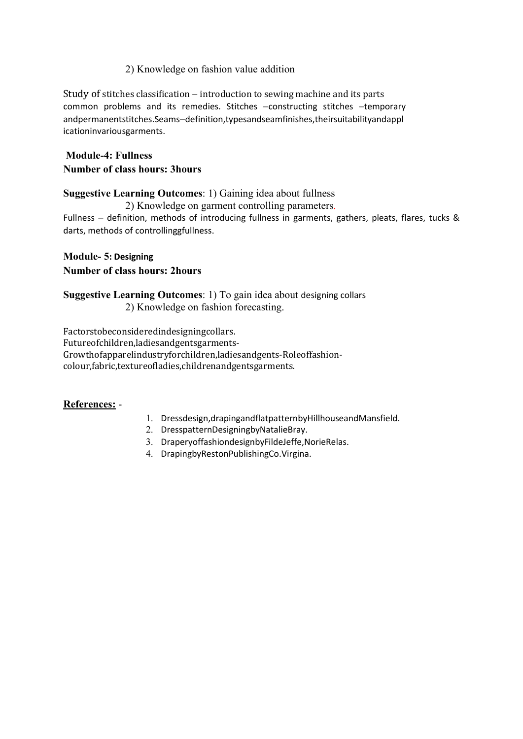2) Knowledge on fashion value addition

Study of stitches classification – introduction to sewing machine and its parts common problems and its remedies. Stitches –constructing stitches –temporary andpermanentstitches.Seams–definition,typesandseamfinishes,theirsuitabilityandappl icationinvariousgarments.

**Module-4: Fullness**

**Number of class hours: 3hours**

**Suggestive Learning Outcomes**: 1) Gaining idea about fullness

2) Knowledge on garment controlling parameters.

Fullness – definition, methods of introducing fullness in garments, gathers, pleats, flares, tucks & darts, methods of controllinggfullness.

**Module- 5: Designing**

**Number of class hours: 2hours**

**Suggestive Learning Outcomes**: 1) To gain idea about designing collars

2) Knowledge on fashion forecasting.

Factorstobeconsideredindesigningcollars.
Futureofchildren,ladiesandgentsgarments-
Growthofapparelindustryforchildren,ladiesandgents-Roleoffashion-
colour,fabric,textureofladies,childrenandgentsgarments.

**References:** -

1. Dressdesign,drapingandflatpatternbyHillhouseandMansfield.
2. DresspatternDesigningbyNatalieBray.
3. DraperyoffashiondesignbyFildeJeffe,NorieRelas.
4. DrapingbyRestonPublishingCo.Virgina.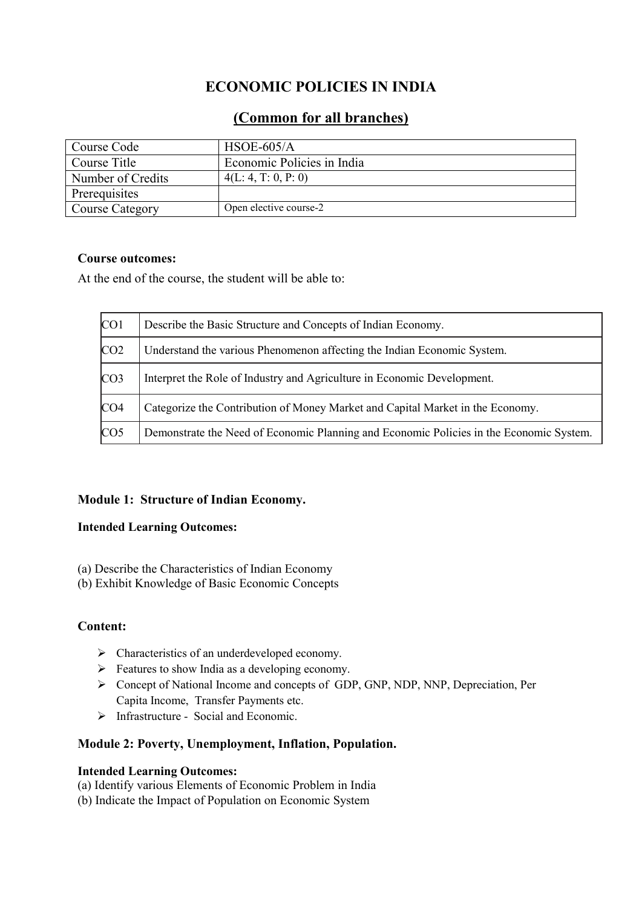# ECONOMIC POLICIES IN INDIA

## (Common for all branches)

| Course Code | HSOE-605/A |
|---|---|
| Course Title | Economic Policies in India |
| Number of Credits | 4(L: 4, T: 0, P: 0) |
| Prerequisites | |
| Course Category | Open elective course-2 |

**Course outcomes:**

At the end of the course, the student will be able to:

| CO1 | Describe the Basic Structure and Concepts of Indian Economy. |
|---|---|
| CO2 | Understand the various Phenomenon affecting the Indian Economic System. |
| CO3 | Interpret the Role of Industry and Agriculture in Economic Development. |
| CO4 | Categorize the Contribution of Money Market and Capital Market in the Economy. |
| CO5 | Demonstrate the Need of Economic Planning and Economic Policies in the Economic System. |

### Module 1: Structure of Indian Economy.

**Intended Learning Outcomes:**

(a) Describe the Characteristics of Indian Economy
(b) Exhibit Knowledge of Basic Economic Concepts

**Content:**

- Characteristics of an underdeveloped economy.
- Features to show India as a developing economy.
- Concept of National Income and concepts of GDP, GNP, NDP, NNP, Depreciation, Per Capita Income, Transfer Payments etc.
- Infrastructure - Social and Economic.

### Module 2: Poverty, Unemployment, Inflation, Population.

**Intended Learning Outcomes:**

(a) Identify various Elements of Economic Problem in India
(b) Indicate the Impact of Population on Economic System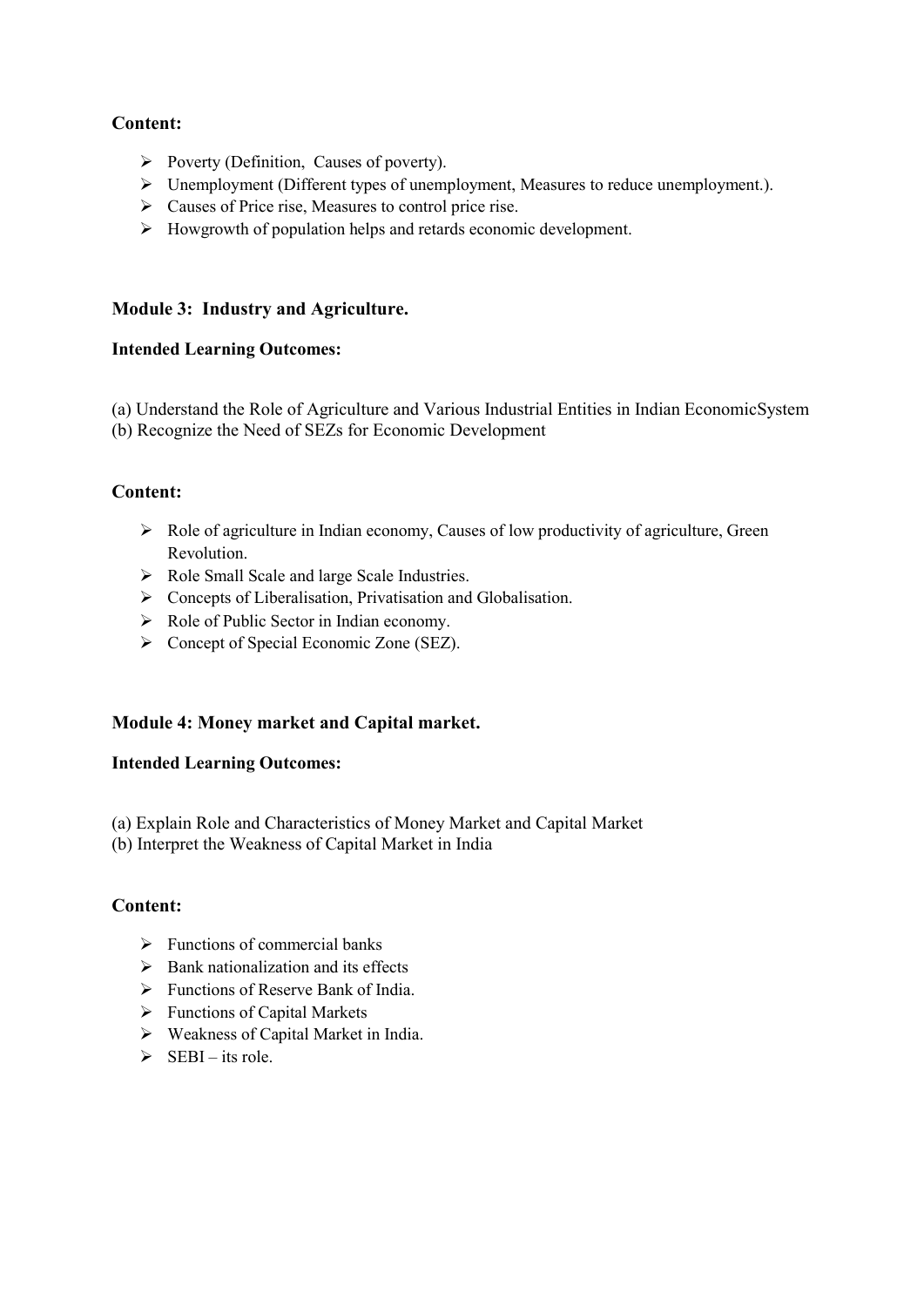**Content:**

- Poverty (Definition, Causes of poverty).
- Unemployment (Different types of unemployment, Measures to reduce unemployment.).
- Causes of Price rise, Measures to control price rise.
- Howgrowth of population helps and retards economic development.

### Module 3: Industry and Agriculture.

**Intended Learning Outcomes:**

(a) Understand the Role of Agriculture and Various Industrial Entities in Indian EconomicSystem
(b) Recognize the Need of SEZs for Economic Development

**Content:**

- Role of agriculture in Indian economy, Causes of low productivity of agriculture, Green Revolution.
- Role Small Scale and large Scale Industries.
- Concepts of Liberalisation, Privatisation and Globalisation.
- Role of Public Sector in Indian economy.
- Concept of Special Economic Zone (SEZ).

### Module 4: Money market and Capital market.

**Intended Learning Outcomes:**

(a) Explain Role and Characteristics of Money Market and Capital Market
(b) Interpret the Weakness of Capital Market in India

**Content:**

- Functions of commercial banks
- Bank nationalization and its effects
- Functions of Reserve Bank of India.
- Functions of Capital Markets
- Weakness of Capital Market in India.
- SEBI – its role.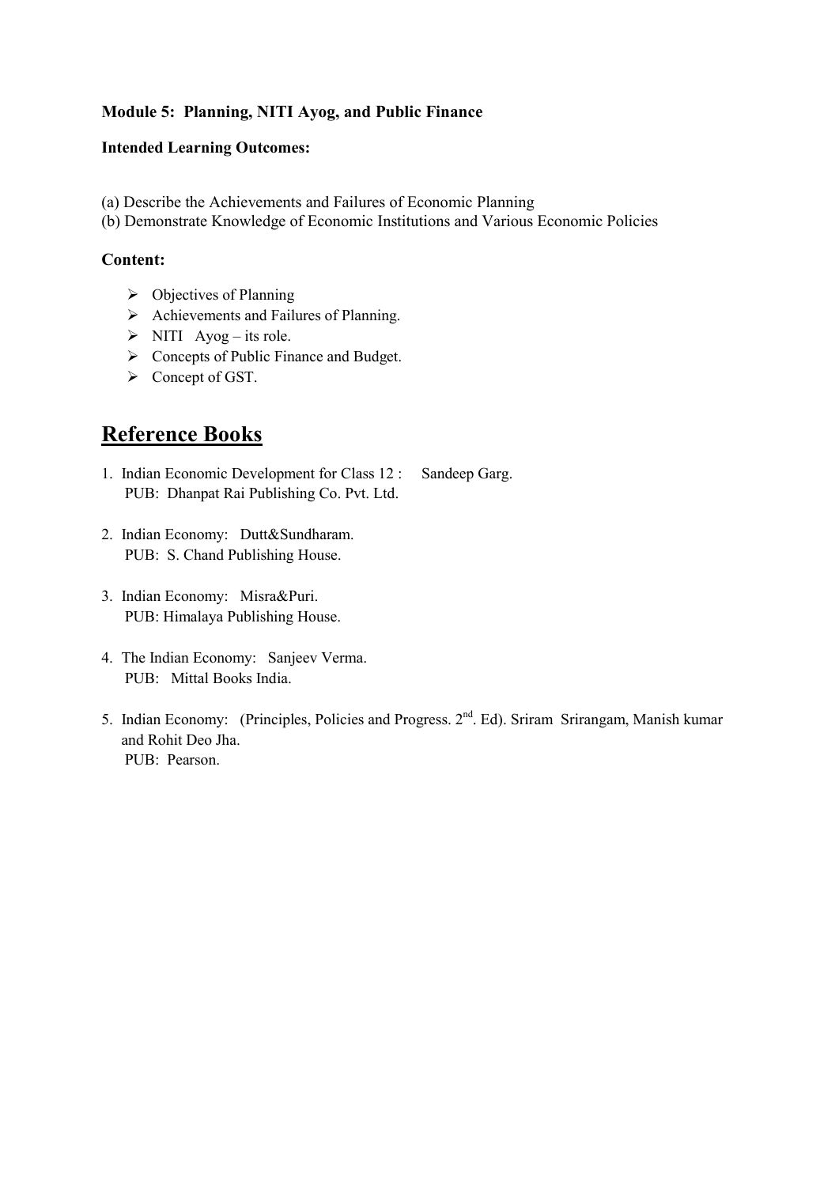**Module 5: Planning, NITI Ayog, and Public Finance**

**Intended Learning Outcomes:**

(a) Describe the Achievements and Failures of Economic Planning
(b) Demonstrate Knowledge of Economic Institutions and Various Economic Policies

**Content:**

- Objectives of Planning
- Achievements and Failures of Planning.
- NITI Ayog – its role.
- Concepts of Public Finance and Budget.
- Concept of GST.

## Reference Books

1. Indian Economic Development for Class 12 : Sandeep Garg.
   PUB: Dhanpat Rai Publishing Co. Pvt. Ltd.

2. Indian Economy: Dutt&Sundharam.
   PUB: S. Chand Publishing House.

3. Indian Economy: Misra&Puri.
   PUB: Himalaya Publishing House.

4. The Indian Economy: Sanjeev Verma.
   PUB: Mittal Books India.

5. Indian Economy: (Principles, Policies and Progress. 2nd. Ed). Sriram Srirangam, Manish kumar and Rohit Deo Jha.
   PUB: Pearson.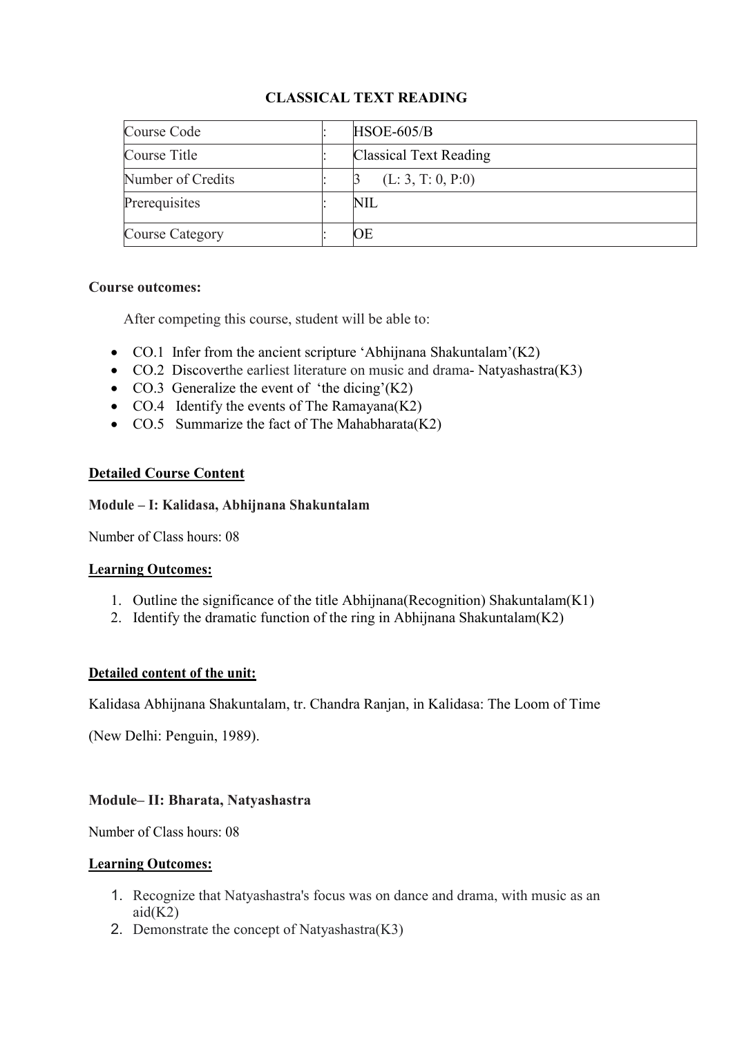## CLASSICAL TEXT READING

| Course Code | : | HSOE-605/B |
|---|---|---|
| Course Title | : | Classical Text Reading |
| Number of Credits | : | 3 (L: 3, T: 0, P:0) |
| Prerequisites | : | NIL |
| Course Category | : | OE |

**Course outcomes:**

After competing this course, student will be able to:

- CO.1 Infer from the ancient scripture 'Abhijnana Shakuntalam'(K2)
- CO.2 Discoverthe earliest literature on music and drama- Natyashastra(K3)
- CO.3 Generalize the event of 'the dicing'(K2)
- CO.4 Identify the events of The Ramayana(K2)
- CO.5 Summarize the fact of The Mahabharata(K2)

**Detailed Course Content**

**Module – I: Kalidasa, Abhijnana Shakuntalam**

Number of Class hours: 08

**Learning Outcomes:**

1. Outline the significance of the title Abhijnana(Recognition) Shakuntalam(K1)
2. Identify the dramatic function of the ring in Abhijnana Shakuntalam(K2)

**Detailed content of the unit:**

Kalidasa Abhijnana Shakuntalam, tr. Chandra Ranjan, in Kalidasa: The Loom of Time

(New Delhi: Penguin, 1989).

**Module– II: Bharata, Natyashastra**

Number of Class hours: 08

**Learning Outcomes:**

1. Recognize that Natyashastra's focus was on dance and drama, with music as an aid(K2)
2. Demonstrate the concept of Natyashastra(K3)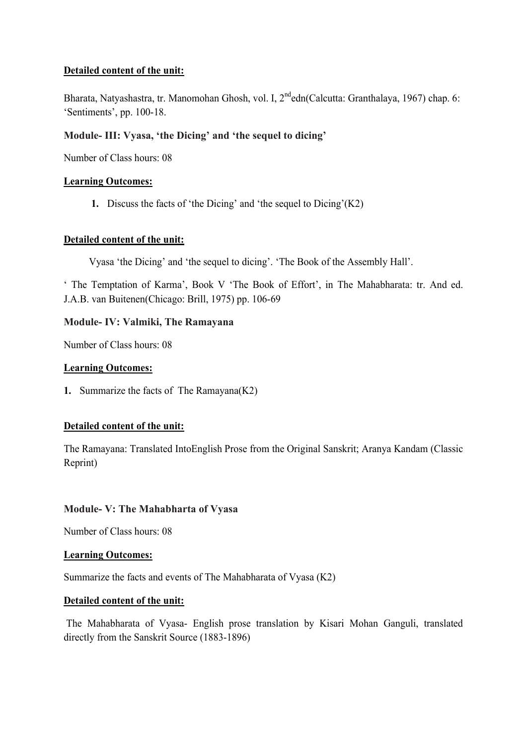**Detailed content of the unit:**

Bharata, Natyashastra, tr. Manomohan Ghosh, vol. I, 2ndedn(Calcutta: Granthalaya, 1967) chap. 6: 'Sentiments', pp. 100-18.

### Module- III: Vyasa, 'the Dicing' and 'the sequel to dicing'

Number of Class hours: 08

**Learning Outcomes:**

1. Discuss the facts of 'the Dicing' and 'the sequel to Dicing'(K2)

**Detailed content of the unit:**

Vyasa 'the Dicing' and 'the sequel to dicing'. 'The Book of the Assembly Hall'.

' The Temptation of Karma', Book V 'The Book of Effort', in The Mahabharata: tr. And ed. J.A.B. van Buitenen(Chicago: Brill, 1975) pp. 106-69

### Module- IV: Valmiki, The Ramayana

Number of Class hours: 08

**Learning Outcomes:**

1. Summarize the facts of The Ramayana(K2)

**Detailed content of the unit:**

The Ramayana: Translated IntoEnglish Prose from the Original Sanskrit; Aranya Kandam (Classic Reprint)

### Module- V: The Mahabharta of Vyasa

Number of Class hours: 08

**Learning Outcomes:**

Summarize the facts and events of The Mahabharata of Vyasa (K2)

**Detailed content of the unit:**

The Mahabharata of Vyasa- English prose translation by Kisari Mohan Ganguli, translated directly from the Sanskrit Source (1883-1896)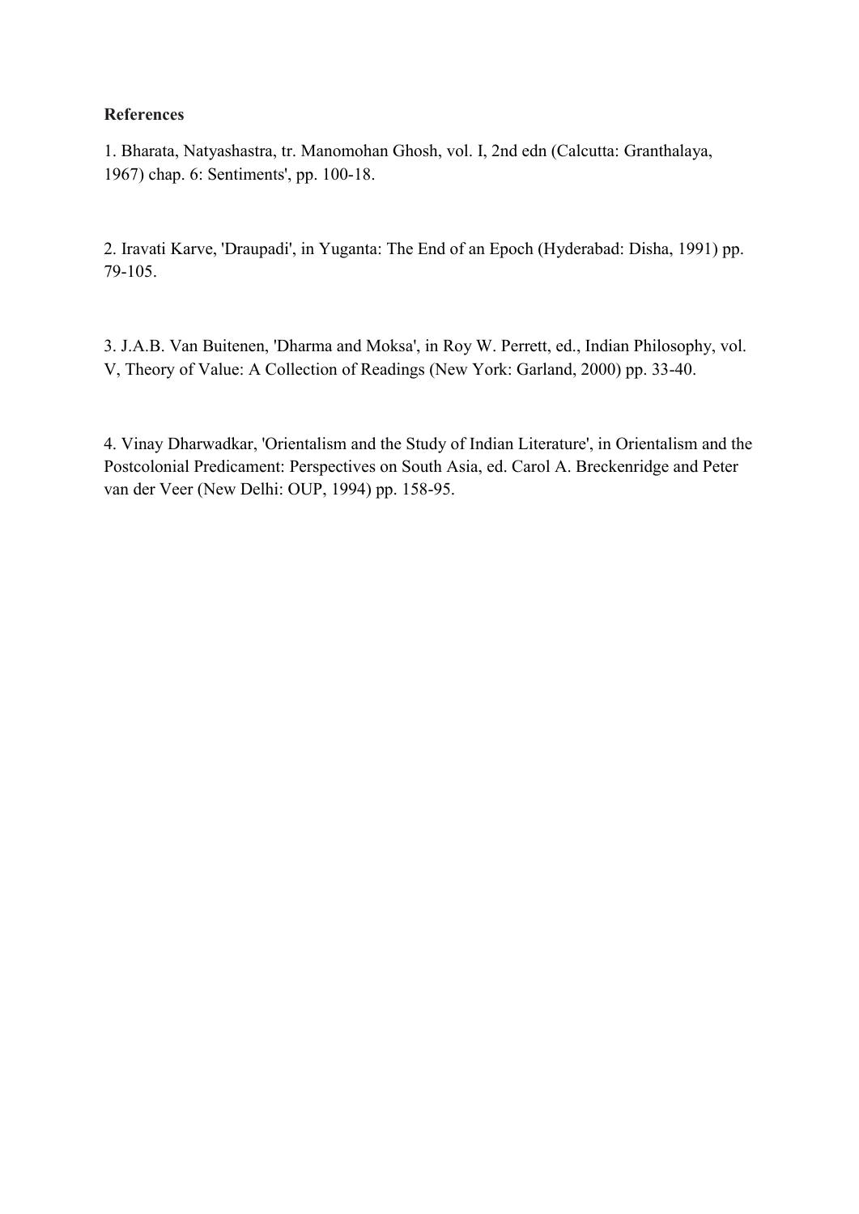**References**

1. Bharata, Natyashastra, tr. Manomohan Ghosh, vol. I, 2nd edn (Calcutta: Granthalaya, 1967) chap. 6: Sentiments', pp. 100-18.

2. Iravati Karve, 'Draupadi', in Yuganta: The End of an Epoch (Hyderabad: Disha, 1991) pp. 79-105.

3. J.A.B. Van Buitenen, 'Dharma and Moksa', in Roy W. Perrett, ed., Indian Philosophy, vol. V, Theory of Value: A Collection of Readings (New York: Garland, 2000) pp. 33-40.

4. Vinay Dharwadkar, 'Orientalism and the Study of Indian Literature', in Orientalism and the Postcolonial Predicament: Perspectives on South Asia, ed. Carol A. Breckenridge and Peter van der Veer (New Delhi: OUP, 1994) pp. 158-95.